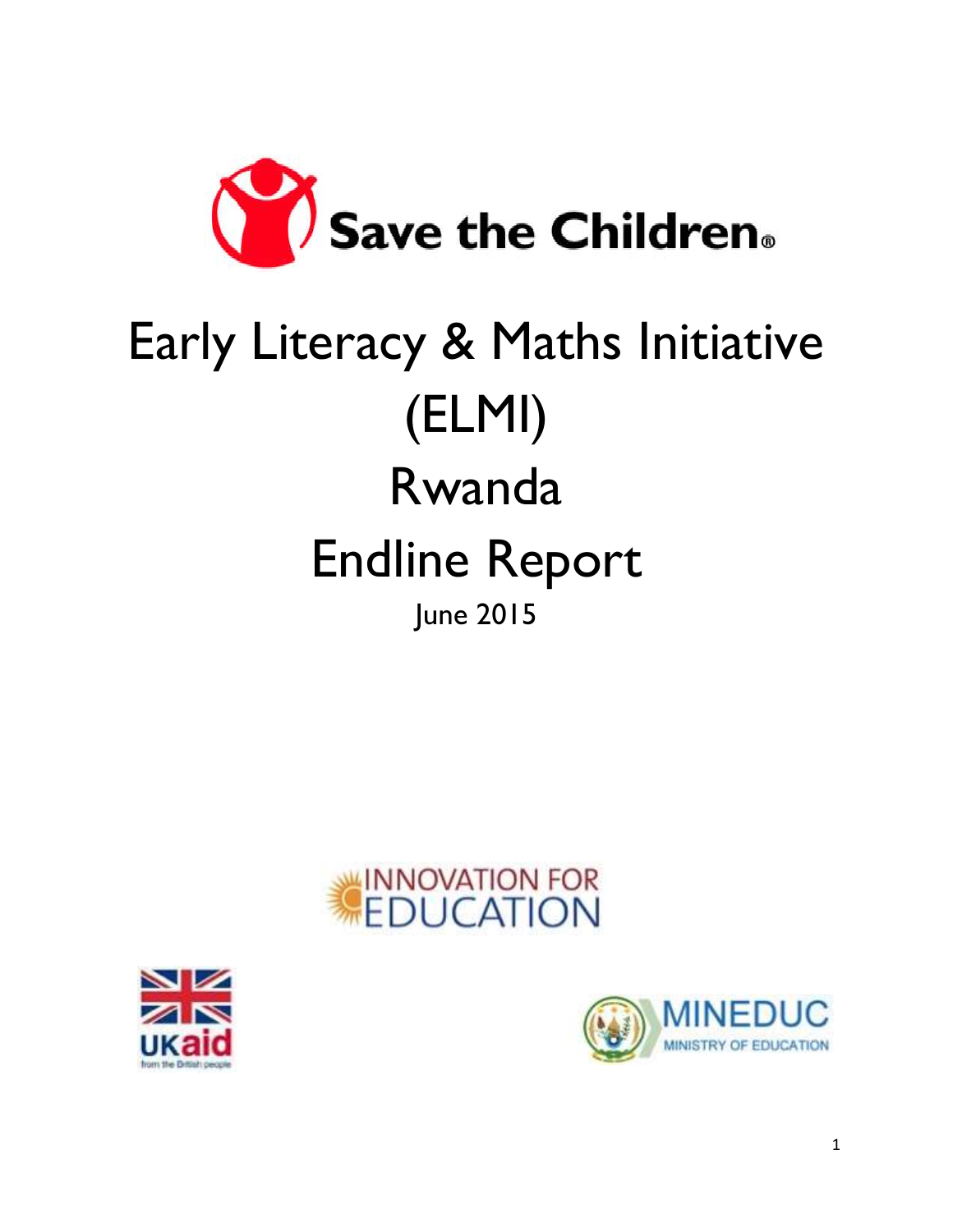Save the Children

# Early Literacy & Maths Initiative (ELMI)

# Rwanda

# Endline Report

June 2015

INNOVATION FOR EDUCATION

UKaid from the British people

MINEDUC MINISTRY OF EDUCATION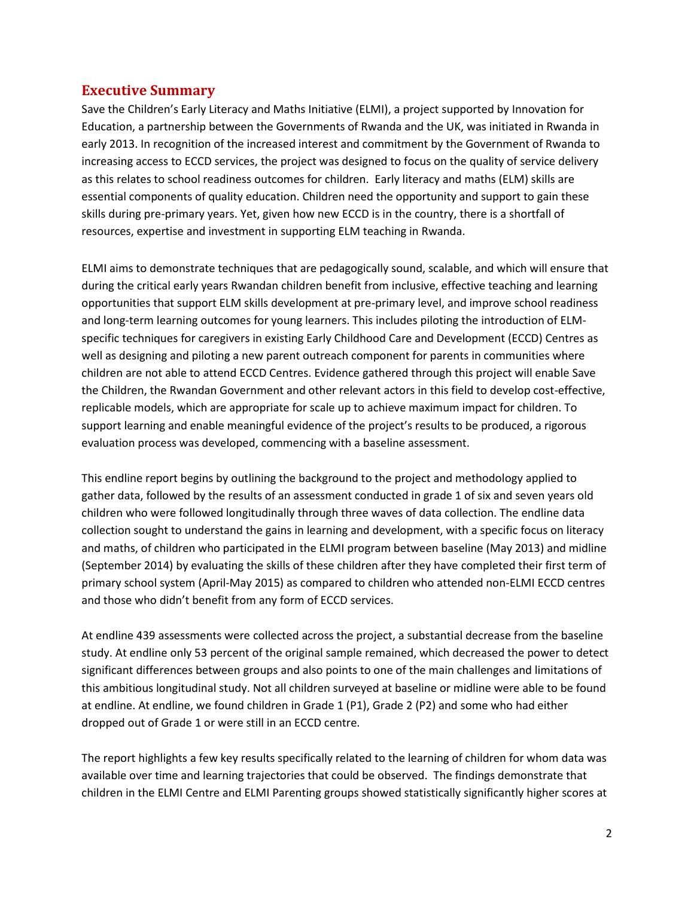## Executive Summary

Save the Children's Early Literacy and Maths Initiative (ELMI), a project supported by Innovation for Education, a partnership between the Governments of Rwanda and the UK, was initiated in Rwanda in early 2013. In recognition of the increased interest and commitment by the Government of Rwanda to increasing access to ECCD services, the project was designed to focus on the quality of service delivery as this relates to school readiness outcomes for children. Early literacy and maths (ELM) skills are essential components of quality education. Children need the opportunity and support to gain these skills during pre-primary years. Yet, given how new ECCD is in the country, there is a shortfall of resources, expertise and investment in supporting ELM teaching in Rwanda.

ELMI aims to demonstrate techniques that are pedagogically sound, scalable, and which will ensure that during the critical early years Rwandan children benefit from inclusive, effective teaching and learning opportunities that support ELM skills development at pre-primary level, and improve school readiness and long-term learning outcomes for young learners. This includes piloting the introduction of ELM-specific techniques for caregivers in existing Early Childhood Care and Development (ECCD) Centres as well as designing and piloting a new parent outreach component for parents in communities where children are not able to attend ECCD Centres. Evidence gathered through this project will enable Save the Children, the Rwandan Government and other relevant actors in this field to develop cost-effective, replicable models, which are appropriate for scale up to achieve maximum impact for children. To support learning and enable meaningful evidence of the project's results to be produced, a rigorous evaluation process was developed, commencing with a baseline assessment.

This endline report begins by outlining the background to the project and methodology applied to gather data, followed by the results of an assessment conducted in grade 1 of six and seven years old children who were followed longitudinally through three waves of data collection. The endline data collection sought to understand the gains in learning and development, with a specific focus on literacy and maths, of children who participated in the ELMI program between baseline (May 2013) and midline (September 2014) by evaluating the skills of these children after they have completed their first term of primary school system (April-May 2015) as compared to children who attended non-ELMI ECCD centres and those who didn't benefit from any form of ECCD services.

At endline 439 assessments were collected across the project, a substantial decrease from the baseline study. At endline only 53 percent of the original sample remained, which decreased the power to detect significant differences between groups and also points to one of the main challenges and limitations of this ambitious longitudinal study. Not all children surveyed at baseline or midline were able to be found at endline. At endline, we found children in Grade 1 (P1), Grade 2 (P2) and some who had either dropped out of Grade 1 or were still in an ECCD centre.

The report highlights a few key results specifically related to the learning of children for whom data was available over time and learning trajectories that could be observed. The findings demonstrate that children in the ELMI Centre and ELMI Parenting groups showed statistically significantly higher scores at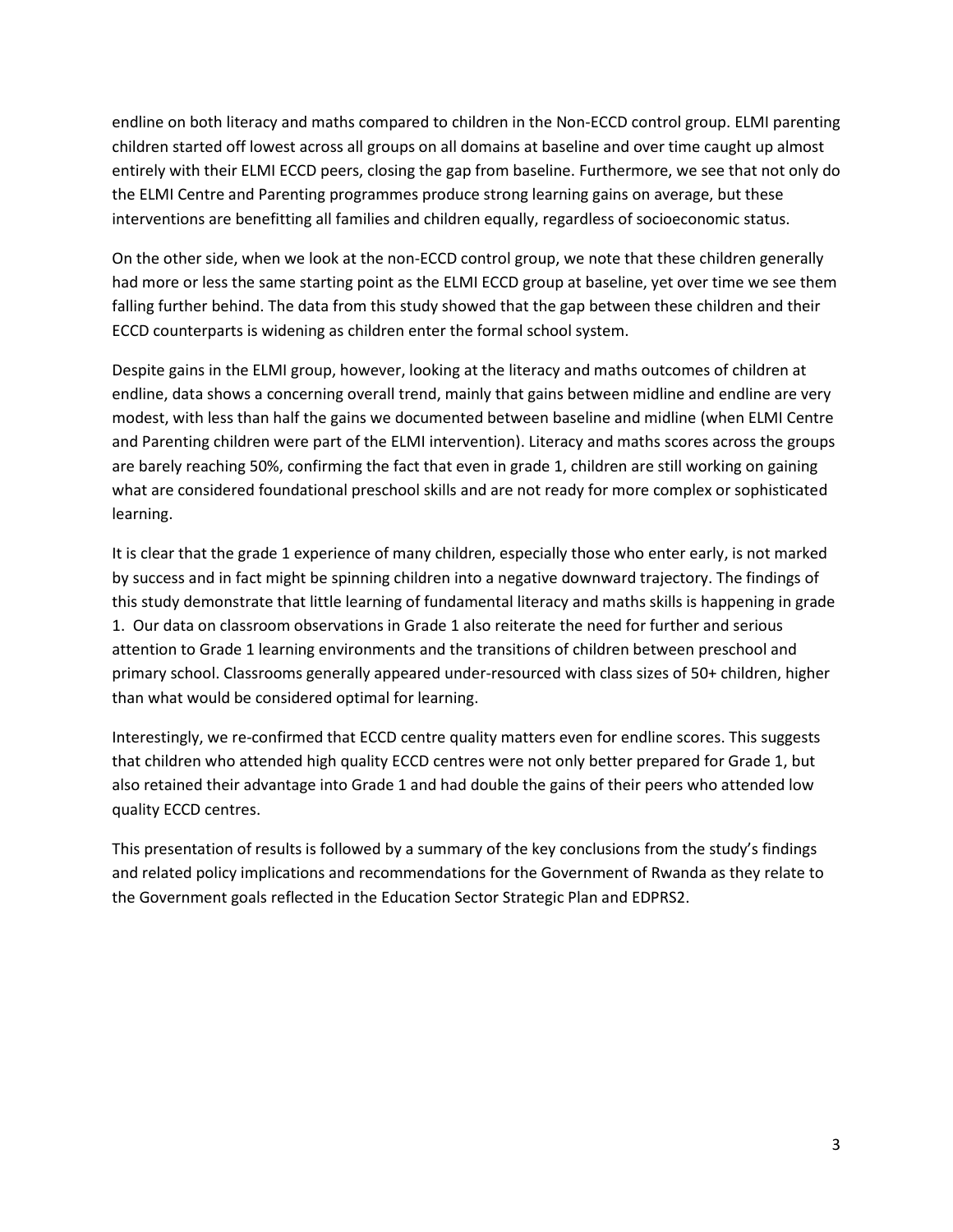endline on both literacy and maths compared to children in the Non-ECCD control group. ELMI parenting children started off lowest across all groups on all domains at baseline and over time caught up almost entirely with their ELMI ECCD peers, closing the gap from baseline. Furthermore, we see that not only do the ELMI Centre and Parenting programmes produce strong learning gains on average, but these interventions are benefitting all families and children equally, regardless of socioeconomic status.

On the other side, when we look at the non-ECCD control group, we note that these children generally had more or less the same starting point as the ELMI ECCD group at baseline, yet over time we see them falling further behind. The data from this study showed that the gap between these children and their ECCD counterparts is widening as children enter the formal school system.

Despite gains in the ELMI group, however, looking at the literacy and maths outcomes of children at endline, data shows a concerning overall trend, mainly that gains between midline and endline are very modest, with less than half the gains we documented between baseline and midline (when ELMI Centre and Parenting children were part of the ELMI intervention). Literacy and maths scores across the groups are barely reaching 50%, confirming the fact that even in grade 1, children are still working on gaining what are considered foundational preschool skills and are not ready for more complex or sophisticated learning.

It is clear that the grade 1 experience of many children, especially those who enter early, is not marked by success and in fact might be spinning children into a negative downward trajectory. The findings of this study demonstrate that little learning of fundamental literacy and maths skills is happening in grade 1. Our data on classroom observations in Grade 1 also reiterate the need for further and serious attention to Grade 1 learning environments and the transitions of children between preschool and primary school. Classrooms generally appeared under-resourced with class sizes of 50+ children, higher than what would be considered optimal for learning.

Interestingly, we re-confirmed that ECCD centre quality matters even for endline scores. This suggests that children who attended high quality ECCD centres were not only better prepared for Grade 1, but also retained their advantage into Grade 1 and had double the gains of their peers who attended low quality ECCD centres.

This presentation of results is followed by a summary of the key conclusions from the study's findings and related policy implications and recommendations for the Government of Rwanda as they relate to the Government goals reflected in the Education Sector Strategic Plan and EDPRS2.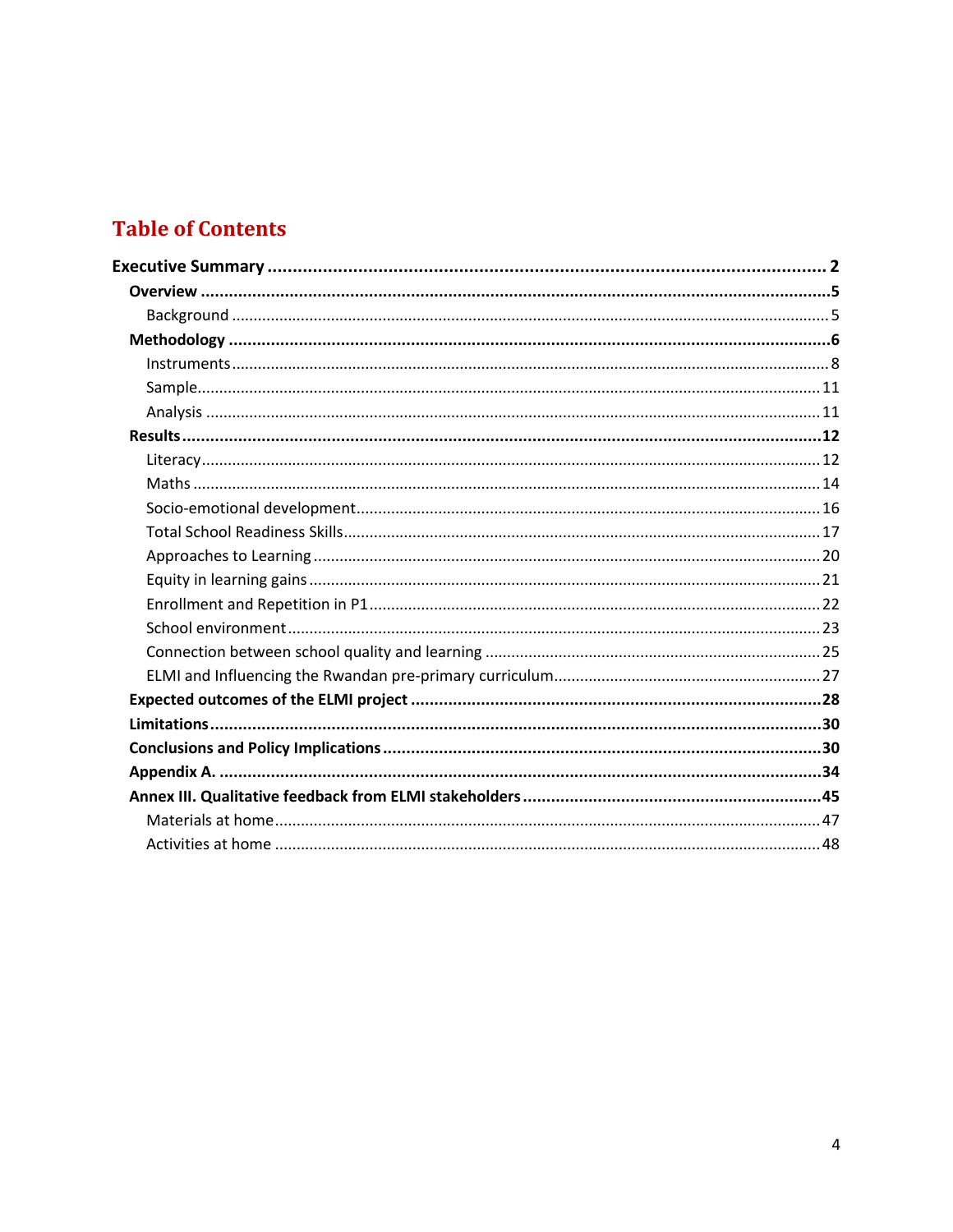# Table of Contents

**Executive Summary** .................................................. **2**

- **Overview** .................................................. **5**
  - Background .................................................. 5
- **Methodology** .................................................. **6**
  - Instruments .................................................. 8
  - Sample .................................................. 11
  - Analysis .................................................. 11
- **Results** .................................................. **12**
  - Literacy .................................................. 12
  - Maths .................................................. 14
  - Socio-emotional development .................................................. 16
  - Total School Readiness Skills .................................................. 17
  - Approaches to Learning .................................................. 20
  - Equity in learning gains .................................................. 21
  - Enrollment and Repetition in P1 .................................................. 22
  - School environment .................................................. 23
  - Connection between school quality and learning .................................................. 25
  - ELMI and Influencing the Rwandan pre-primary curriculum .................................................. 27
- **Expected outcomes of the ELMI project** .................................................. **28**
- **Limitations** .................................................. **30**
- **Conclusions and Policy Implications** .................................................. **30**
- **Appendix A.** .................................................. **34**
- **Annex III. Qualitative feedback from ELMI stakeholders** .................................................. **45**
  - Materials at home .................................................. 47
  - Activities at home .................................................. 48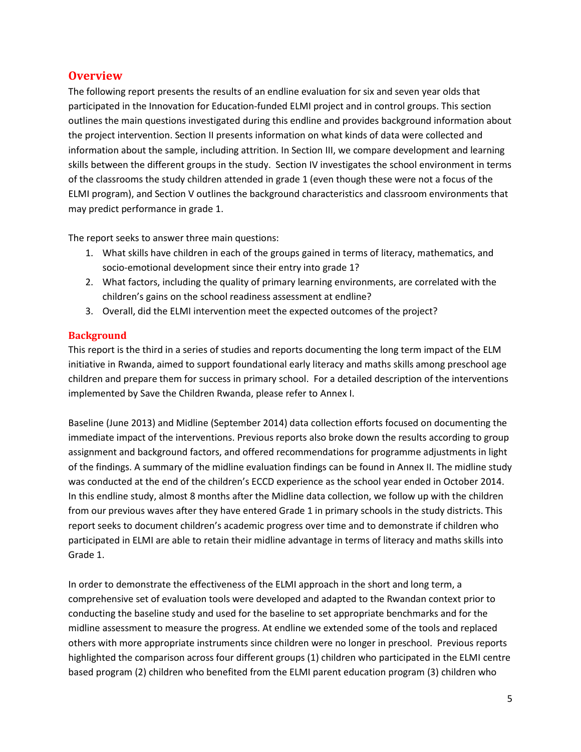## Overview

The following report presents the results of an endline evaluation for six and seven year olds that participated in the Innovation for Education-funded ELMI project and in control groups. This section outlines the main questions investigated during this endline and provides background information about the project intervention. Section II presents information on what kinds of data were collected and information about the sample, including attrition. In Section III, we compare development and learning skills between the different groups in the study. Section IV investigates the school environment in terms of the classrooms the study children attended in grade 1 (even though these were not a focus of the ELMI program), and Section V outlines the background characteristics and classroom environments that may predict performance in grade 1.

The report seeks to answer three main questions:

1. What skills have children in each of the groups gained in terms of literacy, mathematics, and socio-emotional development since their entry into grade 1?
2. What factors, including the quality of primary learning environments, are correlated with the children's gains on the school readiness assessment at endline?
3. Overall, did the ELMI intervention meet the expected outcomes of the project?

### Background

This report is the third in a series of studies and reports documenting the long term impact of the ELM initiative in Rwanda, aimed to support foundational early literacy and maths skills among preschool age children and prepare them for success in primary school. For a detailed description of the interventions implemented by Save the Children Rwanda, please refer to Annex I.

Baseline (June 2013) and Midline (September 2014) data collection efforts focused on documenting the immediate impact of the interventions. Previous reports also broke down the results according to group assignment and background factors, and offered recommendations for programme adjustments in light of the findings. A summary of the midline evaluation findings can be found in Annex II. The midline study was conducted at the end of the children's ECCD experience as the school year ended in October 2014. In this endline study, almost 8 months after the Midline data collection, we follow up with the children from our previous waves after they have entered Grade 1 in primary schools in the study districts. This report seeks to document children's academic progress over time and to demonstrate if children who participated in ELMI are able to retain their midline advantage in terms of literacy and maths skills into Grade 1.

In order to demonstrate the effectiveness of the ELMI approach in the short and long term, a comprehensive set of evaluation tools were developed and adapted to the Rwandan context prior to conducting the baseline study and used for the baseline to set appropriate benchmarks and for the midline assessment to measure the progress. At endline we extended some of the tools and replaced others with more appropriate instruments since children were no longer in preschool. Previous reports highlighted the comparison across four different groups (1) children who participated in the ELMI centre based program (2) children who benefited from the ELMI parent education program (3) children who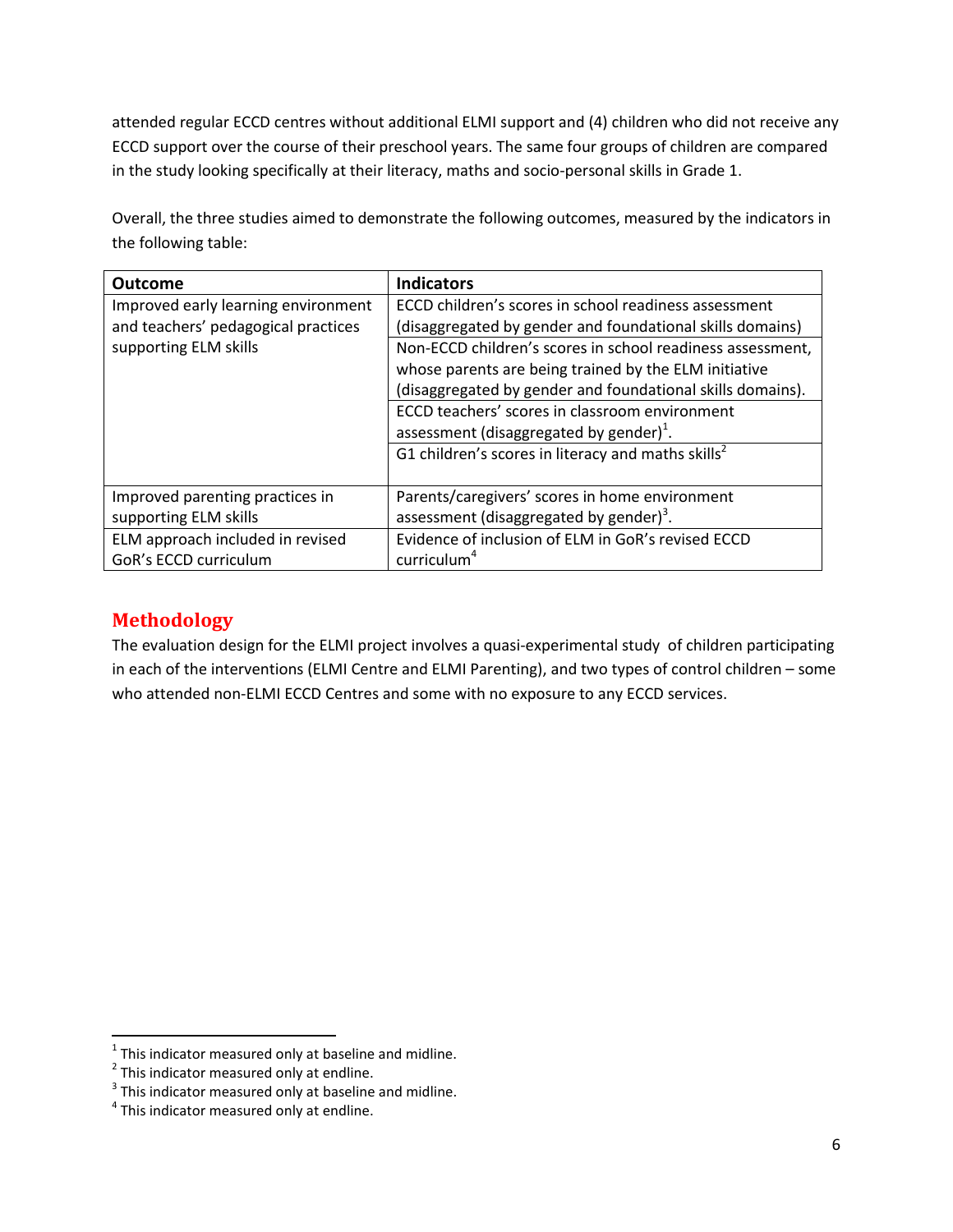attended regular ECCD centres without additional ELMI support and (4) children who did not receive any ECCD support over the course of their preschool years. The same four groups of children are compared in the study looking specifically at their literacy, maths and socio-personal skills in Grade 1.

Overall, the three studies aimed to demonstrate the following outcomes, measured by the indicators in the following table:

| Outcome | Indicators |
| --- | --- |
| Improved early learning environment and teachers' pedagogical practices supporting ELM skills | ECCD children's scores in school readiness assessment (disaggregated by gender and foundational skills domains) |
| | Non-ECCD children's scores in school readiness assessment, whose parents are being trained by the ELM initiative (disaggregated by gender and foundational skills domains). |
| | ECCD teachers' scores in classroom environment assessment (disaggregated by gender)[1]. |
| | G1 children's scores in literacy and maths skills[2] |
| Improved parenting practices in supporting ELM skills | Parents/caregivers' scores in home environment assessment (disaggregated by gender)[3]. |
| ELM approach included in revised GoR's ECCD curriculum | Evidence of inclusion of ELM in GoR's revised ECCD curriculum[4] |

## Methodology

The evaluation design for the ELMI project involves a quasi-experimental study of children participating in each of the interventions (ELMI Centre and ELMI Parenting), and two types of control children – some who attended non-ELMI ECCD Centres and some with no exposure to any ECCD services.

---

[1] This indicator measured only at baseline and midline.

[2] This indicator measured only at endline.

[3] This indicator measured only at baseline and midline.

[4] This indicator measured only at endline.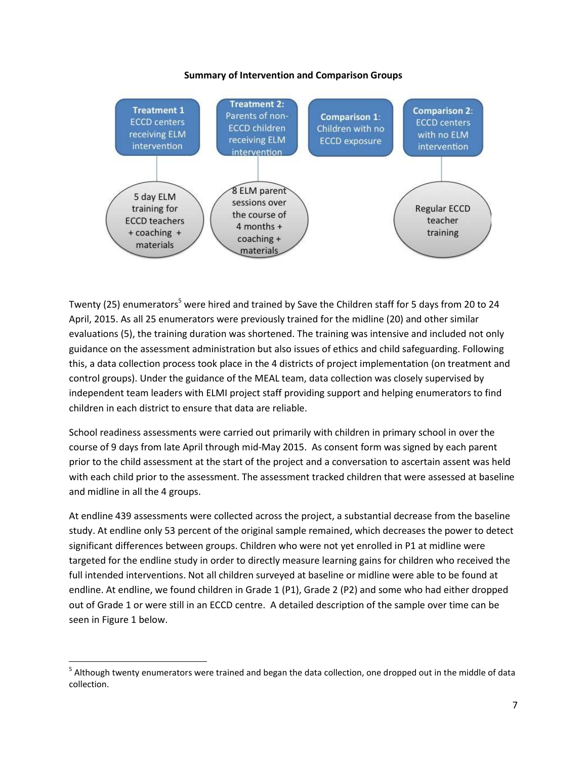**Summary of Intervention and Comparison Groups**

| **Treatment 1** ECCD centers receiving ELM intervention | **Treatment 2:** Parents of non-ECCD children receiving ELM intervention | **Comparison 1**: Children with no ECCD exposure | **Comparison 2**: ECCD centers with no ELM intervention |
| --- | --- | --- | --- |
| 5 day ELM training for ECCD teachers + coaching + materials | 8 ELM parent sessions over the course of 4 months + coaching + materials | | Regular ECCD teacher training |

Twenty (25) enumerators[5] were hired and trained by Save the Children staff for 5 days from 20 to 24 April, 2015. As all 25 enumerators were previously trained for the midline (20) and other similar evaluations (5), the training duration was shortened. The training was intensive and included not only guidance on the assessment administration but also issues of ethics and child safeguarding. Following this, a data collection process took place in the 4 districts of project implementation (on treatment and control groups). Under the guidance of the MEAL team, data collection was closely supervised by independent team leaders with ELMI project staff providing support and helping enumerators to find children in each district to ensure that data are reliable.

School readiness assessments were carried out primarily with children in primary school in over the course of 9 days from late April through mid-May 2015. As consent form was signed by each parent prior to the child assessment at the start of the project and a conversation to ascertain assent was held with each child prior to the assessment. The assessment tracked children that were assessed at baseline and midline in all the 4 groups.

At endline 439 assessments were collected across the project, a substantial decrease from the baseline study. At endline only 53 percent of the original sample remained, which decreases the power to detect significant differences between groups. Children who were not yet enrolled in P1 at midline were targeted for the endline study in order to directly measure learning gains for children who received the full intended interventions. Not all children surveyed at baseline or midline were able to be found at endline. At endline, we found children in Grade 1 (P1), Grade 2 (P2) and some who had either dropped out of Grade 1 or were still in an ECCD centre. A detailed description of the sample over time can be seen in Figure 1 below.

---

[5] Although twenty enumerators were trained and began the data collection, one dropped out in the middle of data collection.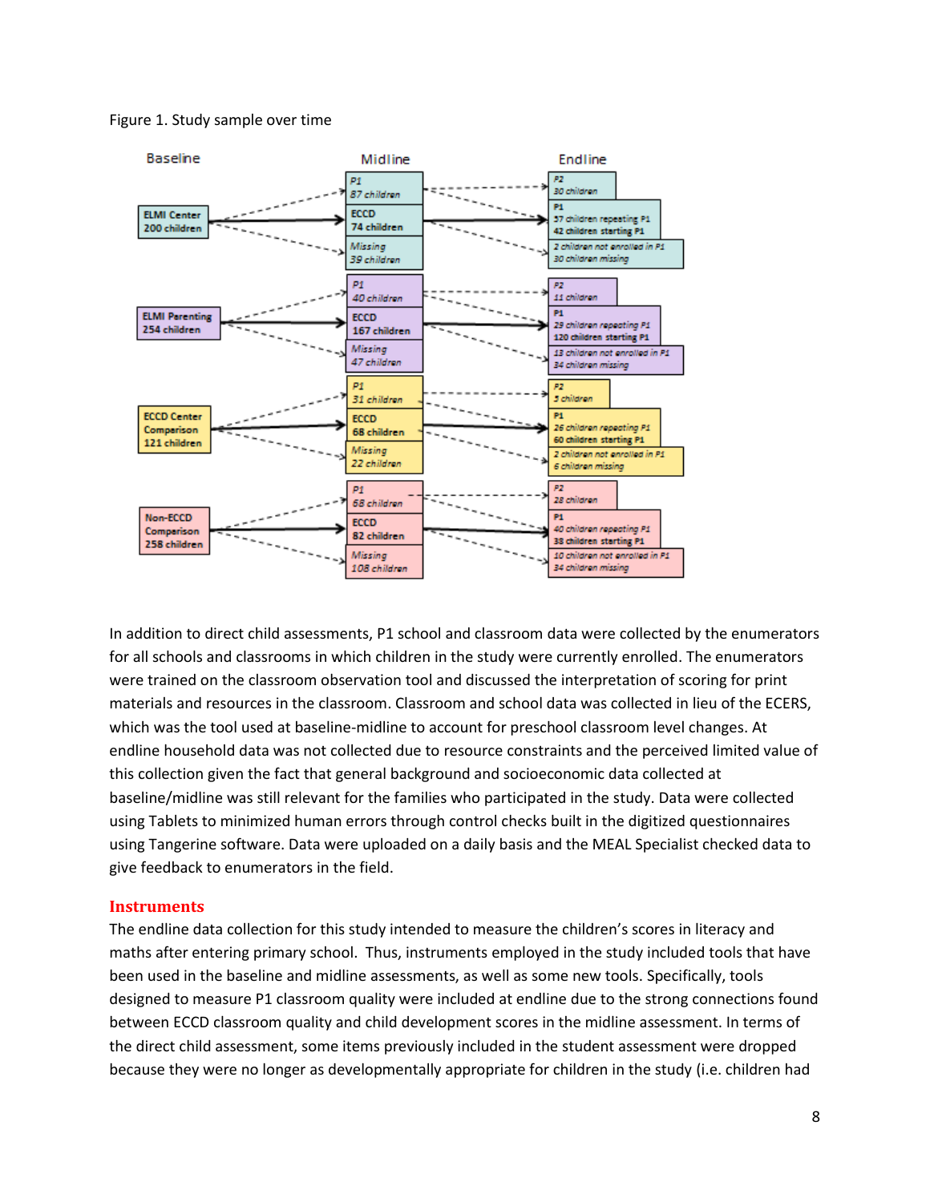Figure 1. Study sample over time

| Baseline | Midline | Endline |
| --- | --- | --- |
| ELMI Center 200 children | P1 87 children | P2 30 children |
| | ECCD 74 children | P1 57 children repeating P1, 42 children starting P1 |
| | Missing 39 children | 2 children not enrolled in P1, 30 children missing |
| ELMI Parenting 254 children | P1 40 children | P2 11 children |
| | ECCD 167 children | P1 29 children repeating P1, 120 children starting P1 |
| | Missing 47 children | 13 children not enrolled in P1, 34 children missing |
| ECCD Center Comparison 121 children | P1 31 children | P2 5 children |
| | ECCD 68 children | P1 26 children repeating P1, 60 children starting P1 |
| | Missing 22 children | 2 children not enrolled in P1, 6 children missing |
| Non-ECCD Comparison 258 children | P1 68 children | P2 28 children |
| | ECCD 82 children | P1 40 children repeating P1, 38 children starting P1 |
| | Missing 108 children | 10 children not enrolled in P1, 34 children missing |

In addition to direct child assessments, P1 school and classroom data were collected by the enumerators for all schools and classrooms in which children in the study were currently enrolled. The enumerators were trained on the classroom observation tool and discussed the interpretation of scoring for print materials and resources in the classroom. Classroom and school data was collected in lieu of the ECERS, which was the tool used at baseline-midline to account for preschool classroom level changes. At endline household data was not collected due to resource constraints and the perceived limited value of this collection given the fact that general background and socioeconomic data collected at baseline/midline was still relevant for the families who participated in the study. Data were collected using Tablets to minimized human errors through control checks built in the digitized questionnaires using Tangerine software. Data were uploaded on a daily basis and the MEAL Specialist checked data to give feedback to enumerators in the field.

## Instruments

The endline data collection for this study intended to measure the children's scores in literacy and maths after entering primary school. Thus, instruments employed in the study included tools that have been used in the baseline and midline assessments, as well as some new tools. Specifically, tools designed to measure P1 classroom quality were included at endline due to the strong connections found between ECCD classroom quality and child development scores in the midline assessment. In terms of the direct child assessment, some items previously included in the student assessment were dropped because they were no longer as developmentally appropriate for children in the study (i.e. children had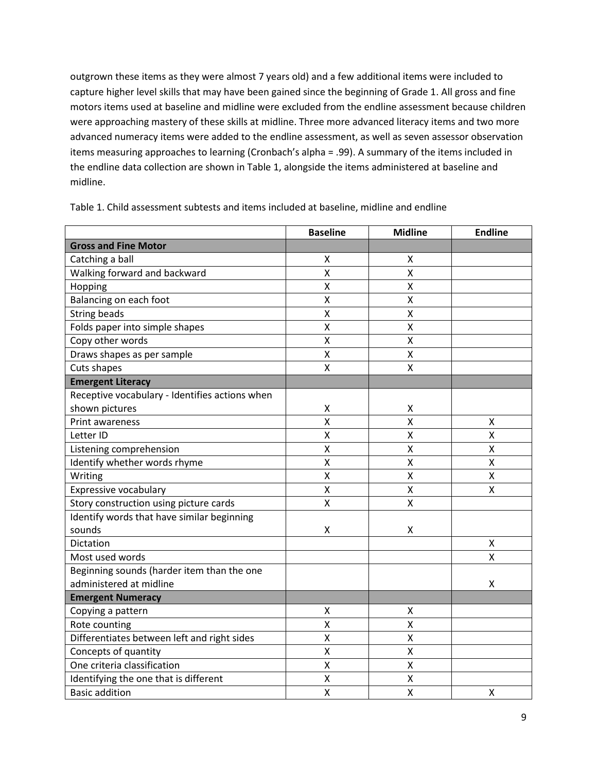outgrown these items as they were almost 7 years old) and a few additional items were included to capture higher level skills that may have been gained since the beginning of Grade 1. All gross and fine motors items used at baseline and midline were excluded from the endline assessment because children were approaching mastery of these skills at midline. Three more advanced literacy items and two more advanced numeracy items were added to the endline assessment, as well as seven assessor observation items measuring approaches to learning (Cronbach's alpha = .99). A summary of the items included in the endline data collection are shown in Table 1, alongside the items administered at baseline and midline.

Table 1. Child assessment subtests and items included at baseline, midline and endline

| | Baseline | Midline | Endline |
|---|---|---|---|
| **Gross and Fine Motor** | | | |
| Catching a ball | X | X | |
| Walking forward and backward | X | X | |
| Hopping | X | X | |
| Balancing on each foot | X | X | |
| String beads | X | X | |
| Folds paper into simple shapes | X | X | |
| Copy other words | X | X | |
| Draws shapes as per sample | X | X | |
| Cuts shapes | X | X | |
| **Emergent Literacy** | | | |
| Receptive vocabulary - Identifies actions when shown pictures | X | X | |
| Print awareness | X | X | X |
| Letter ID | X | X | X |
| Listening comprehension | X | X | X |
| Identify whether words rhyme | X | X | X |
| Writing | X | X | X |
| Expressive vocabulary | X | X | X |
| Story construction using picture cards | X | X | |
| Identify words that have similar beginning sounds | X | X | |
| Dictation | | | X |
| Most used words | | | X |
| Beginning sounds (harder item than the one administered at midline | | | X |
| **Emergent Numeracy** | | | |
| Copying a pattern | X | X | |
| Rote counting | X | X | |
| Differentiates between left and right sides | X | X | |
| Concepts of quantity | X | X | |
| One criteria classification | X | X | |
| Identifying the one that is different | X | X | |
| Basic addition | X | X | X |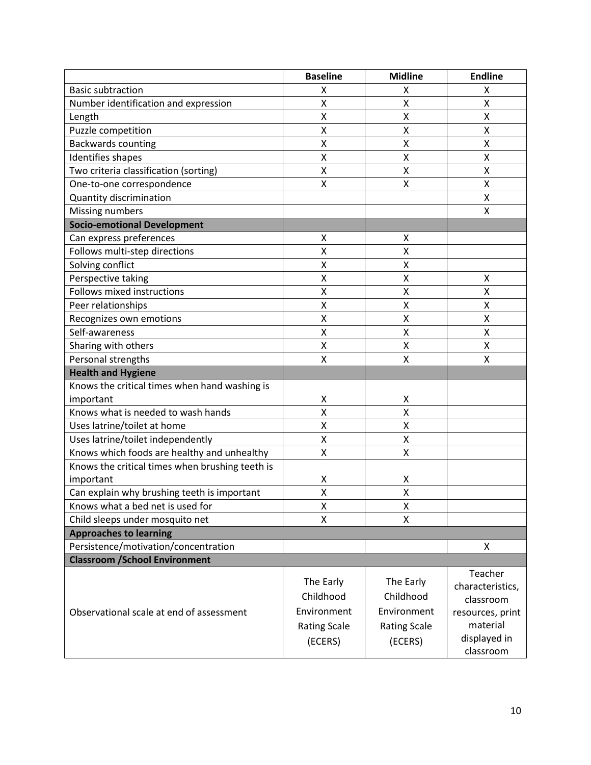| | Baseline | Midline | Endline |
|---|---|---|---|
| Basic subtraction | X | X | X |
| Number identification and expression | X | X | X |
| Length | X | X | X |
| Puzzle competition | X | X | X |
| Backwards counting | X | X | X |
| Identifies shapes | X | X | X |
| Two criteria classification (sorting) | X | X | X |
| One-to-one correspondence | X | X | X |
| Quantity discrimination | | | X |
| Missing numbers | | | X |
| **Socio-emotional Development** | | | |
| Can express preferences | X | X | |
| Follows multi-step directions | X | X | |
| Solving conflict | X | X | |
| Perspective taking | X | X | X |
| Follows mixed instructions | X | X | X |
| Peer relationships | X | X | X |
| Recognizes own emotions | X | X | X |
| Self-awareness | X | X | X |
| Sharing with others | X | X | X |
| Personal strengths | X | X | X |
| **Health and Hygiene** | | | |
| Knows the critical times when hand washing is important | X | X | |
| Knows what is needed to wash hands | X | X | |
| Uses latrine/toilet at home | X | X | |
| Uses latrine/toilet independently | X | X | |
| Knows which foods are healthy and unhealthy | X | X | |
| Knows the critical times when brushing teeth is important | X | X | |
| Can explain why brushing teeth is important | X | X | |
| Knows what a bed net is used for | X | X | |
| Child sleeps under mosquito net | X | X | |
| **Approaches to learning** | | | |
| Persistence/motivation/concentration | | | X |
| **Classroom /School Environment** | | | |
| Observational scale at end of assessment | The Early Childhood Environment Rating Scale (ECERS) | The Early Childhood Environment Rating Scale (ECERS) | Teacher characteristics, classroom resources, print material displayed in classroom |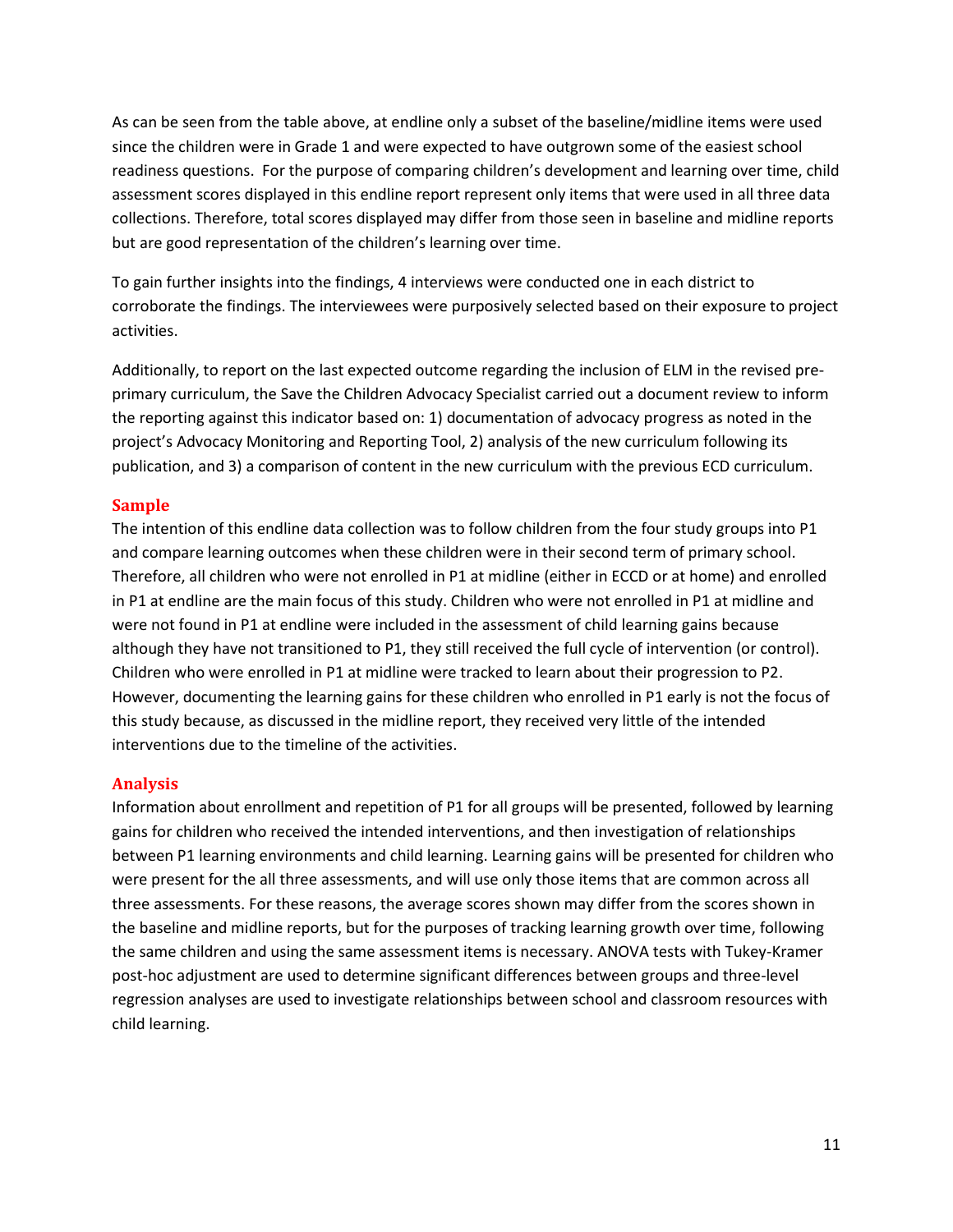As can be seen from the table above, at endline only a subset of the baseline/midline items were used since the children were in Grade 1 and were expected to have outgrown some of the easiest school readiness questions. For the purpose of comparing children's development and learning over time, child assessment scores displayed in this endline report represent only items that were used in all three data collections. Therefore, total scores displayed may differ from those seen in baseline and midline reports but are good representation of the children's learning over time.

To gain further insights into the findings, 4 interviews were conducted one in each district to corroborate the findings. The interviewees were purposively selected based on their exposure to project activities.

Additionally, to report on the last expected outcome regarding the inclusion of ELM in the revised pre-primary curriculum, the Save the Children Advocacy Specialist carried out a document review to inform the reporting against this indicator based on: 1) documentation of advocacy progress as noted in the project's Advocacy Monitoring and Reporting Tool, 2) analysis of the new curriculum following its publication, and 3) a comparison of content in the new curriculum with the previous ECD curriculum.

## Sample

The intention of this endline data collection was to follow children from the four study groups into P1 and compare learning outcomes when these children were in their second term of primary school. Therefore, all children who were not enrolled in P1 at midline (either in ECCD or at home) and enrolled in P1 at endline are the main focus of this study. Children who were not enrolled in P1 at midline and were not found in P1 at endline were included in the assessment of child learning gains because although they have not transitioned to P1, they still received the full cycle of intervention (or control). Children who were enrolled in P1 at midline were tracked to learn about their progression to P2. However, documenting the learning gains for these children who enrolled in P1 early is not the focus of this study because, as discussed in the midline report, they received very little of the intended interventions due to the timeline of the activities.

## Analysis

Information about enrollment and repetition of P1 for all groups will be presented, followed by learning gains for children who received the intended interventions, and then investigation of relationships between P1 learning environments and child learning. Learning gains will be presented for children who were present for the all three assessments, and will use only those items that are common across all three assessments. For these reasons, the average scores shown may differ from the scores shown in the baseline and midline reports, but for the purposes of tracking learning growth over time, following the same children and using the same assessment items is necessary. ANOVA tests with Tukey-Kramer post-hoc adjustment are used to determine significant differences between groups and three-level regression analyses are used to investigate relationships between school and classroom resources with child learning.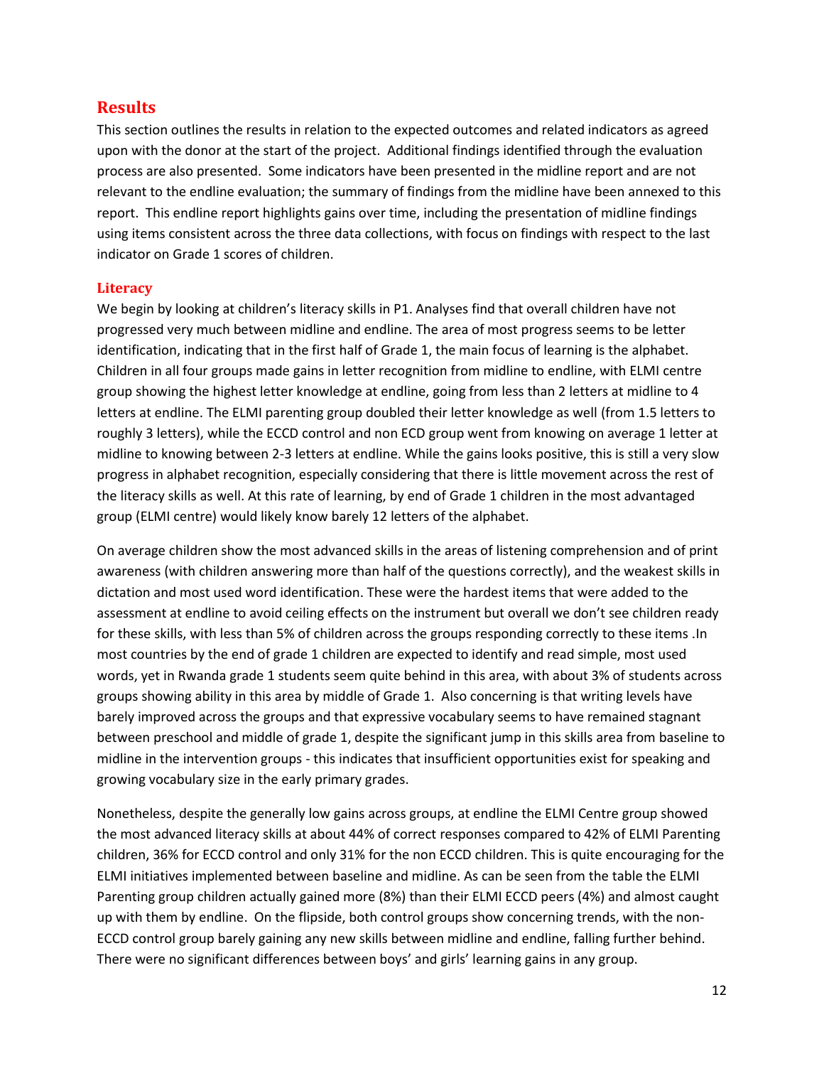## Results

This section outlines the results in relation to the expected outcomes and related indicators as agreed upon with the donor at the start of the project. Additional findings identified through the evaluation process are also presented. Some indicators have been presented in the midline report and are not relevant to the endline evaluation; the summary of findings from the midline have been annexed to this report. This endline report highlights gains over time, including the presentation of midline findings using items consistent across the three data collections, with focus on findings with respect to the last indicator on Grade 1 scores of children.

### Literacy

We begin by looking at children's literacy skills in P1. Analyses find that overall children have not progressed very much between midline and endline. The area of most progress seems to be letter identification, indicating that in the first half of Grade 1, the main focus of learning is the alphabet. Children in all four groups made gains in letter recognition from midline to endline, with ELMI centre group showing the highest letter knowledge at endline, going from less than 2 letters at midline to 4 letters at endline. The ELMI parenting group doubled their letter knowledge as well (from 1.5 letters to roughly 3 letters), while the ECCD control and non ECD group went from knowing on average 1 letter at midline to knowing between 2-3 letters at endline. While the gains looks positive, this is still a very slow progress in alphabet recognition, especially considering that there is little movement across the rest of the literacy skills as well. At this rate of learning, by end of Grade 1 children in the most advantaged group (ELMI centre) would likely know barely 12 letters of the alphabet.

On average children show the most advanced skills in the areas of listening comprehension and of print awareness (with children answering more than half of the questions correctly), and the weakest skills in dictation and most used word identification. These were the hardest items that were added to the assessment at endline to avoid ceiling effects on the instrument but overall we don't see children ready for these skills, with less than 5% of children across the groups responding correctly to these items .In most countries by the end of grade 1 children are expected to identify and read simple, most used words, yet in Rwanda grade 1 students seem quite behind in this area, with about 3% of students across groups showing ability in this area by middle of Grade 1. Also concerning is that writing levels have barely improved across the groups and that expressive vocabulary seems to have remained stagnant between preschool and middle of grade 1, despite the significant jump in this skills area from baseline to midline in the intervention groups - this indicates that insufficient opportunities exist for speaking and growing vocabulary size in the early primary grades.

Nonetheless, despite the generally low gains across groups, at endline the ELMI Centre group showed the most advanced literacy skills at about 44% of correct responses compared to 42% of ELMI Parenting children, 36% for ECCD control and only 31% for the non ECCD children. This is quite encouraging for the ELMI initiatives implemented between baseline and midline. As can be seen from the table the ELMI Parenting group children actually gained more (8%) than their ELMI ECCD peers (4%) and almost caught up with them by endline. On the flipside, both control groups show concerning trends, with the non-ECCD control group barely gaining any new skills between midline and endline, falling further behind. There were no significant differences between boys' and girls' learning gains in any group.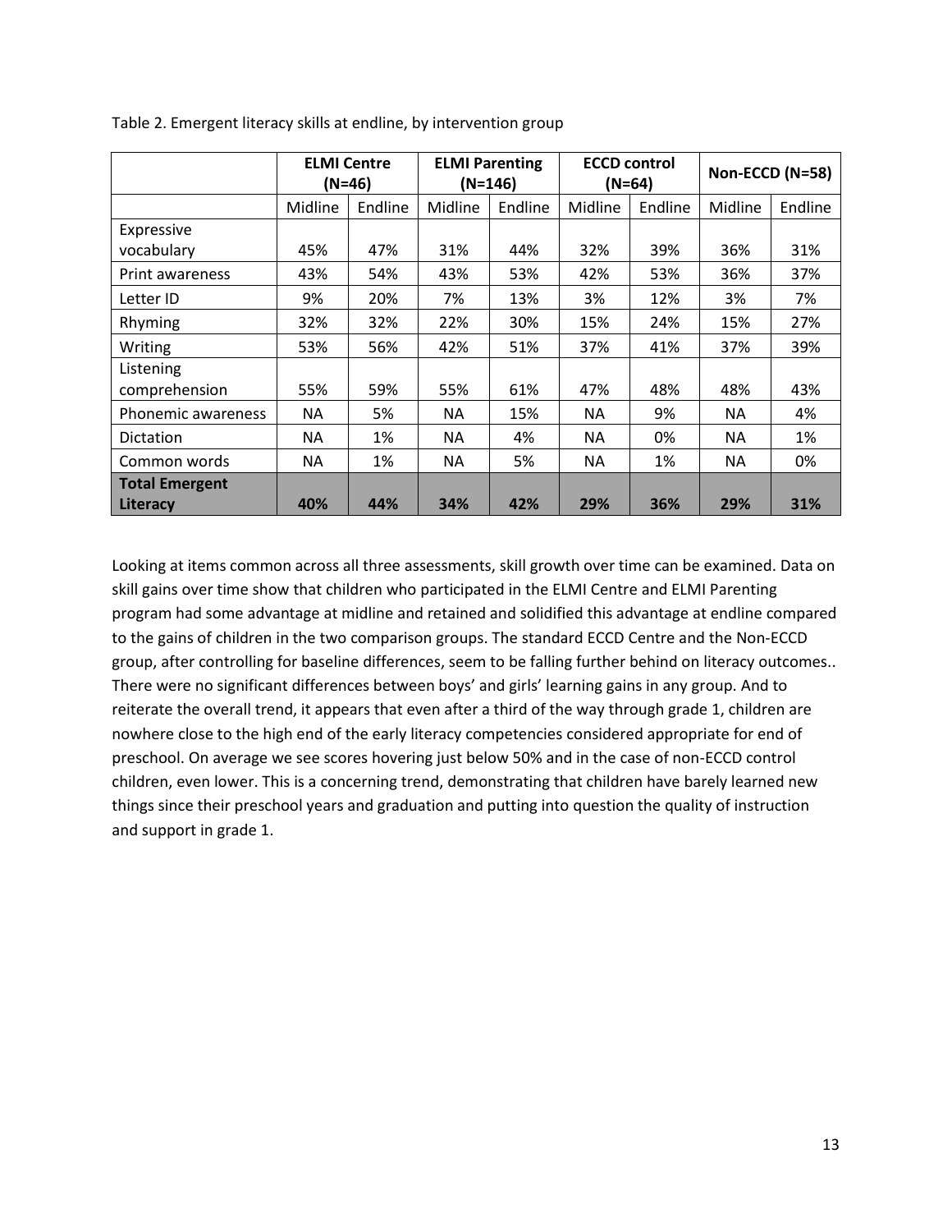Table 2. Emergent literacy skills at endline, by intervention group

| | ELMI Centre (N=46) | | ELMI Parenting (N=146) | | ECCD control (N=64) | | Non-ECCD (N=58) | |
|---|---|---|---|---|---|---|---|---|
| | Midline | Endline | Midline | Endline | Midline | Endline | Midline | Endline |
| Expressive vocabulary | 45% | 47% | 31% | 44% | 32% | 39% | 36% | 31% |
| Print awareness | 43% | 54% | 43% | 53% | 42% | 53% | 36% | 37% |
| Letter ID | 9% | 20% | 7% | 13% | 3% | 12% | 3% | 7% |
| Rhyming | 32% | 32% | 22% | 30% | 15% | 24% | 15% | 27% |
| Writing | 53% | 56% | 42% | 51% | 37% | 41% | 37% | 39% |
| Listening comprehension | 55% | 59% | 55% | 61% | 47% | 48% | 48% | 43% |
| Phonemic awareness | NA | 5% | NA | 15% | NA | 9% | NA | 4% |
| Dictation | NA | 1% | NA | 4% | NA | 0% | NA | 1% |
| Common words | NA | 1% | NA | 5% | NA | 1% | NA | 0% |
| **Total Emergent Literacy** | **40%** | **44%** | **34%** | **42%** | **29%** | **36%** | **29%** | **31%** |

Looking at items common across all three assessments, skill growth over time can be examined. Data on skill gains over time show that children who participated in the ELMI Centre and ELMI Parenting program had some advantage at midline and retained and solidified this advantage at endline compared to the gains of children in the two comparison groups. The standard ECCD Centre and the Non-ECCD group, after controlling for baseline differences, seem to be falling further behind on literacy outcomes.. There were no significant differences between boys' and girls' learning gains in any group. And to reiterate the overall trend, it appears that even after a third of the way through grade 1, children are nowhere close to the high end of the early literacy competencies considered appropriate for end of preschool. On average we see scores hovering just below 50% and in the case of non-ECCD control children, even lower. This is a concerning trend, demonstrating that children have barely learned new things since their preschool years and graduation and putting into question the quality of instruction and support in grade 1.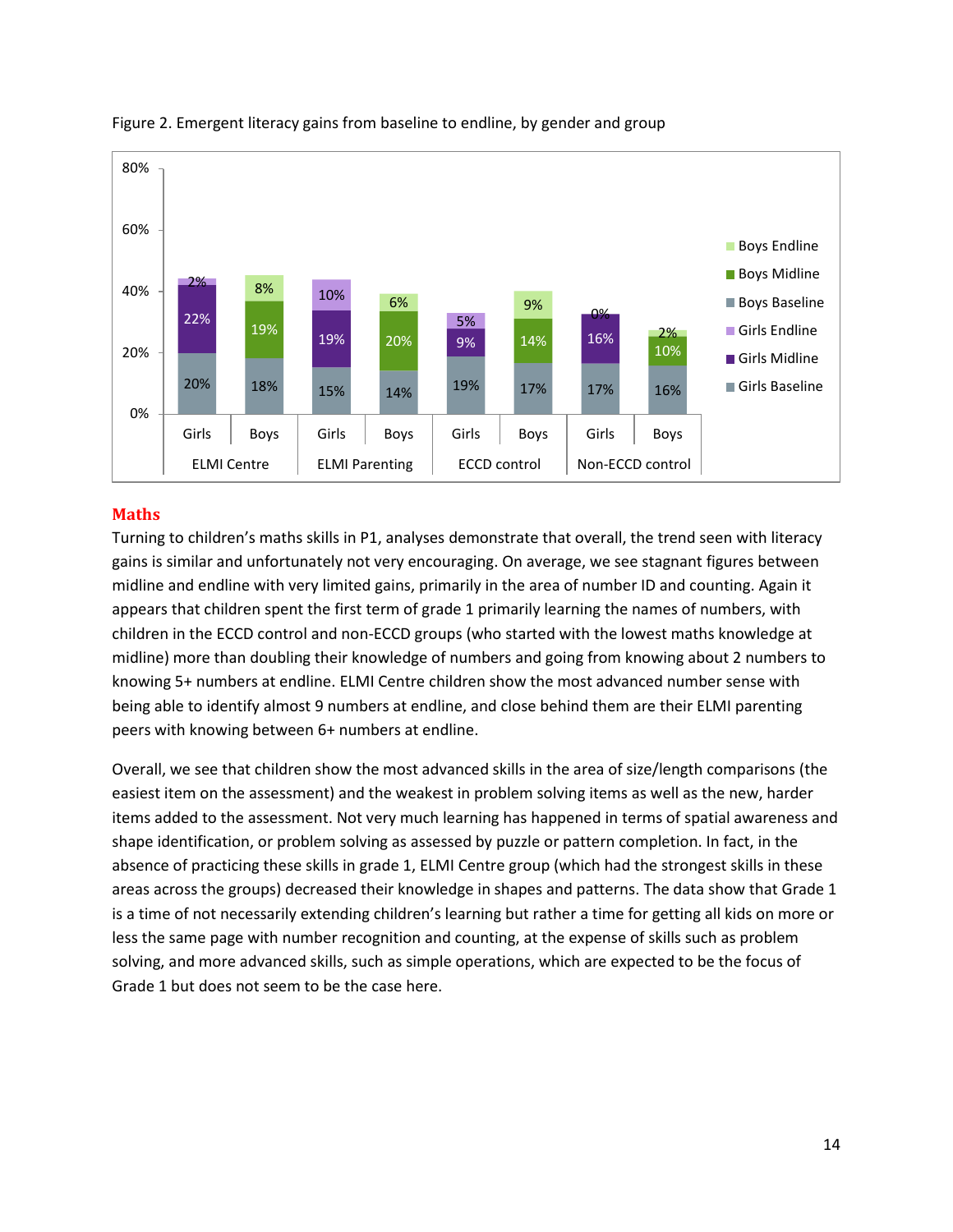Figure 2. Emergent literacy gains from baseline to endline, by gender and group

| Group | Gender | Baseline | Midline | Endline |
|---|---|---|---|---|
| ELMI Centre | Girls | 20% | 22% | 2% |
| ELMI Centre | Boys | 18% | 19% | 8% |
| ELMI Parenting | Girls | 15% | 19% | 10% |
| ELMI Parenting | Boys | 14% | 20% | 6% |
| ECCD control | Girls | 19% | 9% | 5% |
| ECCD control | Boys | 17% | 14% | 9% |
| Non-ECCD control | Girls | 17% | 16% | 0% |
| Non-ECCD control | Boys | 16% | 10% | 2% |

## Maths

Turning to children's maths skills in P1, analyses demonstrate that overall, the trend seen with literacy gains is similar and unfortunately not very encouraging. On average, we see stagnant figures between midline and endline with very limited gains, primarily in the area of number ID and counting. Again it appears that children spent the first term of grade 1 primarily learning the names of numbers, with children in the ECCD control and non-ECCD groups (who started with the lowest maths knowledge at midline) more than doubling their knowledge of numbers and going from knowing about 2 numbers to knowing 5+ numbers at endline. ELMI Centre children show the most advanced number sense with being able to identify almost 9 numbers at endline, and close behind them are their ELMI parenting peers with knowing between 6+ numbers at endline.

Overall, we see that children show the most advanced skills in the area of size/length comparisons (the easiest item on the assessment) and the weakest in problem solving items as well as the new, harder items added to the assessment. Not very much learning has happened in terms of spatial awareness and shape identification, or problem solving as assessed by puzzle or pattern completion. In fact, in the absence of practicing these skills in grade 1, ELMI Centre group (which had the strongest skills in these areas across the groups) decreased their knowledge in shapes and patterns. The data show that Grade 1 is a time of not necessarily extending children's learning but rather a time for getting all kids on more or less the same page with number recognition and counting, at the expense of skills such as problem solving, and more advanced skills, such as simple operations, which are expected to be the focus of Grade 1 but does not seem to be the case here.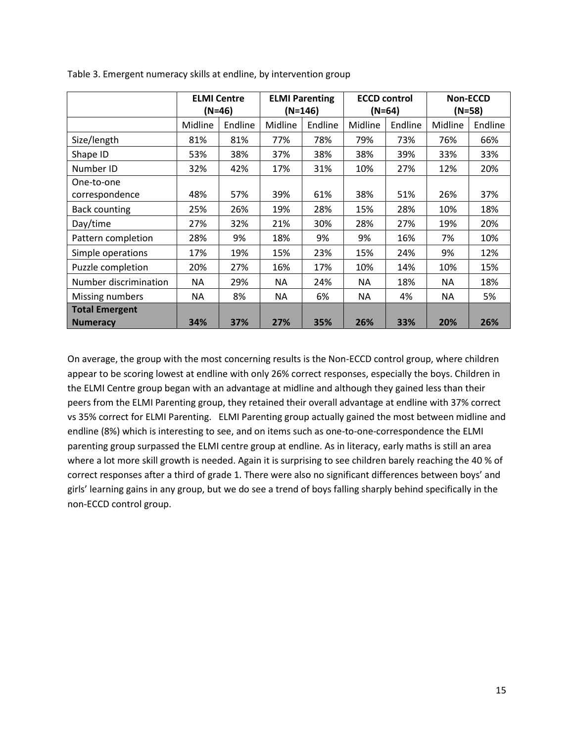Table 3. Emergent numeracy skills at endline, by intervention group

| | ELMI Centre (N=46) | | ELMI Parenting (N=146) | | ECCD control (N=64) | | Non-ECCD (N=58) | |
|---|---|---|---|---|---|---|---|---|
| | Midline | Endline | Midline | Endline | Midline | Endline | Midline | Endline |
| Size/length | 81% | 81% | 77% | 78% | 79% | 73% | 76% | 66% |
| Shape ID | 53% | 38% | 37% | 38% | 38% | 39% | 33% | 33% |
| Number ID | 32% | 42% | 17% | 31% | 10% | 27% | 12% | 20% |
| One-to-one correspondence | 48% | 57% | 39% | 61% | 38% | 51% | 26% | 37% |
| Back counting | 25% | 26% | 19% | 28% | 15% | 28% | 10% | 18% |
| Day/time | 27% | 32% | 21% | 30% | 28% | 27% | 19% | 20% |
| Pattern completion | 28% | 9% | 18% | 9% | 9% | 16% | 7% | 10% |
| Simple operations | 17% | 19% | 15% | 23% | 15% | 24% | 9% | 12% |
| Puzzle completion | 20% | 27% | 16% | 17% | 10% | 14% | 10% | 15% |
| Number discrimination | NA | 29% | NA | 24% | NA | 18% | NA | 18% |
| Missing numbers | NA | 8% | NA | 6% | NA | 4% | NA | 5% |
| **Total Emergent Numeracy** | **34%** | **37%** | **27%** | **35%** | **26%** | **33%** | **20%** | **26%** |

On average, the group with the most concerning results is the Non-ECCD control group, where children appear to be scoring lowest at endline with only 26% correct responses, especially the boys. Children in the ELMI Centre group began with an advantage at midline and although they gained less than their peers from the ELMI Parenting group, they retained their overall advantage at endline with 37% correct vs 35% correct for ELMI Parenting. ELMI Parenting group actually gained the most between midline and endline (8%) which is interesting to see, and on items such as one-to-one-correspondence the ELMI parenting group surpassed the ELMI centre group at endline. As in literacy, early maths is still an area where a lot more skill growth is needed. Again it is surprising to see children barely reaching the 40 % of correct responses after a third of grade 1. There were also no significant differences between boys' and girls' learning gains in any group, but we do see a trend of boys falling sharply behind specifically in the non-ECCD control group.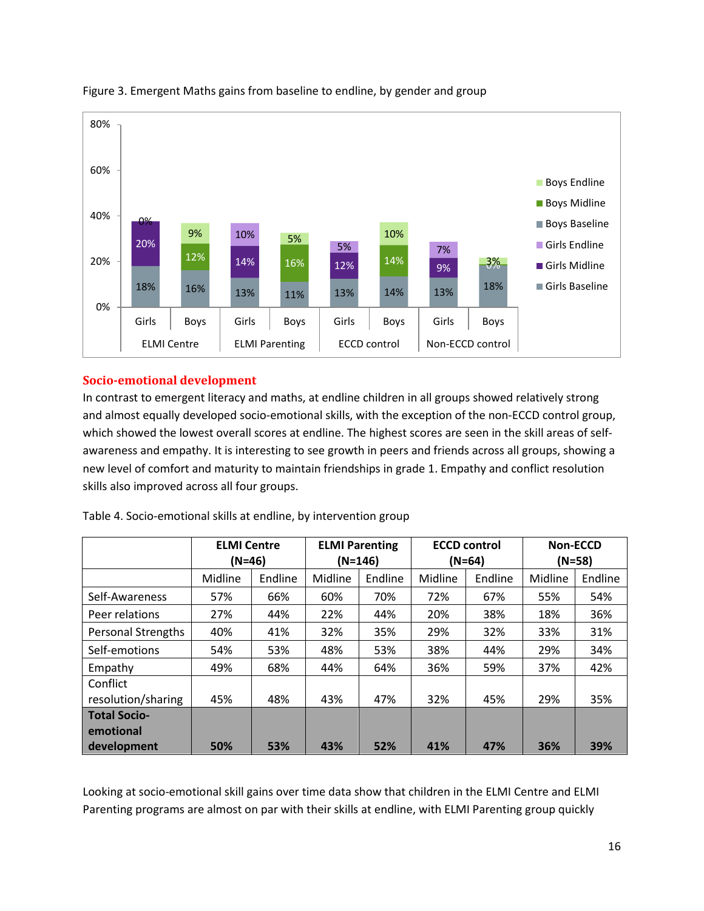Figure 3. Emergent Maths gains from baseline to endline, by gender and group

## Socio-emotional development

In contrast to emergent literacy and maths, at endline children in all groups showed relatively strong and almost equally developed socio-emotional skills, with the exception of the non-ECCD control group, which showed the lowest overall scores at endline. The highest scores are seen in the skill areas of self-awareness and empathy. It is interesting to see growth in peers and friends across all groups, showing a new level of comfort and maturity to maintain friendships in grade 1. Empathy and conflict resolution skills also improved across all four groups.

Table 4. Socio-emotional skills at endline, by intervention group

| | ELMI Centre (N=46) | | ELMI Parenting (N=146) | | ECCD control (N=64) | | Non-ECCD (N=58) | |
|---|---|---|---|---|---|---|---|---|
| | Midline | Endline | Midline | Endline | Midline | Endline | Midline | Endline |
| Self-Awareness | 57% | 66% | 60% | 70% | 72% | 67% | 55% | 54% |
| Peer relations | 27% | 44% | 22% | 44% | 20% | 38% | 18% | 36% |
| Personal Strengths | 40% | 41% | 32% | 35% | 29% | 32% | 33% | 31% |
| Self-emotions | 54% | 53% | 48% | 53% | 38% | 44% | 29% | 34% |
| Empathy | 49% | 68% | 44% | 64% | 36% | 59% | 37% | 42% |
| Conflict resolution/sharing | 45% | 48% | 43% | 47% | 32% | 45% | 29% | 35% |
| **Total Socio-emotional development** | **50%** | **53%** | **43%** | **52%** | **41%** | **47%** | **36%** | **39%** |

Looking at socio-emotional skill gains over time data show that children in the ELMI Centre and ELMI Parenting programs are almost on par with their skills at endline, with ELMI Parenting group quickly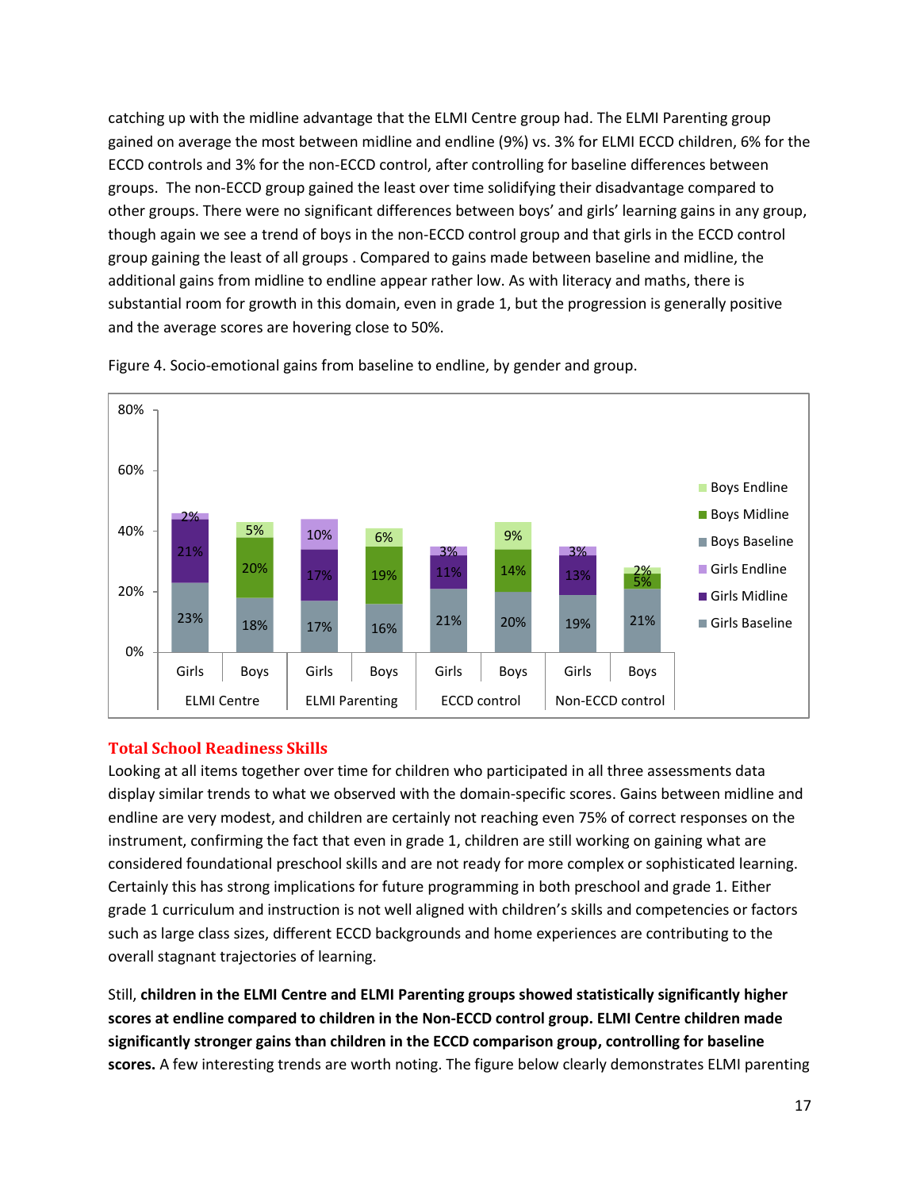catching up with the midline advantage that the ELMI Centre group had. The ELMI Parenting group gained on average the most between midline and endline (9%) vs. 3% for ELMI ECCD children, 6% for the ECCD controls and 3% for the non-ECCD control, after controlling for baseline differences between groups. The non-ECCD group gained the least over time solidifying their disadvantage compared to other groups. There were no significant differences between boys' and girls' learning gains in any group, though again we see a trend of boys in the non-ECCD control group and that girls in the ECCD control group gaining the least of all groups . Compared to gains made between baseline and midline, the additional gains from midline to endline appear rather low. As with literacy and maths, there is substantial room for growth in this domain, even in grade 1, but the progression is generally positive and the average scores are hovering close to 50%.

Figure 4. Socio-emotional gains from baseline to endline, by gender and group.

| Group | Gender | Baseline | Midline | Endline |
|---|---|---|---|---|
| ELMI Centre | Girls | 23% | 21% | 2% |
| ELMI Centre | Boys | 18% | 20% | 5% |
| ELMI Parenting | Girls | 17% | 17% | 10% |
| ELMI Parenting | Boys | 16% | 19% | 6% |
| ECCD control | Girls | 21% | 11% | 3% |
| ECCD control | Boys | 20% | 14% | 9% |
| Non-ECCD control | Girls | 19% | 13% | 3% |
| Non-ECCD control | Boys | 21% | 5% | 2% |

## Total School Readiness Skills

Looking at all items together over time for children who participated in all three assessments data display similar trends to what we observed with the domain-specific scores. Gains between midline and endline are very modest, and children are certainly not reaching even 75% of correct responses on the instrument, confirming the fact that even in grade 1, children are still working on gaining what are considered foundational preschool skills and are not ready for more complex or sophisticated learning. Certainly this has strong implications for future programming in both preschool and grade 1. Either grade 1 curriculum and instruction is not well aligned with children's skills and competencies or factors such as large class sizes, different ECCD backgrounds and home experiences are contributing to the overall stagnant trajectories of learning.

Still, **children in the ELMI Centre and ELMI Parenting groups showed statistically significantly higher scores at endline compared to children in the Non-ECCD control group. ELMI Centre children made significantly stronger gains than children in the ECCD comparison group, controlling for baseline scores.** A few interesting trends are worth noting. The figure below clearly demonstrates ELMI parenting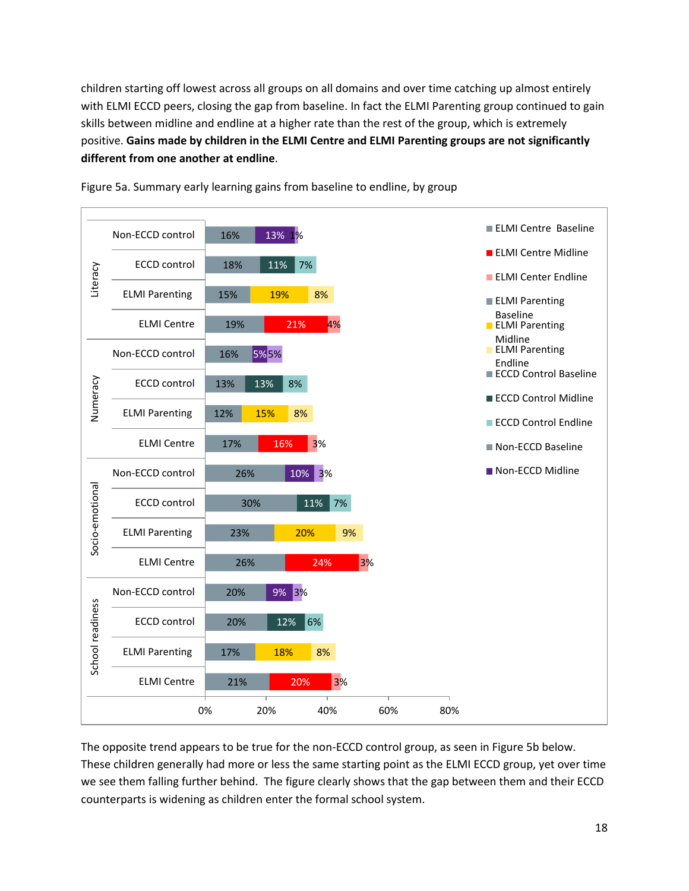children starting off lowest across all groups on all domains and over time catching up almost entirely with ELMI ECCD peers, closing the gap from baseline. In fact the ELMI Parenting group continued to gain skills between midline and endline at a higher rate than the rest of the group, which is extremely positive. **Gains made by children in the ELMI Centre and ELMI Parenting groups are not significantly different from one another at endline**.

Figure 5a. Summary early learning gains from baseline to endline, by group

| Domain | Group | Baseline | Midline | Endline |
|---|---|---|---|---|
| Literacy | Non-ECCD control | 16% | 13% | 1% |
| Literacy | ECCD control | 18% | 11% | 7% |
| Literacy | ELMI Parenting | 15% | 19% | 8% |
| Literacy | ELMI Centre | 19% | 21% | 4% |
| Numeracy | Non-ECCD control | 16% | 5% | 5% |
| Numeracy | ECCD control | 13% | 13% | 8% |
| Numeracy | ELMI Parenting | 12% | 15% | 8% |
| Numeracy | ELMI Centre | 17% | 16% | 3% |
| Socio-emotional | Non-ECCD control | 26% | 10% | 3% |
| Socio-emotional | ECCD control | 30% | 11% | 7% |
| Socio-emotional | ELMI Parenting | 23% | 20% | 9% |
| Socio-emotional | ELMI Centre | 26% | 24% | 3% |
| School readiness | Non-ECCD control | 20% | 9% | 3% |
| School readiness | ECCD control | 20% | 12% | 6% |
| School readiness | ELMI Parenting | 17% | 18% | 8% |
| School readiness | ELMI Centre | 21% | 20% | 3% |

The opposite trend appears to be true for the non-ECCD control group, as seen in Figure 5b below. These children generally had more or less the same starting point as the ELMI ECCD group, yet over time we see them falling further behind. The figure clearly shows that the gap between them and their ECCD counterparts is widening as children enter the formal school system.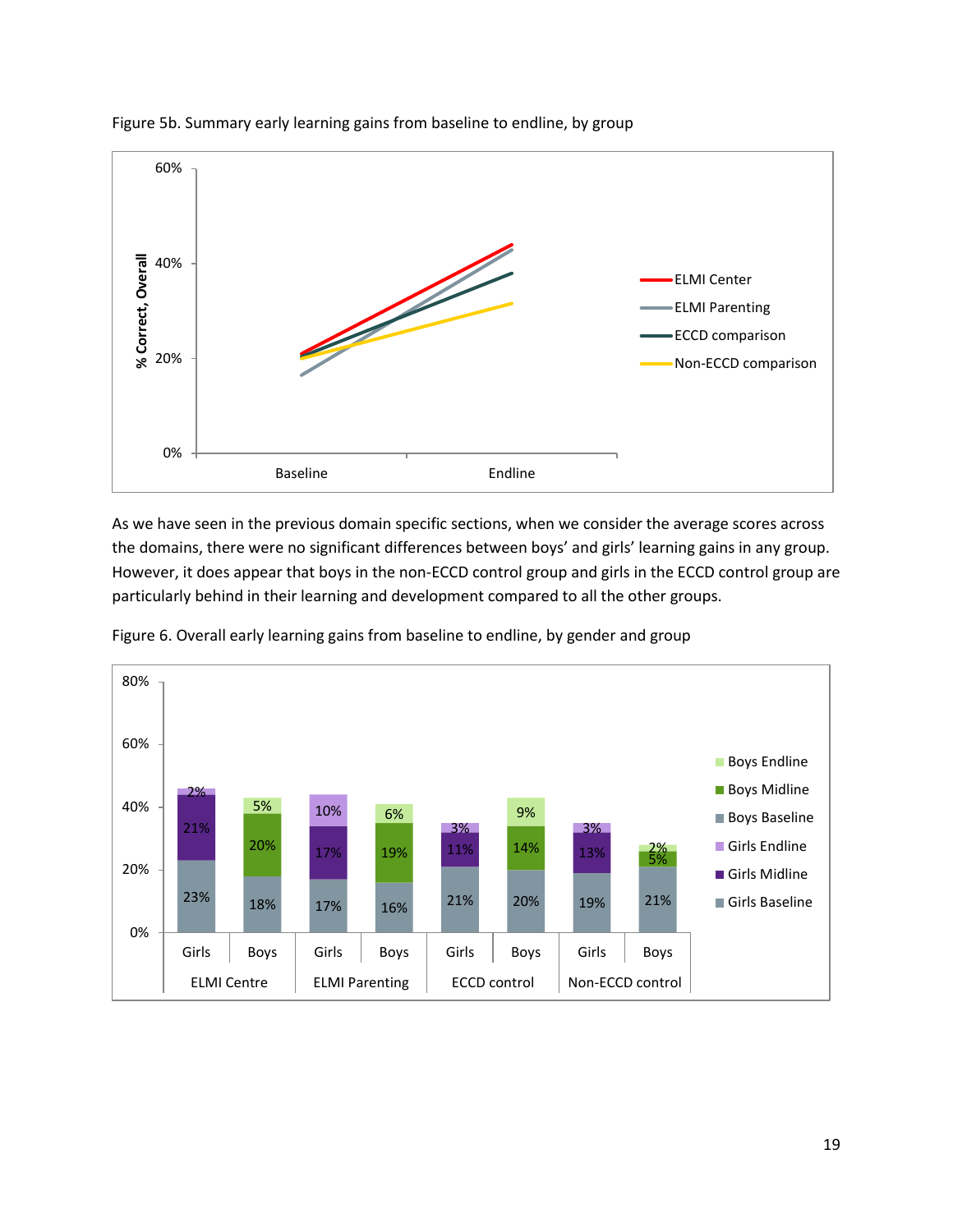Figure 5b. Summary early learning gains from baseline to endline, by group

As we have seen in the previous domain specific sections, when we consider the average scores across the domains, there were no significant differences between boys' and girls' learning gains in any group. However, it does appear that boys in the non-ECCD control group and girls in the ECCD control group are particularly behind in their learning and development compared to all the other groups.

Figure 6. Overall early learning gains from baseline to endline, by gender and group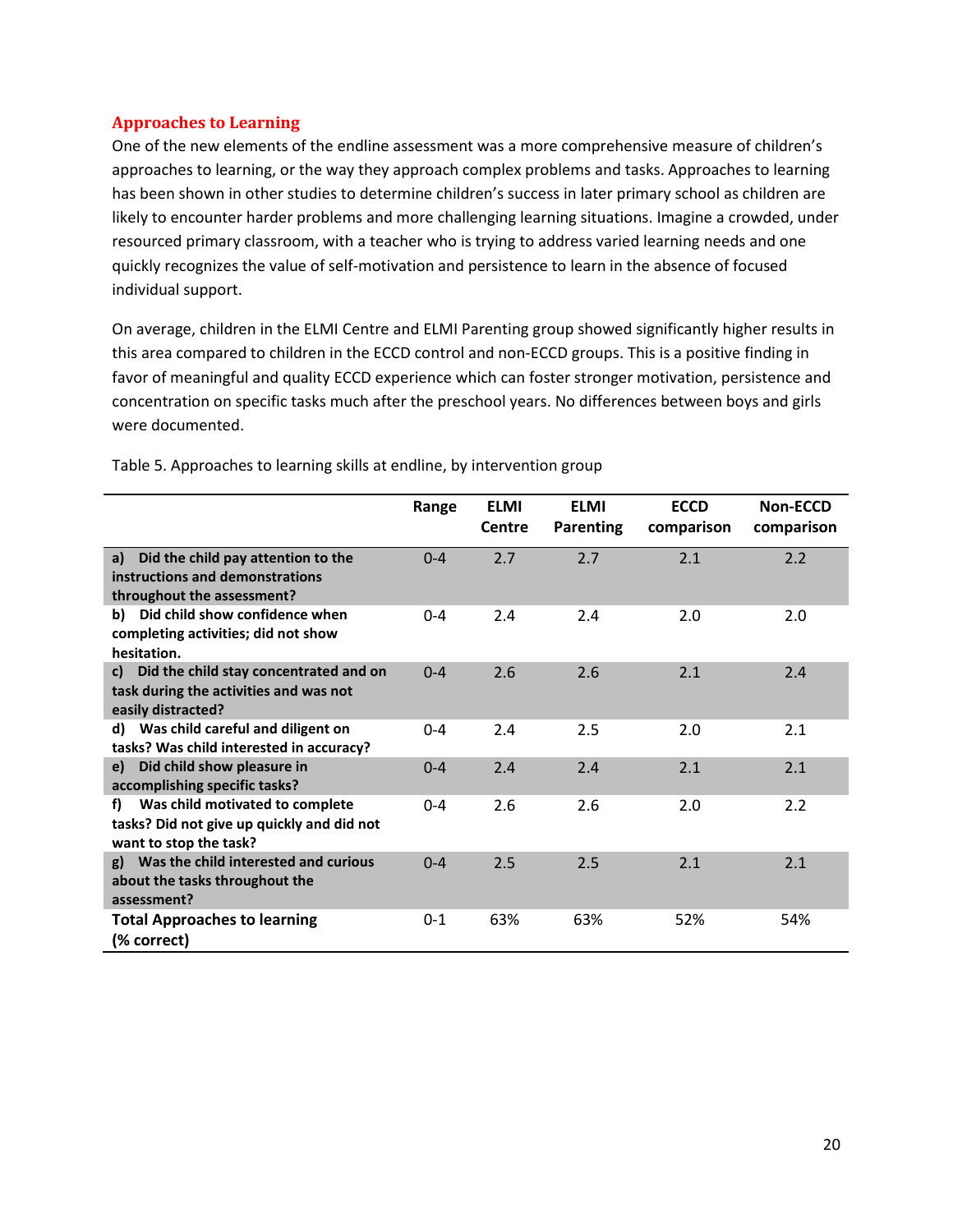## Approaches to Learning

One of the new elements of the endline assessment was a more comprehensive measure of children's approaches to learning, or the way they approach complex problems and tasks. Approaches to learning has been shown in other studies to determine children's success in later primary school as children are likely to encounter harder problems and more challenging learning situations. Imagine a crowded, under resourced primary classroom, with a teacher who is trying to address varied learning needs and one quickly recognizes the value of self-motivation and persistence to learn in the absence of focused individual support.

On average, children in the ELMI Centre and ELMI Parenting group showed significantly higher results in this area compared to children in the ECCD control and non-ECCD groups. This is a positive finding in favor of meaningful and quality ECCD experience which can foster stronger motivation, persistence and concentration on specific tasks much after the preschool years. No differences between boys and girls were documented.

Table 5. Approaches to learning skills at endline, by intervention group

| | Range | ELMI Centre | ELMI Parenting | ECCD comparison | Non-ECCD comparison |
|---|---|---|---|---|---|
| **a) Did the child pay attention to the instructions and demonstrations throughout the assessment?** | 0-4 | 2.7 | 2.7 | 2.1 | 2.2 |
| **b) Did child show confidence when completing activities; did not show hesitation.** | 0-4 | 2.4 | 2.4 | 2.0 | 2.0 |
| **c) Did the child stay concentrated and on task during the activities and was not easily distracted?** | 0-4 | 2.6 | 2.6 | 2.1 | 2.4 |
| **d) Was child careful and diligent on tasks? Was child interested in accuracy?** | 0-4 | 2.4 | 2.5 | 2.0 | 2.1 |
| **e) Did child show pleasure in accomplishing specific tasks?** | 0-4 | 2.4 | 2.4 | 2.1 | 2.1 |
| **f) Was child motivated to complete tasks? Did not give up quickly and did not want to stop the task?** | 0-4 | 2.6 | 2.6 | 2.0 | 2.2 |
| **g) Was the child interested and curious about the tasks throughout the assessment?** | 0-4 | 2.5 | 2.5 | 2.1 | 2.1 |
| **Total Approaches to learning (% correct)** | 0-1 | 63% | 63% | 52% | 54% |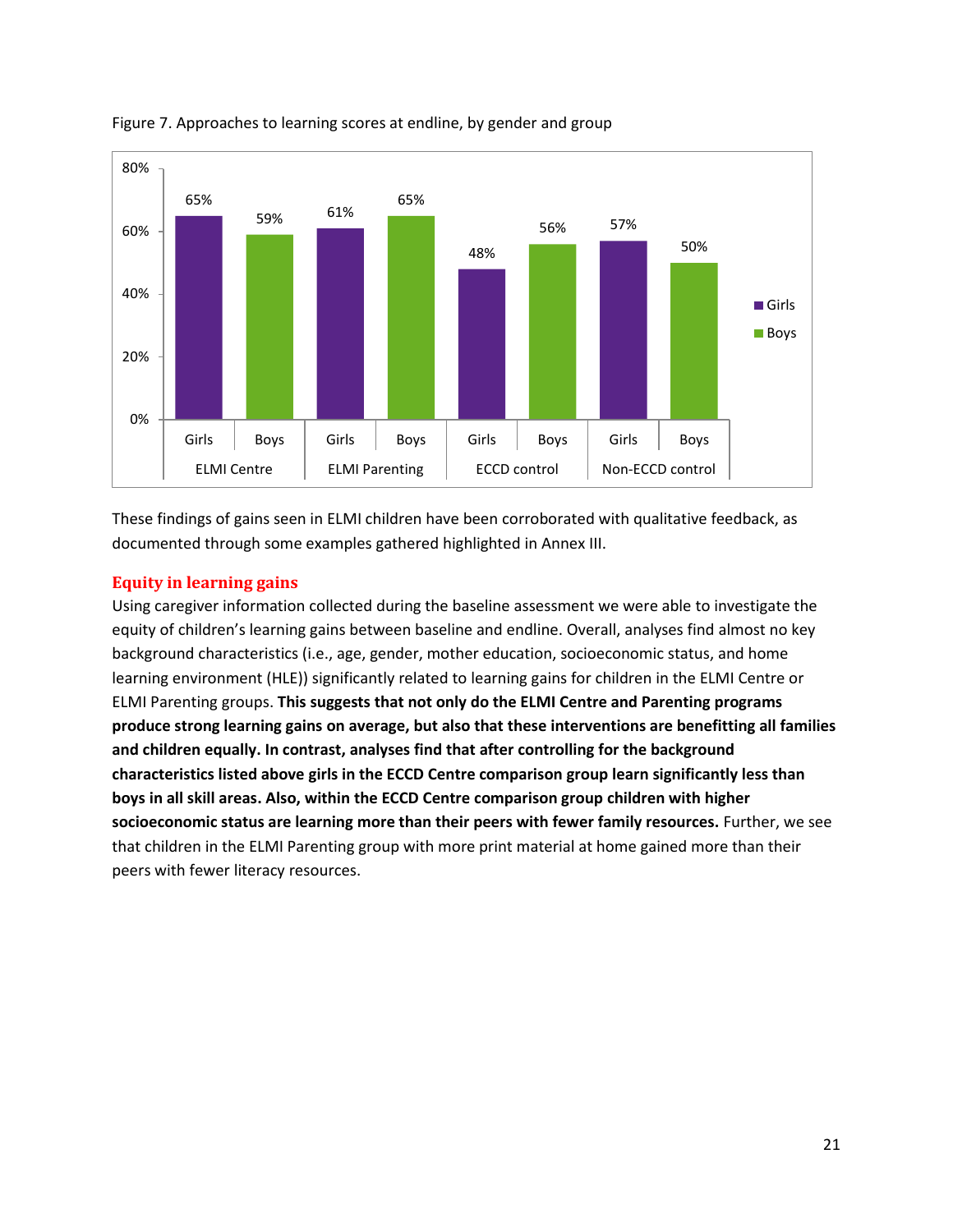Figure 7. Approaches to learning scores at endline, by gender and group

| Group | Girls | Boys |
|---|---|---|
| ELMI Centre | 65% | 59% |
| ELMI Parenting | 61% | 65% |
| ECCD control | 48% | 56% |
| Non-ECCD control | 57% | 50% |

These findings of gains seen in ELMI children have been corroborated with qualitative feedback, as documented through some examples gathered highlighted in Annex III.

## Equity in learning gains

Using caregiver information collected during the baseline assessment we were able to investigate the equity of children's learning gains between baseline and endline. Overall, analyses find almost no key background characteristics (i.e., age, gender, mother education, socioeconomic status, and home learning environment (HLE)) significantly related to learning gains for children in the ELMI Centre or ELMI Parenting groups. **This suggests that not only do the ELMI Centre and Parenting programs produce strong learning gains on average, but also that these interventions are benefitting all families and children equally. In contrast, analyses find that after controlling for the background characteristics listed above girls in the ECCD Centre comparison group learn significantly less than boys in all skill areas. Also, within the ECCD Centre comparison group children with higher socioeconomic status are learning more than their peers with fewer family resources.** Further, we see that children in the ELMI Parenting group with more print material at home gained more than their peers with fewer literacy resources.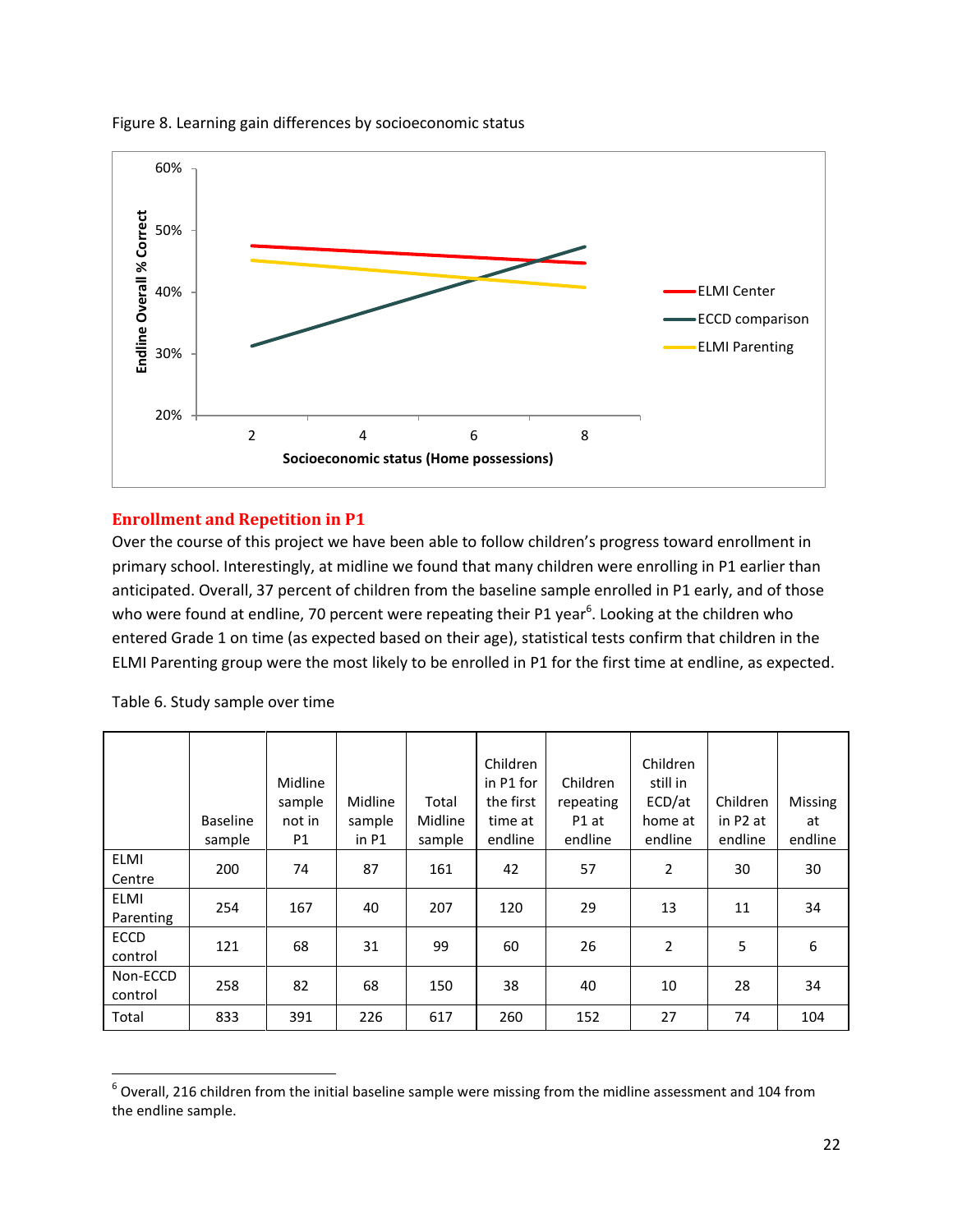Figure 8. Learning gain differences by socioeconomic status

## Enrollment and Repetition in P1

Over the course of this project we have been able to follow children's progress toward enrollment in primary school. Interestingly, at midline we found that many children were enrolling in P1 earlier than anticipated. Overall, 37 percent of children from the baseline sample enrolled in P1 early, and of those who were found at endline, 70 percent were repeating their P1 year[6]. Looking at the children who entered Grade 1 on time (as expected based on their age), statistical tests confirm that children in the ELMI Parenting group were the most likely to be enrolled in P1 for the first time at endline, as expected.

Table 6. Study sample over time

| | Baseline sample | Midline sample not in P1 | Midline sample in P1 | Total Midline sample | Children in P1 for the first time at endline | Children repeating P1 at endline | Children still in ECD/at home at endline | Children in P2 at endline | Missing at endline |
|---|---|---|---|---|---|---|---|---|---|
| ELMI Centre | 200 | 74 | 87 | 161 | 42 | 57 | 2 | 30 | 30 |
| ELMI Parenting | 254 | 167 | 40 | 207 | 120 | 29 | 13 | 11 | 34 |
| ECCD control | 121 | 68 | 31 | 99 | 60 | 26 | 2 | 5 | 6 |
| Non-ECCD control | 258 | 82 | 68 | 150 | 38 | 40 | 10 | 28 | 34 |
| Total | 833 | 391 | 226 | 617 | 260 | 152 | 27 | 74 | 104 |

[6] Overall, 216 children from the initial baseline sample were missing from the midline assessment and 104 from the endline sample.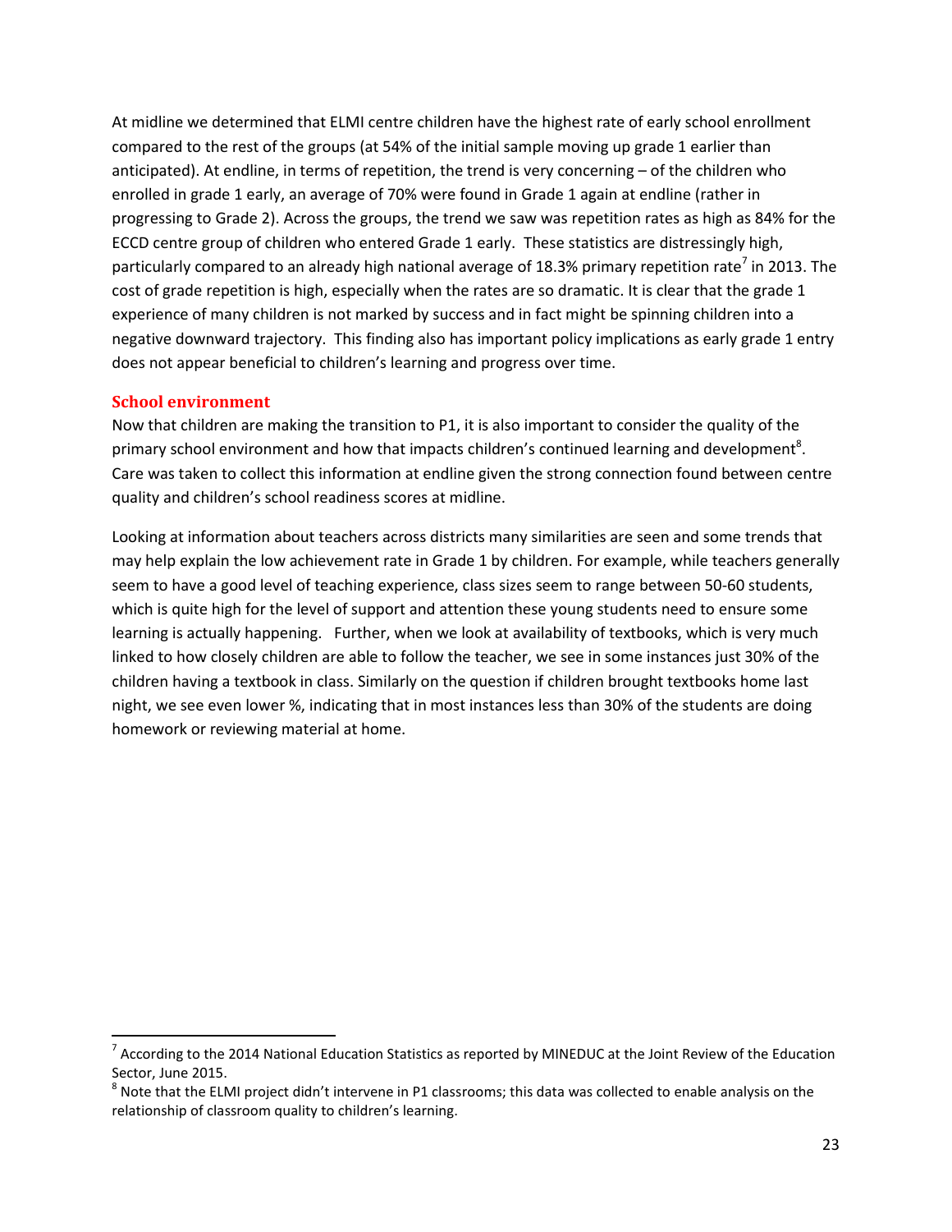At midline we determined that ELMI centre children have the highest rate of early school enrollment compared to the rest of the groups (at 54% of the initial sample moving up grade 1 earlier than anticipated). At endline, in terms of repetition, the trend is very concerning – of the children who enrolled in grade 1 early, an average of 70% were found in Grade 1 again at endline (rather in progressing to Grade 2). Across the groups, the trend we saw was repetition rates as high as 84% for the ECCD centre group of children who entered Grade 1 early. These statistics are distressingly high, particularly compared to an already high national average of 18.3% primary repetition rate[7] in 2013. The cost of grade repetition is high, especially when the rates are so dramatic. It is clear that the grade 1 experience of many children is not marked by success and in fact might be spinning children into a negative downward trajectory. This finding also has important policy implications as early grade 1 entry does not appear beneficial to children's learning and progress over time.

### School environment

Now that children are making the transition to P1, it is also important to consider the quality of the primary school environment and how that impacts children's continued learning and development[8]. Care was taken to collect this information at endline given the strong connection found between centre quality and children's school readiness scores at midline.

Looking at information about teachers across districts many similarities are seen and some trends that may help explain the low achievement rate in Grade 1 by children. For example, while teachers generally seem to have a good level of teaching experience, class sizes seem to range between 50-60 students, which is quite high for the level of support and attention these young students need to ensure some learning is actually happening. Further, when we look at availability of textbooks, which is very much linked to how closely children are able to follow the teacher, we see in some instances just 30% of the children having a textbook in class. Similarly on the question if children brought textbooks home last night, we see even lower %, indicating that in most instances less than 30% of the students are doing homework or reviewing material at home.

---

[7] According to the 2014 National Education Statistics as reported by MINEDUC at the Joint Review of the Education Sector, June 2015.

[8] Note that the ELMI project didn't intervene in P1 classrooms; this data was collected to enable analysis on the relationship of classroom quality to children's learning.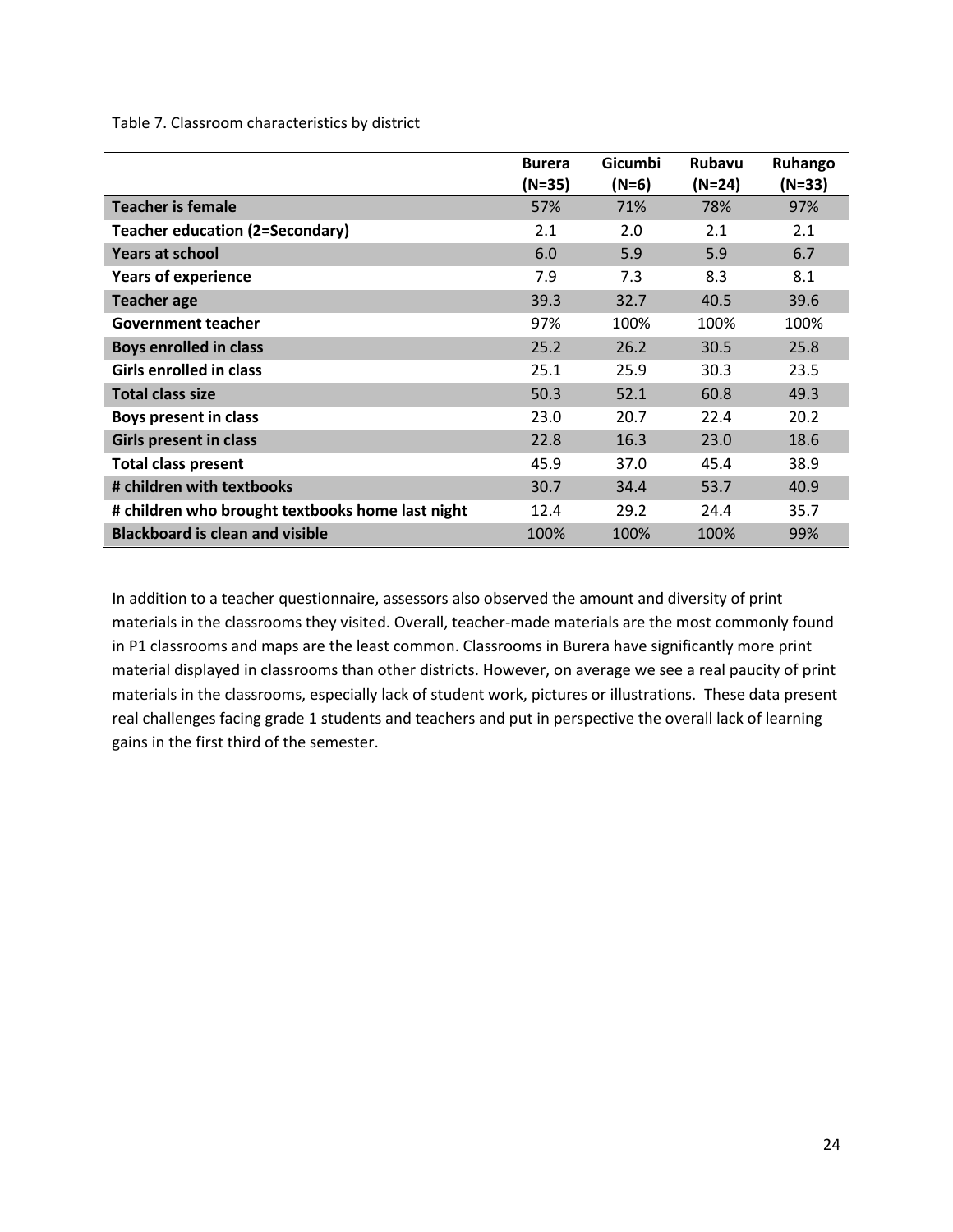Table 7. Classroom characteristics by district

| | Burera (N=35) | Gicumbi (N=6) | Rubavu (N=24) | Ruhango (N=33) |
|---|---|---|---|---|
| **Teacher is female** | 57% | 71% | 78% | 97% |
| **Teacher education (2=Secondary)** | 2.1 | 2.0 | 2.1 | 2.1 |
| **Years at school** | 6.0 | 5.9 | 5.9 | 6.7 |
| **Years of experience** | 7.9 | 7.3 | 8.3 | 8.1 |
| **Teacher age** | 39.3 | 32.7 | 40.5 | 39.6 |
| **Government teacher** | 97% | 100% | 100% | 100% |
| **Boys enrolled in class** | 25.2 | 26.2 | 30.5 | 25.8 |
| **Girls enrolled in class** | 25.1 | 25.9 | 30.3 | 23.5 |
| **Total class size** | 50.3 | 52.1 | 60.8 | 49.3 |
| **Boys present in class** | 23.0 | 20.7 | 22.4 | 20.2 |
| **Girls present in class** | 22.8 | 16.3 | 23.0 | 18.6 |
| **Total class present** | 45.9 | 37.0 | 45.4 | 38.9 |
| **# children with textbooks** | 30.7 | 34.4 | 53.7 | 40.9 |
| **# children who brought textbooks home last night** | 12.4 | 29.2 | 24.4 | 35.7 |
| **Blackboard is clean and visible** | 100% | 100% | 100% | 99% |

In addition to a teacher questionnaire, assessors also observed the amount and diversity of print materials in the classrooms they visited. Overall, teacher-made materials are the most commonly found in P1 classrooms and maps are the least common. Classrooms in Burera have significantly more print material displayed in classrooms than other districts. However, on average we see a real paucity of print materials in the classrooms, especially lack of student work, pictures or illustrations. These data present real challenges facing grade 1 students and teachers and put in perspective the overall lack of learning gains in the first third of the semester.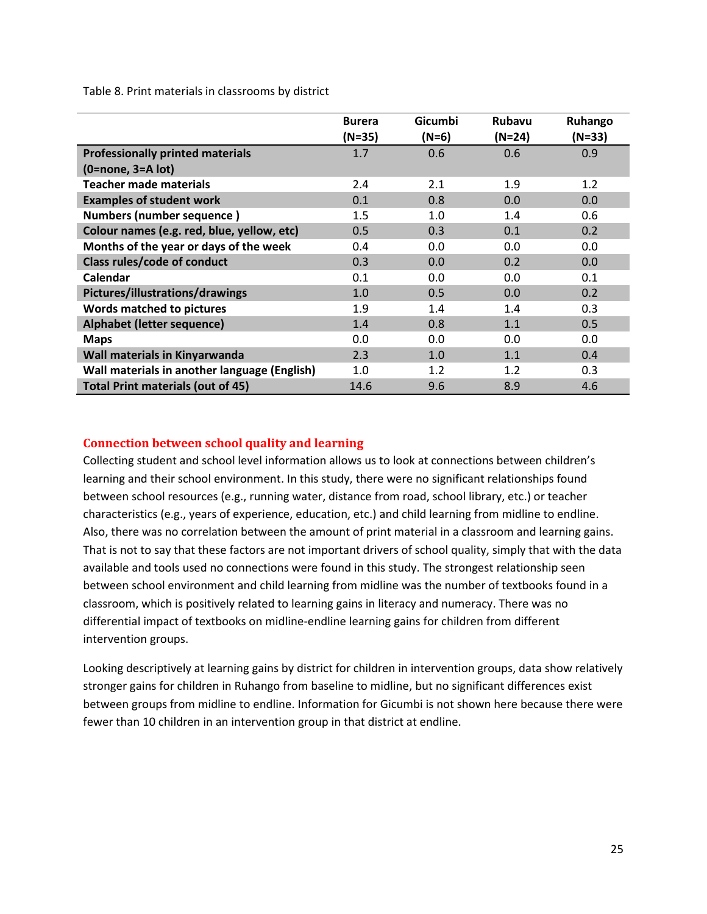Table 8. Print materials in classrooms by district

| | Burera (N=35) | Gicumbi (N=6) | Rubavu (N=24) | Ruhango (N=33) |
|---|---|---|---|---|
| **Professionally printed materials (0=none, 3=A lot)** | 1.7 | 0.6 | 0.6 | 0.9 |
| **Teacher made materials** | 2.4 | 2.1 | 1.9 | 1.2 |
| **Examples of student work** | 0.1 | 0.8 | 0.0 | 0.0 |
| **Numbers (number sequence )** | 1.5 | 1.0 | 1.4 | 0.6 |
| **Colour names (e.g. red, blue, yellow, etc)** | 0.5 | 0.3 | 0.1 | 0.2 |
| **Months of the year or days of the week** | 0.4 | 0.0 | 0.0 | 0.0 |
| **Class rules/code of conduct** | 0.3 | 0.0 | 0.2 | 0.0 |
| **Calendar** | 0.1 | 0.0 | 0.0 | 0.1 |
| **Pictures/illustrations/drawings** | 1.0 | 0.5 | 0.0 | 0.2 |
| **Words matched to pictures** | 1.9 | 1.4 | 1.4 | 0.3 |
| **Alphabet (letter sequence)** | 1.4 | 0.8 | 1.1 | 0.5 |
| **Maps** | 0.0 | 0.0 | 0.0 | 0.0 |
| **Wall materials in Kinyarwanda** | 2.3 | 1.0 | 1.1 | 0.4 |
| **Wall materials in another language (English)** | 1.0 | 1.2 | 1.2 | 0.3 |
| **Total Print materials (out of 45)** | 14.6 | 9.6 | 8.9 | 4.6 |

## Connection between school quality and learning

Collecting student and school level information allows us to look at connections between children's learning and their school environment. In this study, there were no significant relationships found between school resources (e.g., running water, distance from road, school library, etc.) or teacher characteristics (e.g., years of experience, education, etc.) and child learning from midline to endline. Also, there was no correlation between the amount of print material in a classroom and learning gains. That is not to say that these factors are not important drivers of school quality, simply that with the data available and tools used no connections were found in this study. The strongest relationship seen between school environment and child learning from midline was the number of textbooks found in a classroom, which is positively related to learning gains in literacy and numeracy. There was no differential impact of textbooks on midline-endline learning gains for children from different intervention groups.

Looking descriptively at learning gains by district for children in intervention groups, data show relatively stronger gains for children in Ruhango from baseline to midline, but no significant differences exist between groups from midline to endline. Information for Gicumbi is not shown here because there were fewer than 10 children in an intervention group in that district at endline.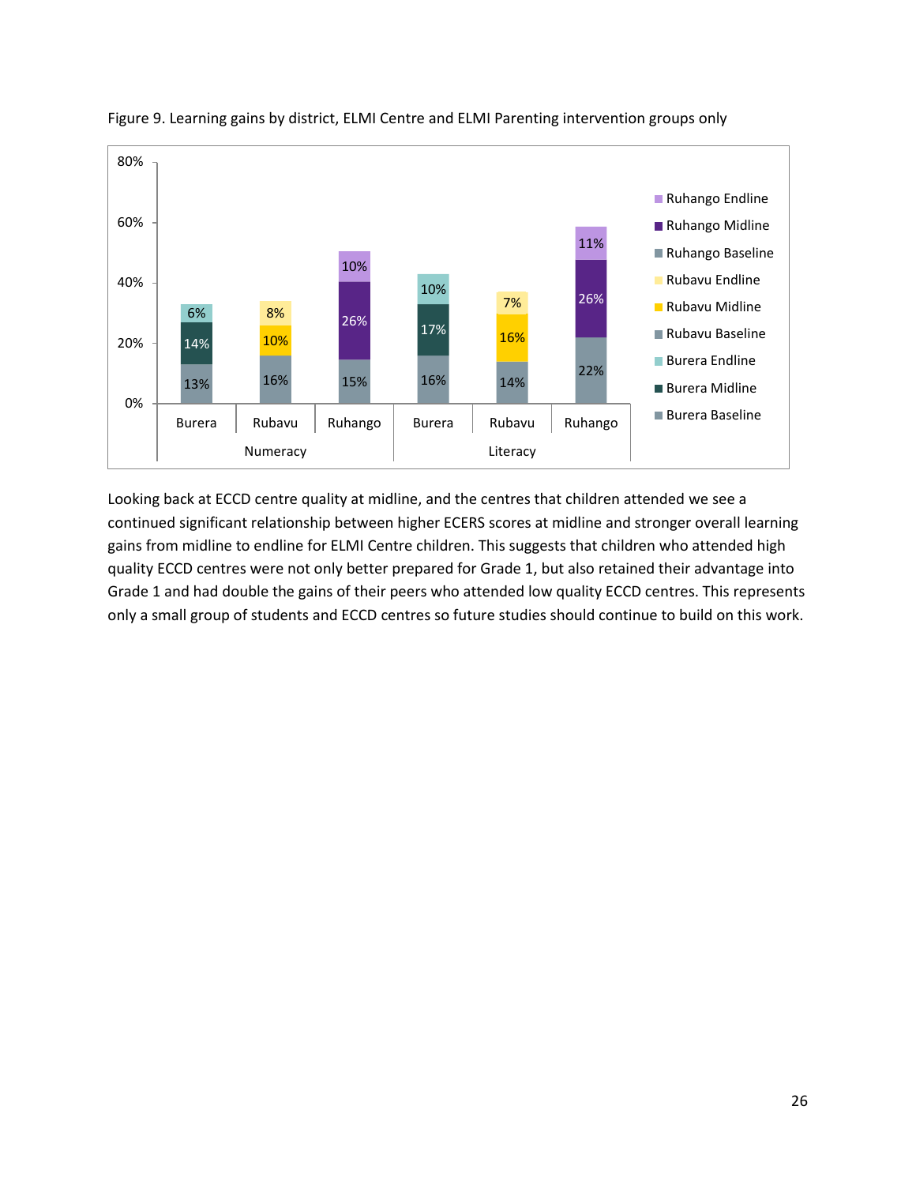Figure 9. Learning gains by district, ELMI Centre and ELMI Parenting intervention groups only

| | District | Baseline | Midline | Endline |
|---|---|---|---|---|
| Numeracy | Burera | 13% | 14% | 6% |
| | Rubavu | 16% | 10% | 8% |
| | Ruhango | 15% | 26% | 10% |
| Literacy | Burera | 16% | 17% | 10% |
| | Rubavu | 14% | 16% | 7% |
| | Ruhango | 22% | 26% | 11% |

Looking back at ECCD centre quality at midline, and the centres that children attended we see a continued significant relationship between higher ECERS scores at midline and stronger overall learning gains from midline to endline for ELMI Centre children. This suggests that children who attended high quality ECCD centres were not only better prepared for Grade 1, but also retained their advantage into Grade 1 and had double the gains of their peers who attended low quality ECCD centres. This represents only a small group of students and ECCD centres so future studies should continue to build on this work.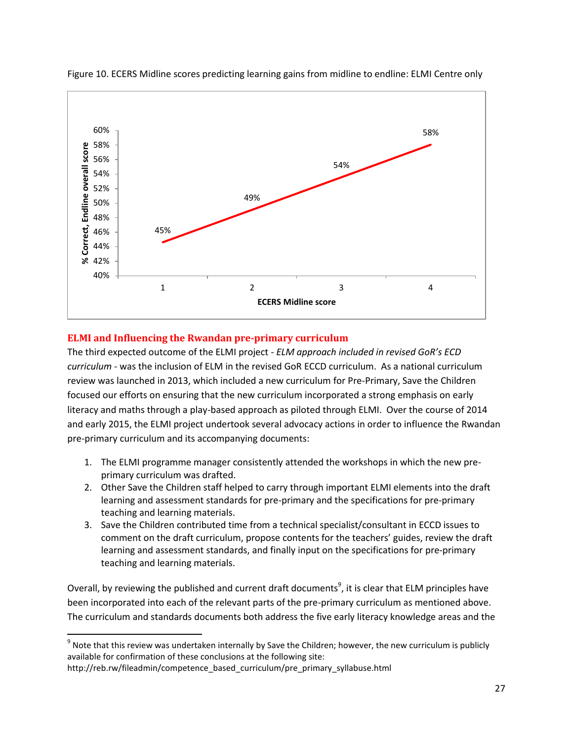Figure 10. ECERS Midline scores predicting learning gains from midline to endline: ELMI Centre only

## ELMI and Influencing the Rwandan pre-primary curriculum

The third expected outcome of the ELMI project - *ELM approach included in revised GoR's ECD curriculum* - was the inclusion of ELM in the revised GoR ECCD curriculum. As a national curriculum review was launched in 2013, which included a new curriculum for Pre-Primary, Save the Children focused our efforts on ensuring that the new curriculum incorporated a strong emphasis on early literacy and maths through a play-based approach as piloted through ELMI. Over the course of 2014 and early 2015, the ELMI project undertook several advocacy actions in order to influence the Rwandan pre-primary curriculum and its accompanying documents:

1. The ELMI programme manager consistently attended the workshops in which the new pre-primary curriculum was drafted.
2. Other Save the Children staff helped to carry through important ELMI elements into the draft learning and assessment standards for pre-primary and the specifications for pre-primary teaching and learning materials.
3. Save the Children contributed time from a technical specialist/consultant in ECCD issues to comment on the draft curriculum, propose contents for the teachers' guides, review the draft learning and assessment standards, and finally input on the specifications for pre-primary teaching and learning materials.

Overall, by reviewing the published and current draft documents[9], it is clear that ELM principles have been incorporated into each of the relevant parts of the pre-primary curriculum as mentioned above. The curriculum and standards documents both address the five early literacy knowledge areas and the

[9] Note that this review was undertaken internally by Save the Children; however, the new curriculum is publicly available for confirmation of these conclusions at the following site: http://reb.rw/fileadmin/competence_based_curriculum/pre_primary_syllabuse.html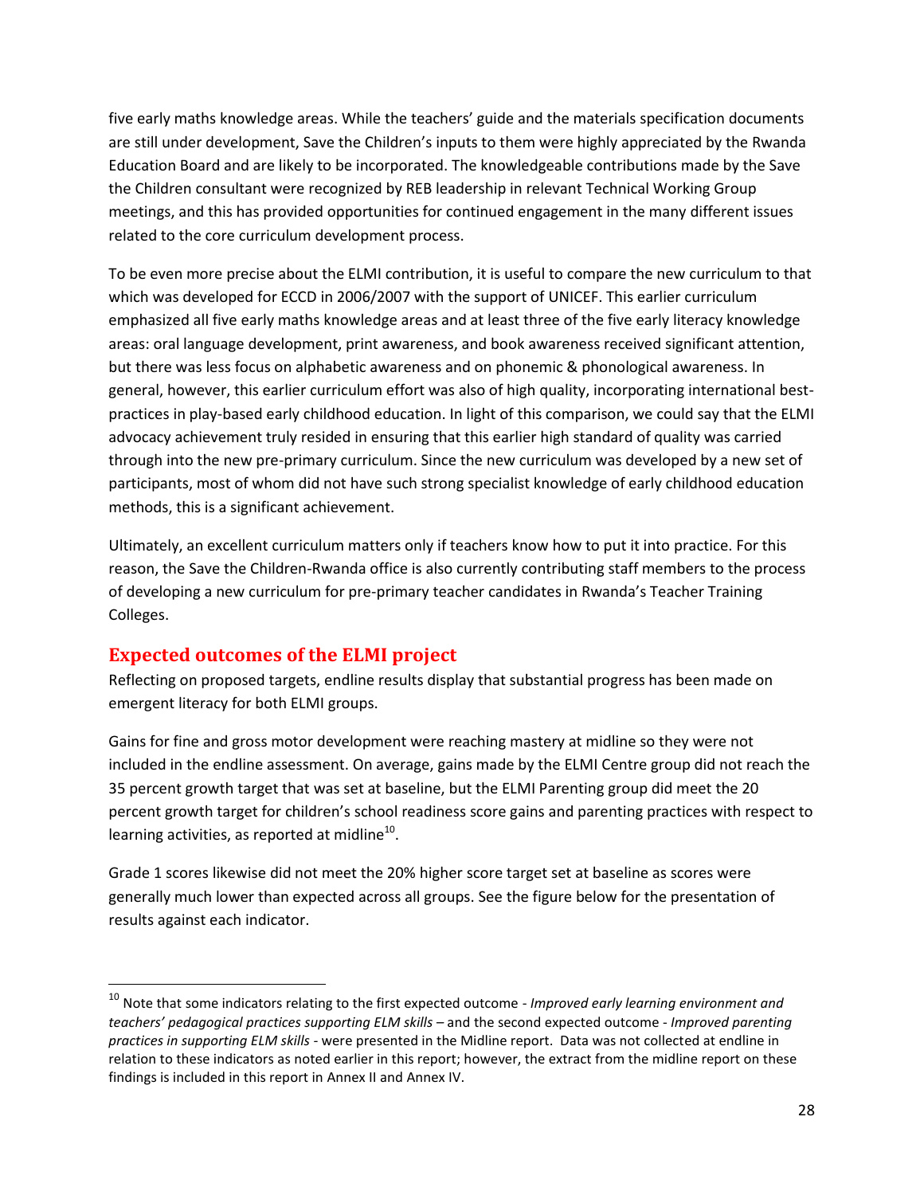five early maths knowledge areas. While the teachers' guide and the materials specification documents are still under development, Save the Children's inputs to them were highly appreciated by the Rwanda Education Board and are likely to be incorporated. The knowledgeable contributions made by the Save the Children consultant were recognized by REB leadership in relevant Technical Working Group meetings, and this has provided opportunities for continued engagement in the many different issues related to the core curriculum development process.

To be even more precise about the ELMI contribution, it is useful to compare the new curriculum to that which was developed for ECCD in 2006/2007 with the support of UNICEF. This earlier curriculum emphasized all five early maths knowledge areas and at least three of the five early literacy knowledge areas: oral language development, print awareness, and book awareness received significant attention, but there was less focus on alphabetic awareness and on phonemic & phonological awareness. In general, however, this earlier curriculum effort was also of high quality, incorporating international best-practices in play-based early childhood education. In light of this comparison, we could say that the ELMI advocacy achievement truly resided in ensuring that this earlier high standard of quality was carried through into the new pre-primary curriculum. Since the new curriculum was developed by a new set of participants, most of whom did not have such strong specialist knowledge of early childhood education methods, this is a significant achievement.

Ultimately, an excellent curriculum matters only if teachers know how to put it into practice. For this reason, the Save the Children-Rwanda office is also currently contributing staff members to the process of developing a new curriculum for pre-primary teacher candidates in Rwanda's Teacher Training Colleges.

## Expected outcomes of the ELMI project

Reflecting on proposed targets, endline results display that substantial progress has been made on emergent literacy for both ELMI groups.

Gains for fine and gross motor development were reaching mastery at midline so they were not included in the endline assessment. On average, gains made by the ELMI Centre group did not reach the 35 percent growth target that was set at baseline, but the ELMI Parenting group did meet the 20 percent growth target for children's school readiness score gains and parenting practices with respect to learning activities, as reported at midline[10].

Grade 1 scores likewise did not meet the 20% higher score target set at baseline as scores were generally much lower than expected across all groups. See the figure below for the presentation of results against each indicator.

[10] Note that some indicators relating to the first expected outcome - *Improved early learning environment and teachers' pedagogical practices supporting ELM skills* – and the second expected outcome - *Improved parenting practices in supporting ELM skills* - were presented in the Midline report. Data was not collected at endline in relation to these indicators as noted earlier in this report; however, the extract from the midline report on these findings is included in this report in Annex II and Annex IV.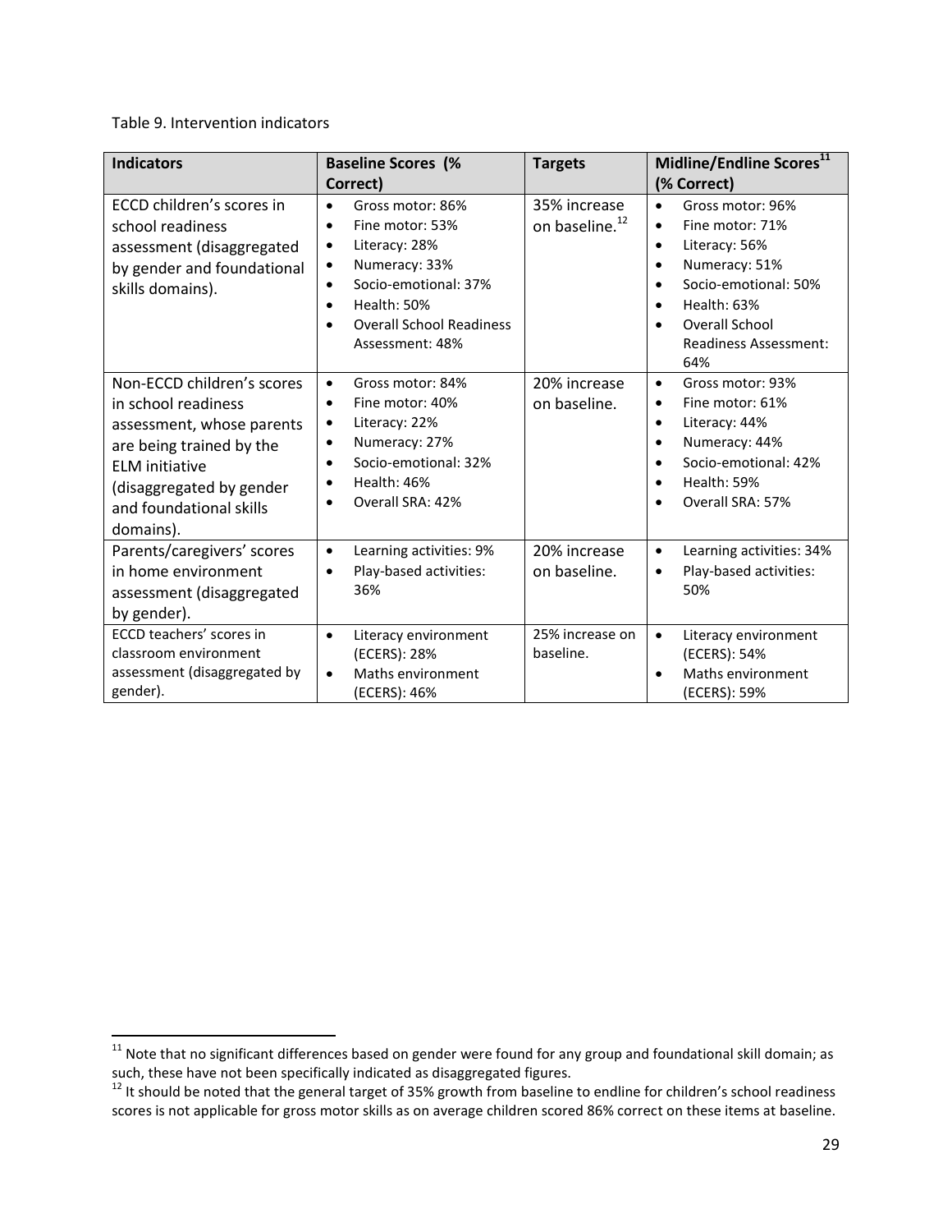Table 9. Intervention indicators

| Indicators | Baseline Scores (% Correct) | Targets | Midline/Endline Scores[11] (% Correct) |
|---|---|---|---|
| ECCD children's scores in school readiness assessment (disaggregated by gender and foundational skills domains). | • Gross motor: 86%<br>• Fine motor: 53%<br>• Literacy: 28%<br>• Numeracy: 33%<br>• Socio-emotional: 37%<br>• Health: 50%<br>• Overall School Readiness Assessment: 48% | 35% increase on baseline.[12] | • Gross motor: 96%<br>• Fine motor: 71%<br>• Literacy: 56%<br>• Numeracy: 51%<br>• Socio-emotional: 50%<br>• Health: 63%<br>• Overall School Readiness Assessment: 64% |
| Non-ECCD children's scores in school readiness assessment, whose parents are being trained by the ELM initiative (disaggregated by gender and foundational skills domains). | • Gross motor: 84%<br>• Fine motor: 40%<br>• Literacy: 22%<br>• Numeracy: 27%<br>• Socio-emotional: 32%<br>• Health: 46%<br>• Overall SRA: 42% | 20% increase on baseline. | • Gross motor: 93%<br>• Fine motor: 61%<br>• Literacy: 44%<br>• Numeracy: 44%<br>• Socio-emotional: 42%<br>• Health: 59%<br>• Overall SRA: 57% |
| Parents/caregivers' scores in home environment assessment (disaggregated by gender). | • Learning activities: 9%<br>• Play-based activities: 36% | 20% increase on baseline. | • Learning activities: 34%<br>• Play-based activities: 50% |
| ECCD teachers' scores in classroom environment assessment (disaggregated by gender). | • Literacy environment (ECERS): 28%<br>• Maths environment (ECERS): 46% | 25% increase on baseline. | • Literacy environment (ECERS): 54%<br>• Maths environment (ECERS): 59% |

[11] Note that no significant differences based on gender were found for any group and foundational skill domain; as such, these have not been specifically indicated as disaggregated figures.

[12] It should be noted that the general target of 35% growth from baseline to endline for children's school readiness scores is not applicable for gross motor skills as on average children scored 86% correct on these items at baseline.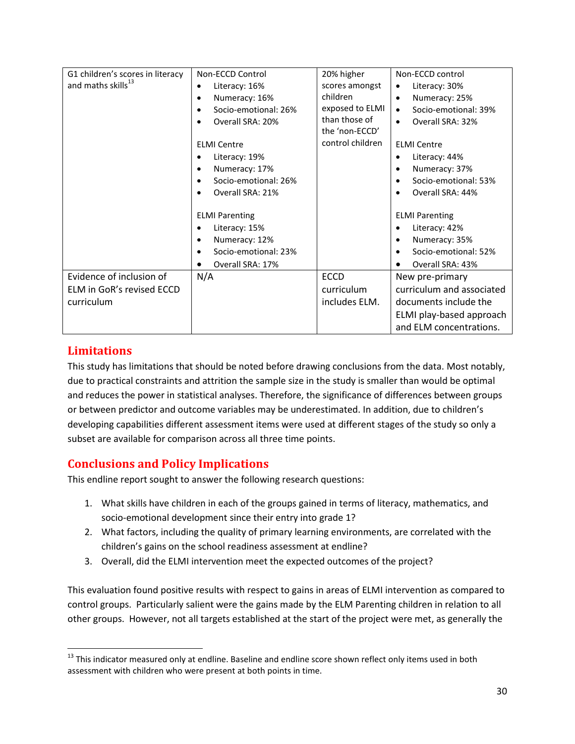| G1 children's scores in literacy and maths skills[13] | Non-ECCD Control<br>• Literacy: 16%<br>• Numeracy: 16%<br>• Socio-emotional: 26%<br>• Overall SRA: 20%<br><br>ELMI Centre<br>• Literacy: 19%<br>• Numeracy: 17%<br>• Socio-emotional: 26%<br>• Overall SRA: 21%<br><br>ELMI Parenting<br>• Literacy: 15%<br>• Numeracy: 12%<br>• Socio-emotional: 23%<br>• Overall SRA: 17% | 20% higher scores amongst children exposed to ELMI than those of the 'non-ECCD' control children | Non-ECCD control<br>• Literacy: 30%<br>• Numeracy: 25%<br>• Socio-emotional: 39%<br>• Overall SRA: 32%<br><br>ELMI Centre<br>• Literacy: 44%<br>• Numeracy: 37%<br>• Socio-emotional: 53%<br>• Overall SRA: 44%<br><br>ELMI Parenting<br>• Literacy: 42%<br>• Numeracy: 35%<br>• Socio-emotional: 52%<br>• Overall SRA: 43% |
|---|---|---|---|
| Evidence of inclusion of ELM in GoR's revised ECCD curriculum | N/A | ECCD curriculum includes ELM. | New pre-primary curriculum and associated documents include the ELMI play-based approach and ELM concentrations. |

## Limitations

This study has limitations that should be noted before drawing conclusions from the data. Most notably, due to practical constraints and attrition the sample size in the study is smaller than would be optimal and reduces the power in statistical analyses. Therefore, the significance of differences between groups or between predictor and outcome variables may be underestimated. In addition, due to children's developing capabilities different assessment items were used at different stages of the study so only a subset are available for comparison across all three time points.

## Conclusions and Policy Implications

This endline report sought to answer the following research questions:

1. What skills have children in each of the groups gained in terms of literacy, mathematics, and socio-emotional development since their entry into grade 1?
2. What factors, including the quality of primary learning environments, are correlated with the children's gains on the school readiness assessment at endline?
3. Overall, did the ELMI intervention meet the expected outcomes of the project?

This evaluation found positive results with respect to gains in areas of ELMI intervention as compared to control groups. Particularly salient were the gains made by the ELM Parenting children in relation to all other groups. However, not all targets established at the start of the project were met, as generally the

[13] This indicator measured only at endline. Baseline and endline score shown reflect only items used in both assessment with children who were present at both points in time.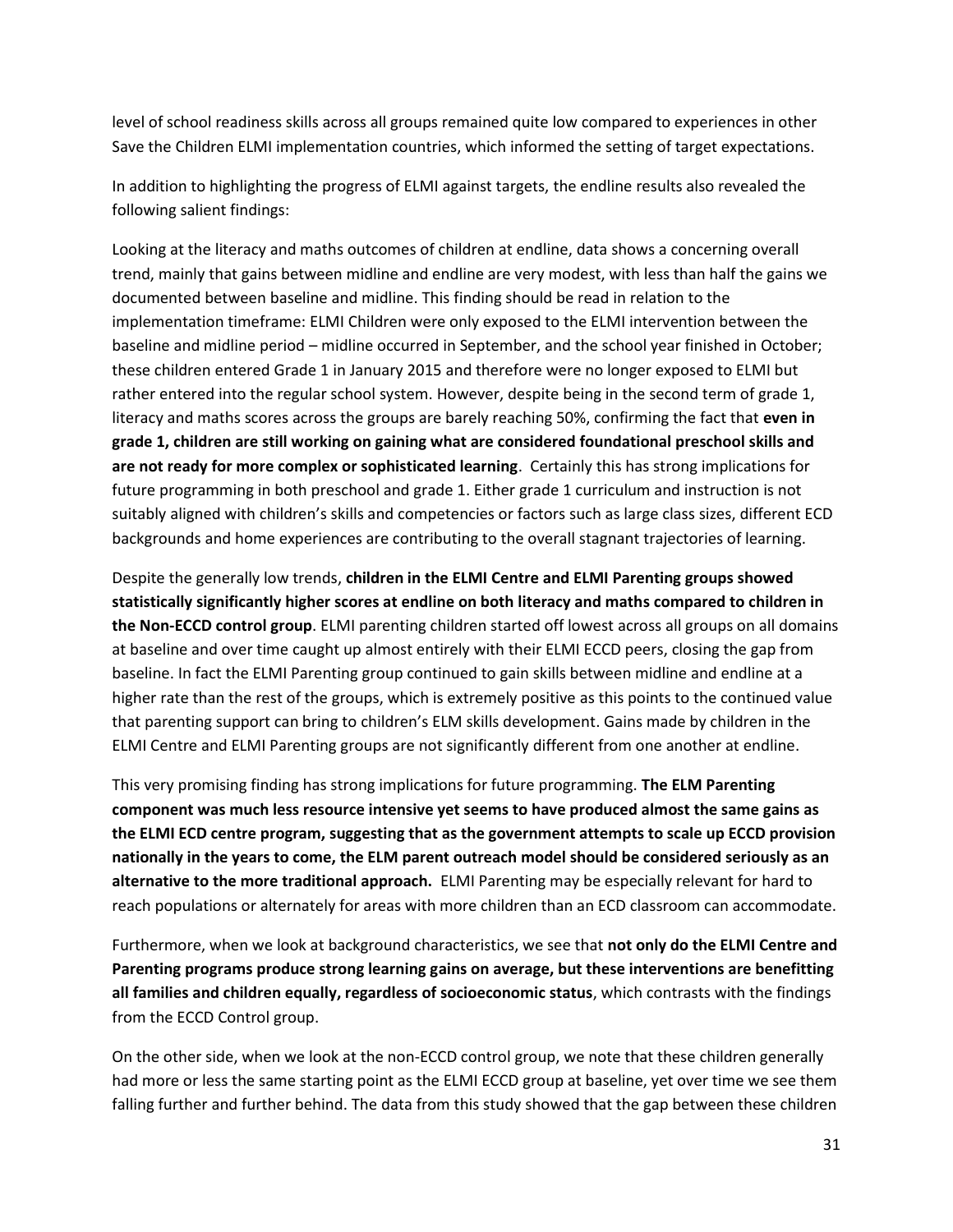level of school readiness skills across all groups remained quite low compared to experiences in other Save the Children ELMI implementation countries, which informed the setting of target expectations.

In addition to highlighting the progress of ELMI against targets, the endline results also revealed the following salient findings:

Looking at the literacy and maths outcomes of children at endline, data shows a concerning overall trend, mainly that gains between midline and endline are very modest, with less than half the gains we documented between baseline and midline. This finding should be read in relation to the implementation timeframe: ELMI Children were only exposed to the ELMI intervention between the baseline and midline period – midline occurred in September, and the school year finished in October; these children entered Grade 1 in January 2015 and therefore were no longer exposed to ELMI but rather entered into the regular school system. However, despite being in the second term of grade 1, literacy and maths scores across the groups are barely reaching 50%, confirming the fact that **even in grade 1, children are still working on gaining what are considered foundational preschool skills and are not ready for more complex or sophisticated learning**. Certainly this has strong implications for future programming in both preschool and grade 1. Either grade 1 curriculum and instruction is not suitably aligned with children's skills and competencies or factors such as large class sizes, different ECD backgrounds and home experiences are contributing to the overall stagnant trajectories of learning.

Despite the generally low trends, **children in the ELMI Centre and ELMI Parenting groups showed statistically significantly higher scores at endline on both literacy and maths compared to children in the Non-ECCD control group**. ELMI parenting children started off lowest across all groups on all domains at baseline and over time caught up almost entirely with their ELMI ECCD peers, closing the gap from baseline. In fact the ELMI Parenting group continued to gain skills between midline and endline at a higher rate than the rest of the groups, which is extremely positive as this points to the continued value that parenting support can bring to children's ELM skills development. Gains made by children in the ELMI Centre and ELMI Parenting groups are not significantly different from one another at endline.

This very promising finding has strong implications for future programming. **The ELM Parenting component was much less resource intensive yet seems to have produced almost the same gains as the ELMI ECD centre program, suggesting that as the government attempts to scale up ECCD provision nationally in the years to come, the ELM parent outreach model should be considered seriously as an alternative to the more traditional approach.** ELMI Parenting may be especially relevant for hard to reach populations or alternately for areas with more children than an ECD classroom can accommodate.

Furthermore, when we look at background characteristics, we see that **not only do the ELMI Centre and Parenting programs produce strong learning gains on average, but these interventions are benefitting all families and children equally, regardless of socioeconomic status**, which contrasts with the findings from the ECCD Control group.

On the other side, when we look at the non-ECCD control group, we note that these children generally had more or less the same starting point as the ELMI ECCD group at baseline, yet over time we see them falling further and further behind. The data from this study showed that the gap between these children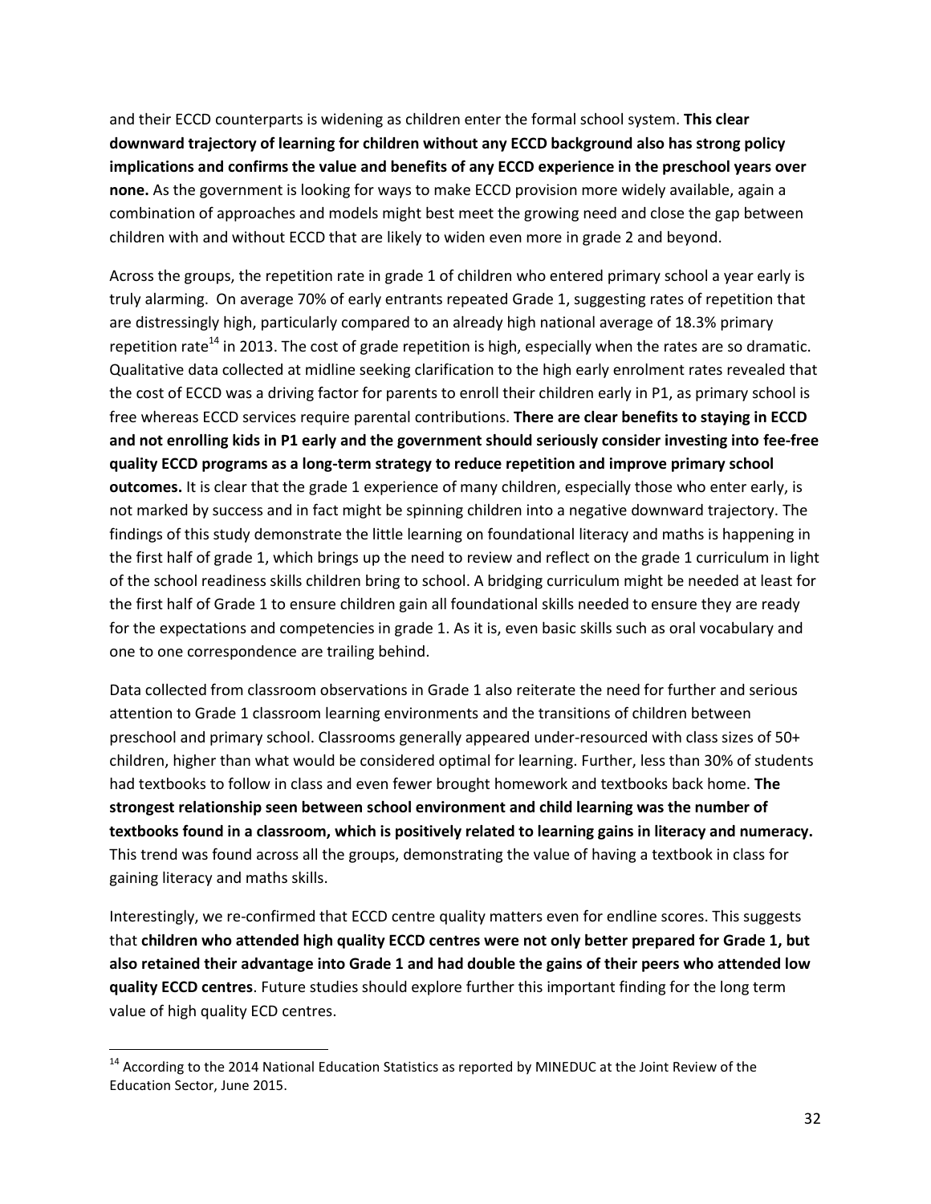and their ECCD counterparts is widening as children enter the formal school system. **This clear downward trajectory of learning for children without any ECCD background also has strong policy implications and confirms the value and benefits of any ECCD experience in the preschool years over none.** As the government is looking for ways to make ECCD provision more widely available, again a combination of approaches and models might best meet the growing need and close the gap between children with and without ECCD that are likely to widen even more in grade 2 and beyond.

Across the groups, the repetition rate in grade 1 of children who entered primary school a year early is truly alarming. On average 70% of early entrants repeated Grade 1, suggesting rates of repetition that are distressingly high, particularly compared to an already high national average of 18.3% primary repetition rate[14] in 2013. The cost of grade repetition is high, especially when the rates are so dramatic. Qualitative data collected at midline seeking clarification to the high early enrolment rates revealed that the cost of ECCD was a driving factor for parents to enroll their children early in P1, as primary school is free whereas ECCD services require parental contributions. **There are clear benefits to staying in ECCD and not enrolling kids in P1 early and the government should seriously consider investing into fee-free quality ECCD programs as a long-term strategy to reduce repetition and improve primary school outcomes.** It is clear that the grade 1 experience of many children, especially those who enter early, is not marked by success and in fact might be spinning children into a negative downward trajectory. The findings of this study demonstrate the little learning on foundational literacy and maths is happening in the first half of grade 1, which brings up the need to review and reflect on the grade 1 curriculum in light of the school readiness skills children bring to school. A bridging curriculum might be needed at least for the first half of Grade 1 to ensure children gain all foundational skills needed to ensure they are ready for the expectations and competencies in grade 1. As it is, even basic skills such as oral vocabulary and one to one correspondence are trailing behind.

Data collected from classroom observations in Grade 1 also reiterate the need for further and serious attention to Grade 1 classroom learning environments and the transitions of children between preschool and primary school. Classrooms generally appeared under-resourced with class sizes of 50+ children, higher than what would be considered optimal for learning. Further, less than 30% of students had textbooks to follow in class and even fewer brought homework and textbooks back home. **The strongest relationship seen between school environment and child learning was the number of textbooks found in a classroom, which is positively related to learning gains in literacy and numeracy.** This trend was found across all the groups, demonstrating the value of having a textbook in class for gaining literacy and maths skills.

Interestingly, we re-confirmed that ECCD centre quality matters even for endline scores. This suggests that **children who attended high quality ECCD centres were not only better prepared for Grade 1, but also retained their advantage into Grade 1 and had double the gains of their peers who attended low quality ECCD centres**. Future studies should explore further this important finding for the long term value of high quality ECD centres.

---

[14] According to the 2014 National Education Statistics as reported by MINEDUC at the Joint Review of the Education Sector, June 2015.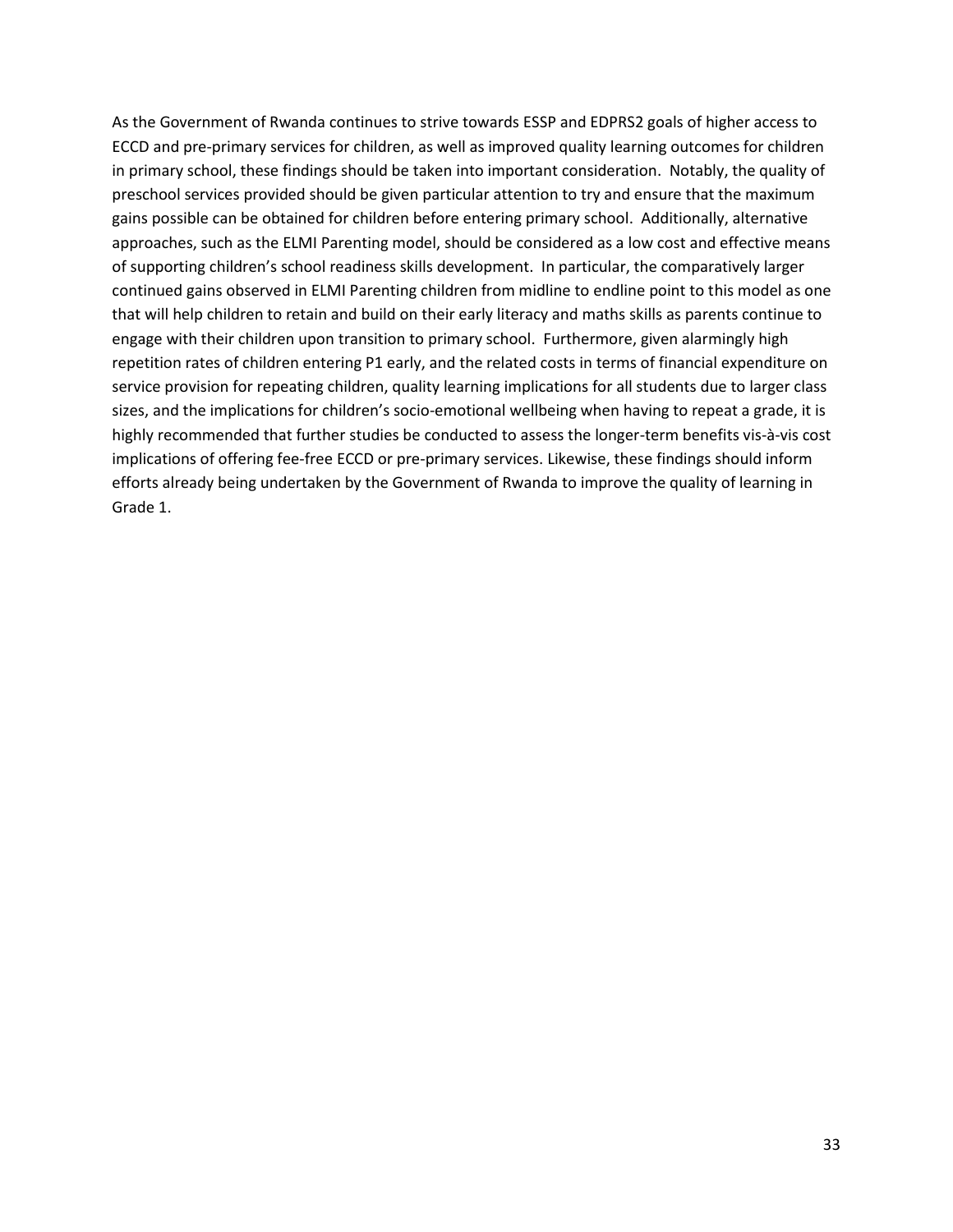As the Government of Rwanda continues to strive towards ESSP and EDPRS2 goals of higher access to ECCD and pre-primary services for children, as well as improved quality learning outcomes for children in primary school, these findings should be taken into important consideration. Notably, the quality of preschool services provided should be given particular attention to try and ensure that the maximum gains possible can be obtained for children before entering primary school. Additionally, alternative approaches, such as the ELMI Parenting model, should be considered as a low cost and effective means of supporting children's school readiness skills development. In particular, the comparatively larger continued gains observed in ELMI Parenting children from midline to endline point to this model as one that will help children to retain and build on their early literacy and maths skills as parents continue to engage with their children upon transition to primary school. Furthermore, given alarmingly high repetition rates of children entering P1 early, and the related costs in terms of financial expenditure on service provision for repeating children, quality learning implications for all students due to larger class sizes, and the implications for children's socio-emotional wellbeing when having to repeat a grade, it is highly recommended that further studies be conducted to assess the longer-term benefits vis-à-vis cost implications of offering fee-free ECCD or pre-primary services. Likewise, these findings should inform efforts already being undertaken by the Government of Rwanda to improve the quality of learning in Grade 1.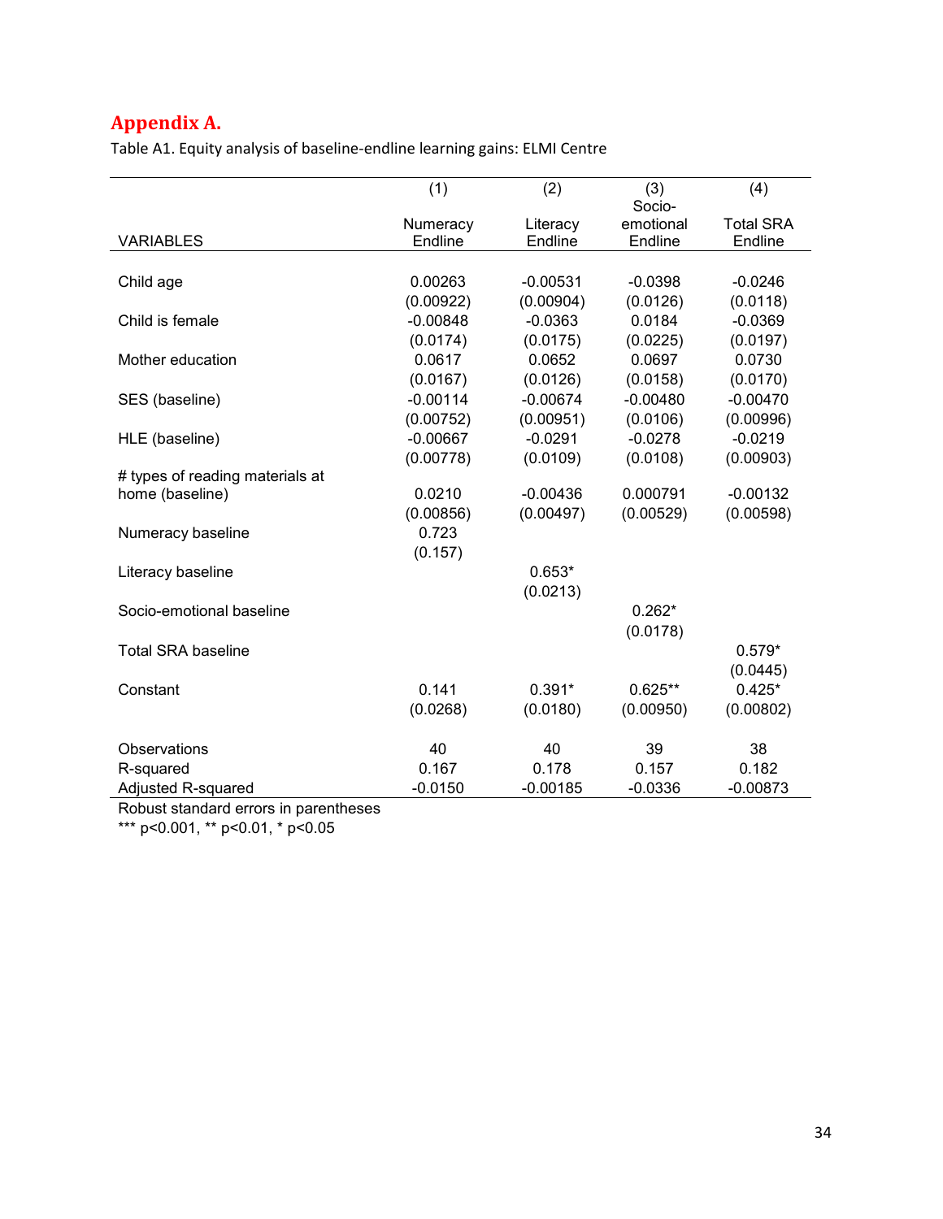## Appendix A.

Table A1. Equity analysis of baseline-endline learning gains: ELMI Centre

| VARIABLES | (1) Numeracy Endline | (2) Literacy Endline | (3) Socio-emotional Endline | (4) Total SRA Endline |
|---|---|---|---|---|
| Child age | 0.00263 | -0.00531 | -0.0398 | -0.0246 |
| | (0.00922) | (0.00904) | (0.0126) | (0.0118) |
| Child is female | -0.00848 | -0.0363 | 0.0184 | -0.0369 |
| | (0.0174) | (0.0175) | (0.0225) | (0.0197) |
| Mother education | 0.0617 | 0.0652 | 0.0697 | 0.0730 |
| | (0.0167) | (0.0126) | (0.0158) | (0.0170) |
| SES (baseline) | -0.00114 | -0.00674 | -0.00480 | -0.00470 |
| | (0.00752) | (0.00951) | (0.0106) | (0.00996) |
| HLE (baseline) | -0.00667 | -0.0291 | -0.0278 | -0.0219 |
| | (0.00778) | (0.0109) | (0.0108) | (0.00903) |
| # types of reading materials at home (baseline) | 0.0210 | -0.00436 | 0.000791 | -0.00132 |
| | (0.00856) | (0.00497) | (0.00529) | (0.00598) |
| Numeracy baseline | 0.723 | | | |
| | (0.157) | | | |
| Literacy baseline | | 0.653* | | |
| | | (0.0213) | | |
| Socio-emotional baseline | | | 0.262* | |
| | | | (0.0178) | |
| Total SRA baseline | | | | 0.579* |
| | | | | (0.0445) |
| Constant | 0.141 | 0.391* | 0.625** | 0.425* |
| | (0.0268) | (0.0180) | (0.00950) | (0.00802) |
| Observations | 40 | 40 | 39 | 38 |
| R-squared | 0.167 | 0.178 | 0.157 | 0.182 |
| Adjusted R-squared | -0.0150 | -0.00185 | -0.0336 | -0.00873 |

Robust standard errors in parentheses
*** p<0.001, ** p<0.01, * p<0.05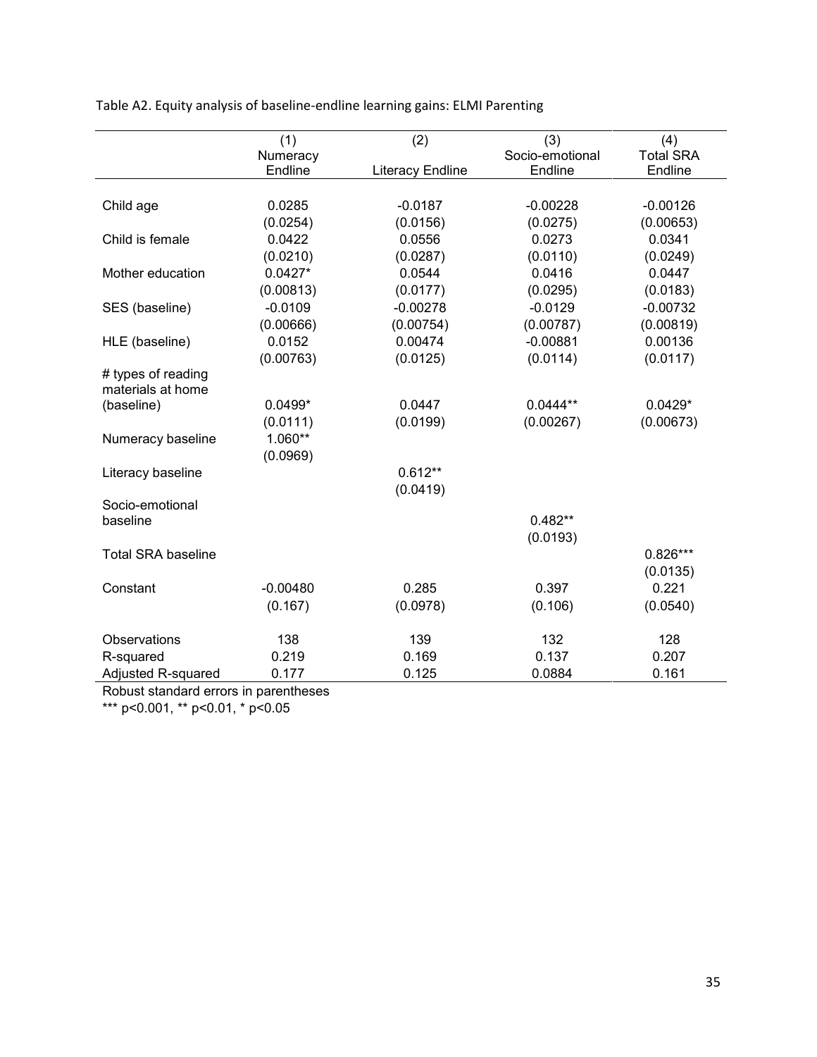Table A2. Equity analysis of baseline-endline learning gains: ELMI Parenting

| | (1) Numeracy Endline | (2) Literacy Endline | (3) Socio-emotional Endline | (4) Total SRA Endline |
|---|---|---|---|---|
| Child age | 0.0285 | -0.0187 | -0.00228 | -0.00126 |
| | (0.0254) | (0.0156) | (0.0275) | (0.00653) |
| Child is female | 0.0422 | 0.0556 | 0.0273 | 0.0341 |
| | (0.0210) | (0.0287) | (0.0110) | (0.0249) |
| Mother education | 0.0427* | 0.0544 | 0.0416 | 0.0447 |
| | (0.00813) | (0.0177) | (0.0295) | (0.0183) |
| SES (baseline) | -0.0109 | -0.00278 | -0.0129 | -0.00732 |
| | (0.00666) | (0.00754) | (0.00787) | (0.00819) |
| HLE (baseline) | 0.0152 | 0.00474 | -0.00881 | 0.00136 |
| | (0.00763) | (0.0125) | (0.0114) | (0.0117) |
| # types of reading materials at home (baseline) | 0.0499* | 0.0447 | 0.0444** | 0.0429* |
| | (0.0111) | (0.0199) | (0.00267) | (0.00673) |
| Numeracy baseline | 1.060** | | | |
| | (0.0969) | | | |
| Literacy baseline | | 0.612** | | |
| | | (0.0419) | | |
| Socio-emotional baseline | | | 0.482** | |
| | | | (0.0193) | |
| Total SRA baseline | | | | 0.826*** |
| | | | | (0.0135) |
| Constant | -0.00480 | 0.285 | 0.397 | 0.221 |
| | (0.167) | (0.0978) | (0.106) | (0.0540) |
| Observations | 138 | 139 | 132 | 128 |
| R-squared | 0.219 | 0.169 | 0.137 | 0.207 |
| Adjusted R-squared | 0.177 | 0.125 | 0.0884 | 0.161 |

Robust standard errors in parentheses

*** $p<0.001$, ** $p<0.01$, * $p<0.05$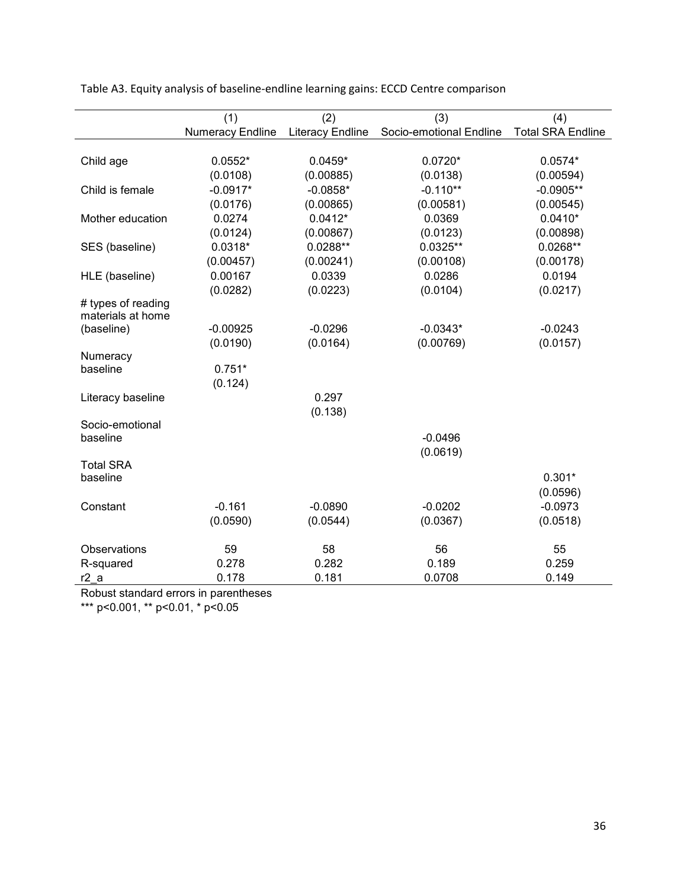Table A3. Equity analysis of baseline-endline learning gains: ECCD Centre comparison

| | (1) | (2) | (3) | (4) |
|---|---|---|---|---|
| | Numeracy Endline | Literacy Endline | Socio-emotional Endline | Total SRA Endline |
| Child age | 0.0552* | 0.0459* | 0.0720* | 0.0574* |
| | (0.0108) | (0.00885) | (0.0138) | (0.00594) |
| Child is female | -0.0917* | -0.0858* | -0.110** | -0.0905** |
| | (0.0176) | (0.00865) | (0.00581) | (0.00545) |
| Mother education | 0.0274 | 0.0412* | 0.0369 | 0.0410* |
| | (0.0124) | (0.00867) | (0.0123) | (0.00898) |
| SES (baseline) | 0.0318* | 0.0288** | 0.0325** | 0.0268** |
| | (0.00457) | (0.00241) | (0.00108) | (0.00178) |
| HLE (baseline) | 0.00167 | 0.0339 | 0.0286 | 0.0194 |
| | (0.0282) | (0.0223) | (0.0104) | (0.0217) |
| # types of reading materials at home (baseline) | -0.00925 | -0.0296 | -0.0343* | -0.0243 |
| | (0.0190) | (0.0164) | (0.00769) | (0.0157) |
| Numeracy baseline | 0.751* | | | |
| | (0.124) | | | |
| Literacy baseline | | 0.297 | | |
| | | (0.138) | | |
| Socio-emotional baseline | | | -0.0496 | |
| | | | (0.0619) | |
| Total SRA baseline | | | | 0.301* |
| | | | | (0.0596) |
| Constant | -0.161 | -0.0890 | -0.0202 | -0.0973 |
| | (0.0590) | (0.0544) | (0.0367) | (0.0518) |
| Observations | 59 | 58 | 56 | 55 |
| R-squared | 0.278 | 0.282 | 0.189 | 0.259 |
| r2_a | 0.178 | 0.181 | 0.0708 | 0.149 |

Robust standard errors in parentheses

*** p<0.001, ** p<0.01, * p<0.05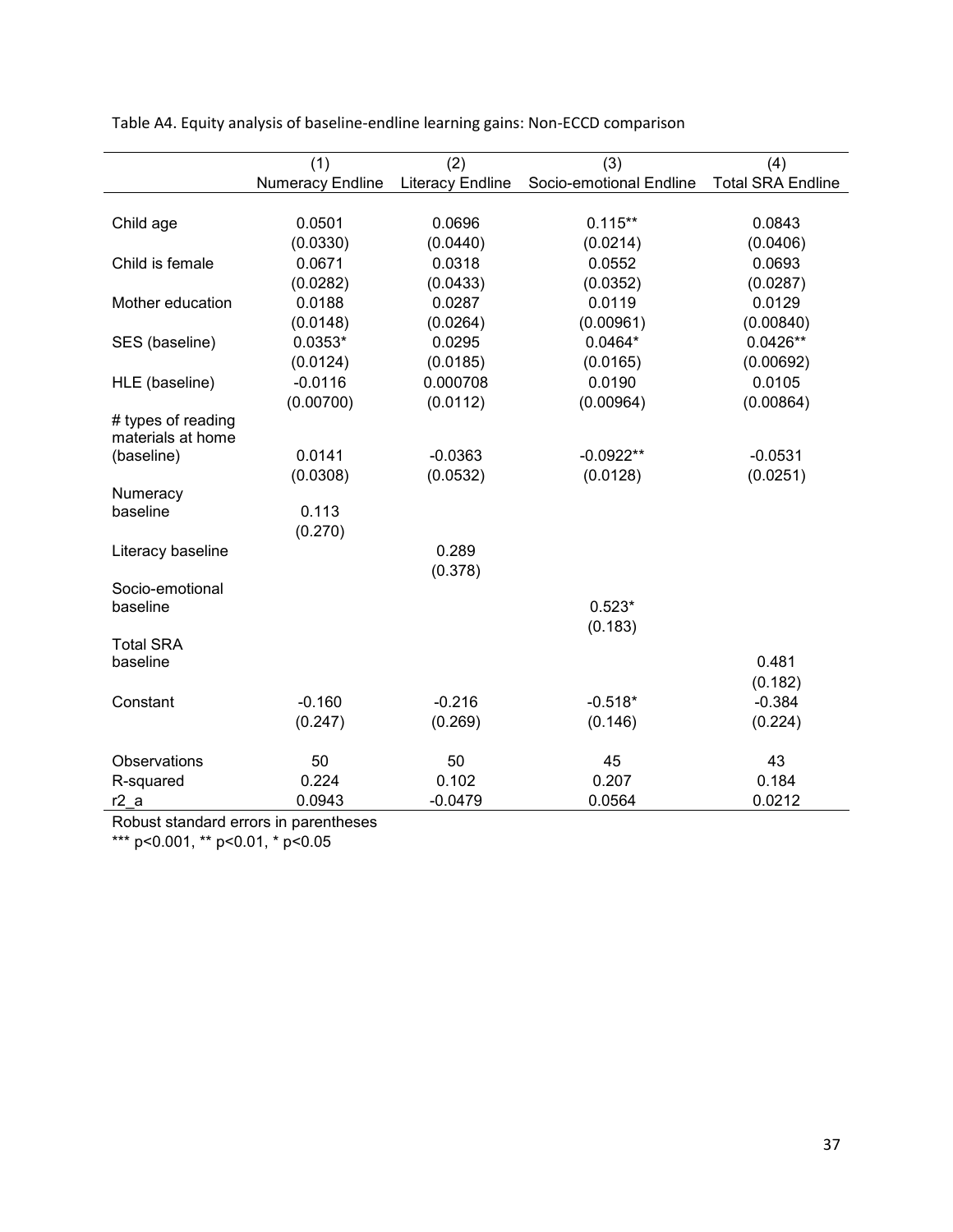Table A4. Equity analysis of baseline-endline learning gains: Non-ECCD comparison

| | (1) | (2) | (3) | (4) |
|---|---|---|---|---|
| | Numeracy Endline | Literacy Endline | Socio-emotional Endline | Total SRA Endline |
| Child age | 0.0501 | 0.0696 | 0.115** | 0.0843 |
| | (0.0330) | (0.0440) | (0.0214) | (0.0406) |
| Child is female | 0.0671 | 0.0318 | 0.0552 | 0.0693 |
| | (0.0282) | (0.0433) | (0.0352) | (0.0287) |
| Mother education | 0.0188 | 0.0287 | 0.0119 | 0.0129 |
| | (0.0148) | (0.0264) | (0.00961) | (0.00840) |
| SES (baseline) | 0.0353* | 0.0295 | 0.0464* | 0.0426** |
| | (0.0124) | (0.0185) | (0.0165) | (0.00692) |
| HLE (baseline) | -0.0116 | 0.000708 | 0.0190 | 0.0105 |
| | (0.00700) | (0.0112) | (0.00964) | (0.00864) |
| # types of reading materials at home (baseline) | 0.0141 | -0.0363 | -0.0922** | -0.0531 |
| | (0.0308) | (0.0532) | (0.0128) | (0.0251) |
| Numeracy baseline | 0.113 | | | |
| | (0.270) | | | |
| Literacy baseline | | 0.289 | | |
| | | (0.378) | | |
| Socio-emotional baseline | | | 0.523* | |
| | | | (0.183) | |
| Total SRA baseline | | | | 0.481 |
| | | | | (0.182) |
| Constant | -0.160 | -0.216 | -0.518* | -0.384 |
| | (0.247) | (0.269) | (0.146) | (0.224) |
| Observations | 50 | 50 | 45 | 43 |
| R-squared | 0.224 | 0.102 | 0.207 | 0.184 |
| r2_a | 0.0943 | -0.0479 | 0.0564 | 0.0212 |

Robust standard errors in parentheses

*** p<0.001, ** p<0.01, * p<0.05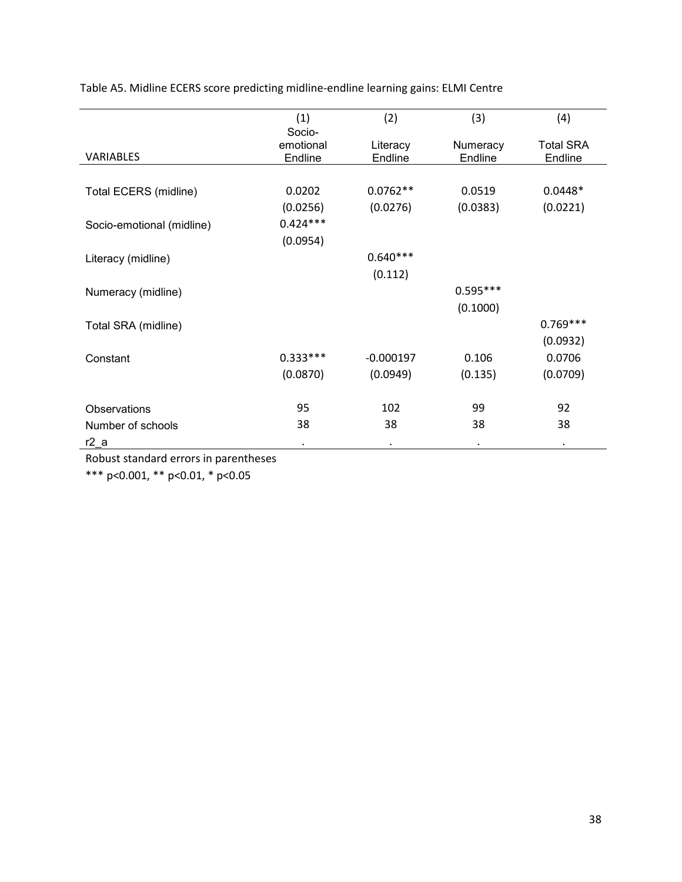Table A5. Midline ECERS score predicting midline-endline learning gains: ELMI Centre

| VARIABLES | (1)<br>Socio-emotional Endline | (2)<br>Literacy Endline | (3)<br>Numeracy Endline | (4)<br>Total SRA Endline |
|---|---|---|---|---|
| Total ECERS (midline) | 0.0202 | 0.0762** | 0.0519 | 0.0448* |
| | (0.0256) | (0.0276) | (0.0383) | (0.0221) |
| Socio-emotional (midline) | 0.424*** | | | |
| | (0.0954) | | | |
| Literacy (midline) | | 0.640*** | | |
| | | (0.112) | | |
| Numeracy (midline) | | | 0.595*** | |
| | | | (0.1000) | |
| Total SRA (midline) | | | | 0.769*** |
| | | | | (0.0932) |
| Constant | 0.333*** | -0.000197 | 0.106 | 0.0706 |
| | (0.0870) | (0.0949) | (0.135) | (0.0709) |
| Observations | 95 | 102 | 99 | 92 |
| Number of schools | 38 | 38 | 38 | 38 |
| r2_a | . | . | . | . |

Robust standard errors in parentheses

*** p<0.001, ** p<0.01, * p<0.05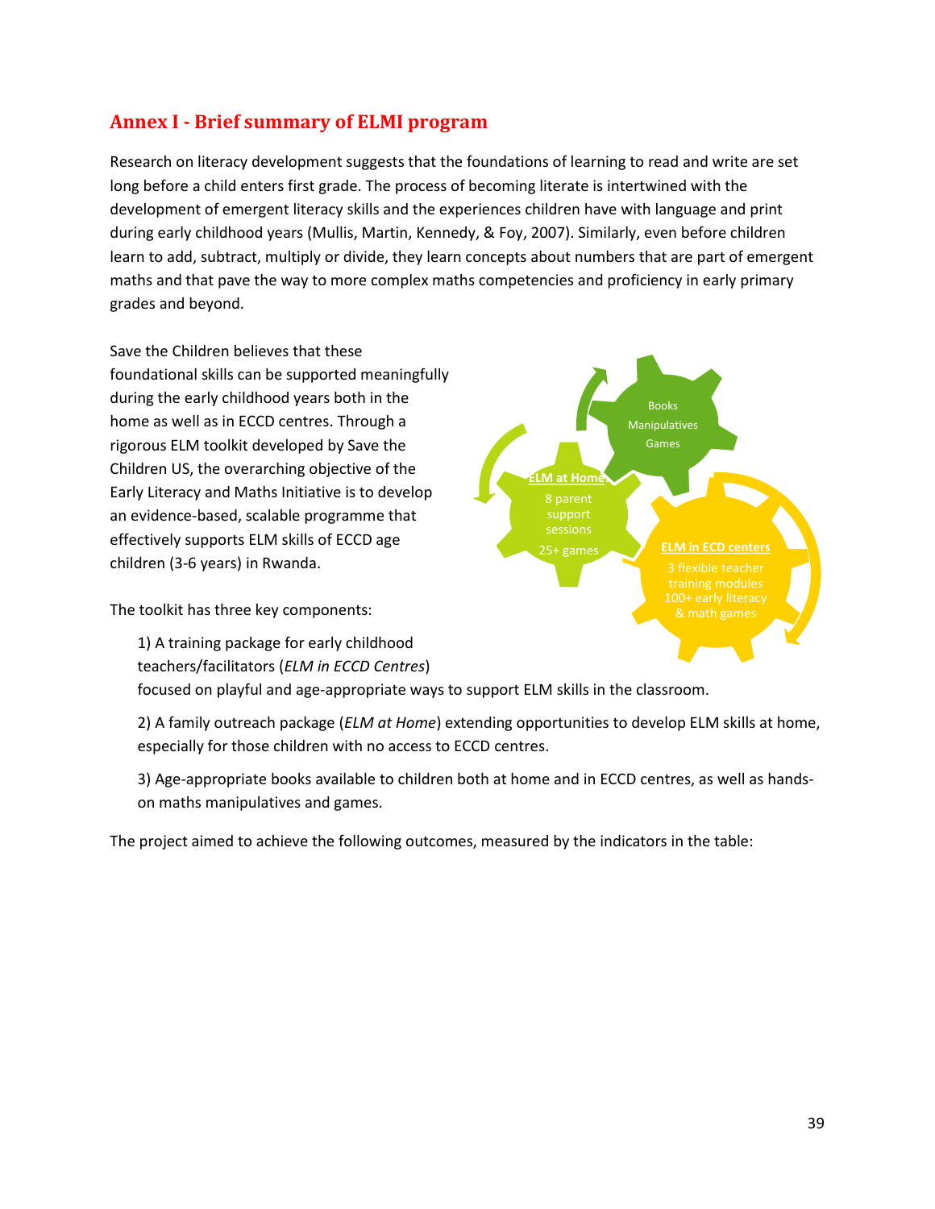## Annex I - Brief summary of ELMI program

Research on literacy development suggests that the foundations of learning to read and write are set long before a child enters first grade. The process of becoming literate is intertwined with the development of emergent literacy skills and the experiences children have with language and print during early childhood years (Mullis, Martin, Kennedy, & Foy, 2007). Similarly, even before children learn to add, subtract, multiply or divide, they learn concepts about numbers that are part of emergent maths and that pave the way to more complex maths competencies and proficiency in early primary grades and beyond.

Save the Children believes that these foundational skills can be supported meaningfully during the early childhood years both in the home as well as in ECCD centres. Through a rigorous ELM toolkit developed by Save the Children US, the overarching objective of the Early Literacy and Maths Initiative is to develop an evidence-based, scalable programme that effectively supports ELM skills of ECCD age children (3-6 years) in Rwanda.

Books
Manipulatives
Games

ELM at Home
8 parent support sessions
25+ games

ELM in ECD centers
3 flexible teacher training modules
100+ early literacy & math games

The toolkit has three key components:

1) A training package for early childhood teachers/facilitators (*ELM in ECCD Centres*) focused on playful and age-appropriate ways to support ELM skills in the classroom.

2) A family outreach package (*ELM at Home*) extending opportunities to develop ELM skills at home, especially for those children with no access to ECCD centres.

3) Age-appropriate books available to children both at home and in ECCD centres, as well as hands-on maths manipulatives and games.

The project aimed to achieve the following outcomes, measured by the indicators in the table: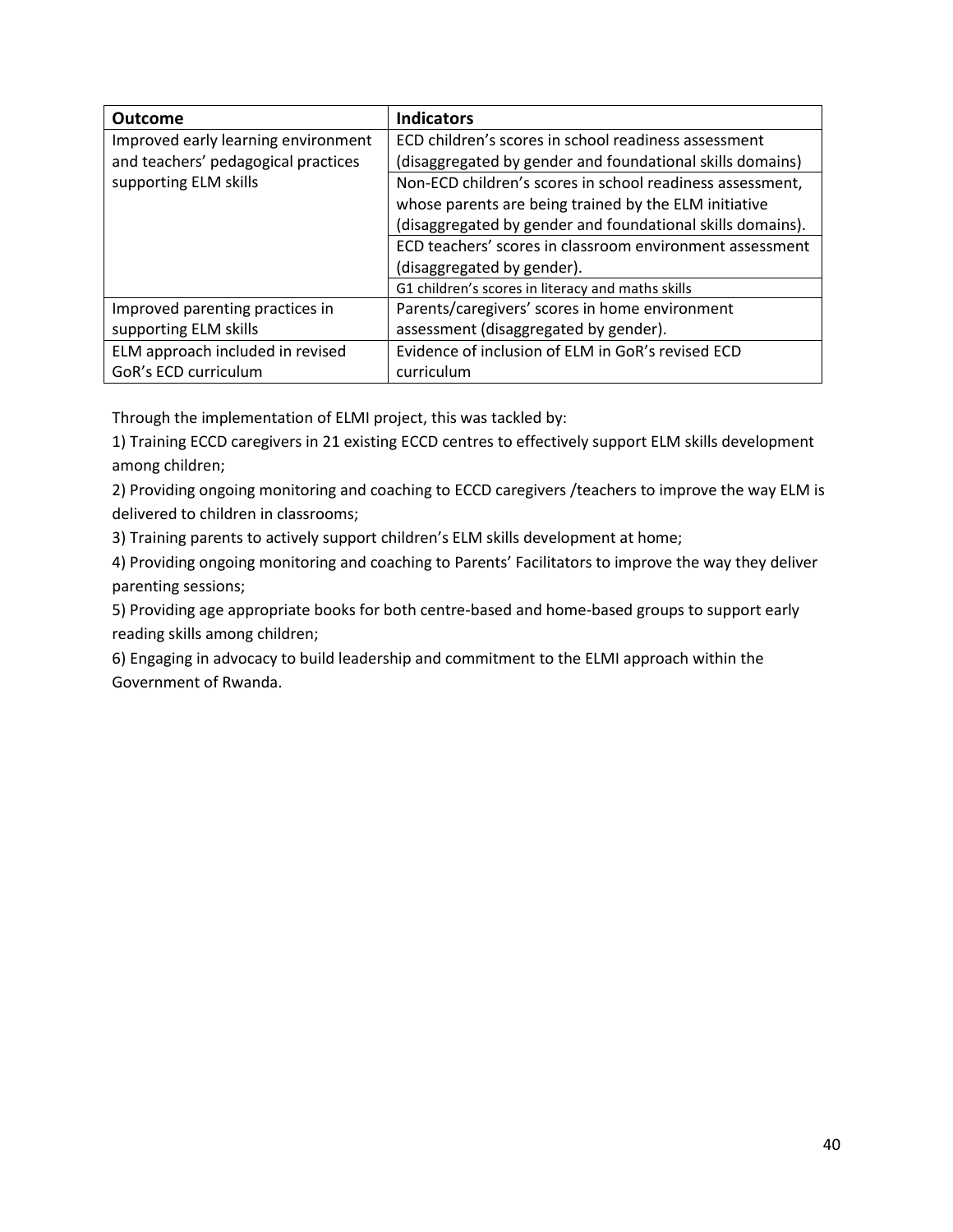| Outcome | Indicators |
| --- | --- |
| Improved early learning environment and teachers' pedagogical practices supporting ELM skills | ECD children's scores in school readiness assessment (disaggregated by gender and foundational skills domains) |
| | Non-ECD children's scores in school readiness assessment, whose parents are being trained by the ELM initiative (disaggregated by gender and foundational skills domains). |
| | ECD teachers' scores in classroom environment assessment (disaggregated by gender). |
| | G1 children's scores in literacy and maths skills |
| Improved parenting practices in supporting ELM skills | Parents/caregivers' scores in home environment assessment (disaggregated by gender). |
| ELM approach included in revised GoR's ECD curriculum | Evidence of inclusion of ELM in GoR's revised ECD curriculum |

Through the implementation of ELMI project, this was tackled by:

1) Training ECCD caregivers in 21 existing ECCD centres to effectively support ELM skills development among children;

2) Providing ongoing monitoring and coaching to ECCD caregivers /teachers to improve the way ELM is delivered to children in classrooms;

3) Training parents to actively support children's ELM skills development at home;

4) Providing ongoing monitoring and coaching to Parents' Facilitators to improve the way they deliver parenting sessions;

5) Providing age appropriate books for both centre-based and home-based groups to support early reading skills among children;

6) Engaging in advocacy to build leadership and commitment to the ELMI approach within the Government of Rwanda.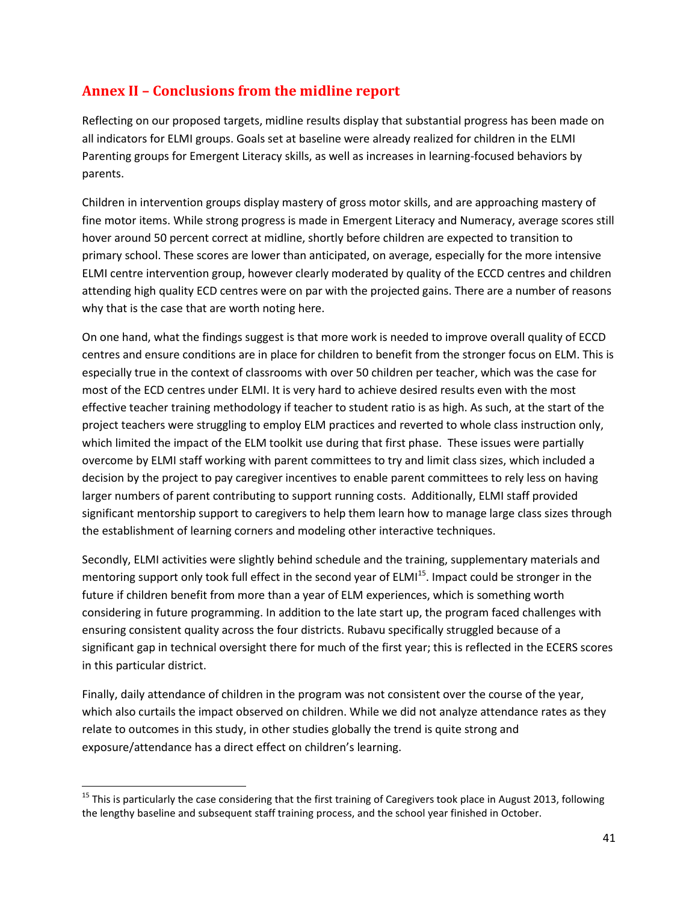## Annex II – Conclusions from the midline report

Reflecting on our proposed targets, midline results display that substantial progress has been made on all indicators for ELMI groups. Goals set at baseline were already realized for children in the ELMI Parenting groups for Emergent Literacy skills, as well as increases in learning-focused behaviors by parents.

Children in intervention groups display mastery of gross motor skills, and are approaching mastery of fine motor items. While strong progress is made in Emergent Literacy and Numeracy, average scores still hover around 50 percent correct at midline, shortly before children are expected to transition to primary school. These scores are lower than anticipated, on average, especially for the more intensive ELMI centre intervention group, however clearly moderated by quality of the ECCD centres and children attending high quality ECD centres were on par with the projected gains. There are a number of reasons why that is the case that are worth noting here.

On one hand, what the findings suggest is that more work is needed to improve overall quality of ECCD centres and ensure conditions are in place for children to benefit from the stronger focus on ELM. This is especially true in the context of classrooms with over 50 children per teacher, which was the case for most of the ECD centres under ELMI. It is very hard to achieve desired results even with the most effective teacher training methodology if teacher to student ratio is as high. As such, at the start of the project teachers were struggling to employ ELM practices and reverted to whole class instruction only, which limited the impact of the ELM toolkit use during that first phase. These issues were partially overcome by ELMI staff working with parent committees to try and limit class sizes, which included a decision by the project to pay caregiver incentives to enable parent committees to rely less on having larger numbers of parent contributing to support running costs. Additionally, ELMI staff provided significant mentorship support to caregivers to help them learn how to manage large class sizes through the establishment of learning corners and modeling other interactive techniques.

Secondly, ELMI activities were slightly behind schedule and the training, supplementary materials and mentoring support only took full effect in the second year of ELMI[15]. Impact could be stronger in the future if children benefit from more than a year of ELM experiences, which is something worth considering in future programming. In addition to the late start up, the program faced challenges with ensuring consistent quality across the four districts. Rubavu specifically struggled because of a significant gap in technical oversight there for much of the first year; this is reflected in the ECERS scores in this particular district.

Finally, daily attendance of children in the program was not consistent over the course of the year, which also curtails the impact observed on children. While we did not analyze attendance rates as they relate to outcomes in this study, in other studies globally the trend is quite strong and exposure/attendance has a direct effect on children's learning.

---

[15] This is particularly the case considering that the first training of Caregivers took place in August 2013, following the lengthy baseline and subsequent staff training process, and the school year finished in October.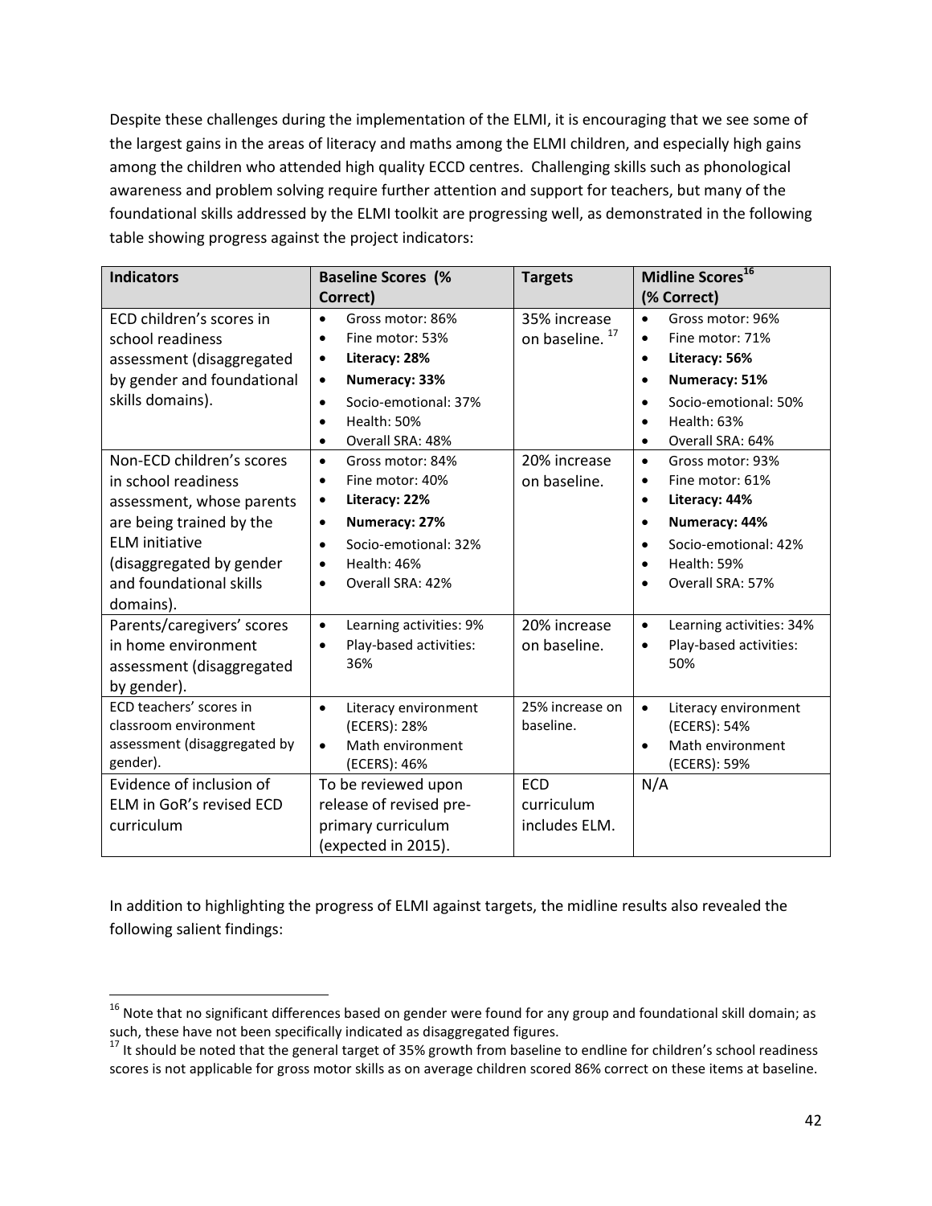Despite these challenges during the implementation of the ELMI, it is encouraging that we see some of the largest gains in the areas of literacy and maths among the ELMI children, and especially high gains among the children who attended high quality ECCD centres. Challenging skills such as phonological awareness and problem solving require further attention and support for teachers, but many of the foundational skills addressed by the ELMI toolkit are progressing well, as demonstrated in the following table showing progress against the project indicators:

| Indicators | Baseline Scores (% Correct) | Targets | Midline Scores[16] (% Correct) |
|---|---|---|---|
| ECD children's scores in school readiness assessment (disaggregated by gender and foundational skills domains). | • Gross motor: 86%<br>• Fine motor: 53%<br>• **Literacy: 28%**<br>• **Numeracy: 33%**<br>• Socio-emotional: 37%<br>• Health: 50%<br>• Overall SRA: 48% | 35% increase on baseline. [17] | • Gross motor: 96%<br>• Fine motor: 71%<br>• **Literacy: 56%**<br>• **Numeracy: 51%**<br>• Socio-emotional: 50%<br>• Health: 63%<br>• Overall SRA: 64% |
| Non-ECD children's scores in school readiness assessment, whose parents are being trained by the ELM initiative (disaggregated by gender and foundational skills domains). | • Gross motor: 84%<br>• Fine motor: 40%<br>• **Literacy: 22%**<br>• **Numeracy: 27%**<br>• Socio-emotional: 32%<br>• Health: 46%<br>• Overall SRA: 42% | 20% increase on baseline. | • Gross motor: 93%<br>• Fine motor: 61%<br>• **Literacy: 44%**<br>• **Numeracy: 44%**<br>• Socio-emotional: 42%<br>• Health: 59%<br>• Overall SRA: 57% |
| Parents/caregivers' scores in home environment assessment (disaggregated by gender). | • Learning activities: 9%<br>• Play-based activities: 36% | 20% increase on baseline. | • Learning activities: 34%<br>• Play-based activities: 50% |
| ECD teachers' scores in classroom environment assessment (disaggregated by gender). | • Literacy environment (ECERS): 28%<br>• Math environment (ECERS): 46% | 25% increase on baseline. | • Literacy environment (ECERS): 54%<br>• Math environment (ECERS): 59% |
| Evidence of inclusion of ELM in GoR's revised ECD curriculum | To be reviewed upon release of revised pre-primary curriculum (expected in 2015). | ECD curriculum includes ELM. | N/A |

In addition to highlighting the progress of ELMI against targets, the midline results also revealed the following salient findings:

---

[16] Note that no significant differences based on gender were found for any group and foundational skill domain; as such, these have not been specifically indicated as disaggregated figures.

[17] It should be noted that the general target of 35% growth from baseline to endline for children's school readiness scores is not applicable for gross motor skills as on average children scored 86% correct on these items at baseline.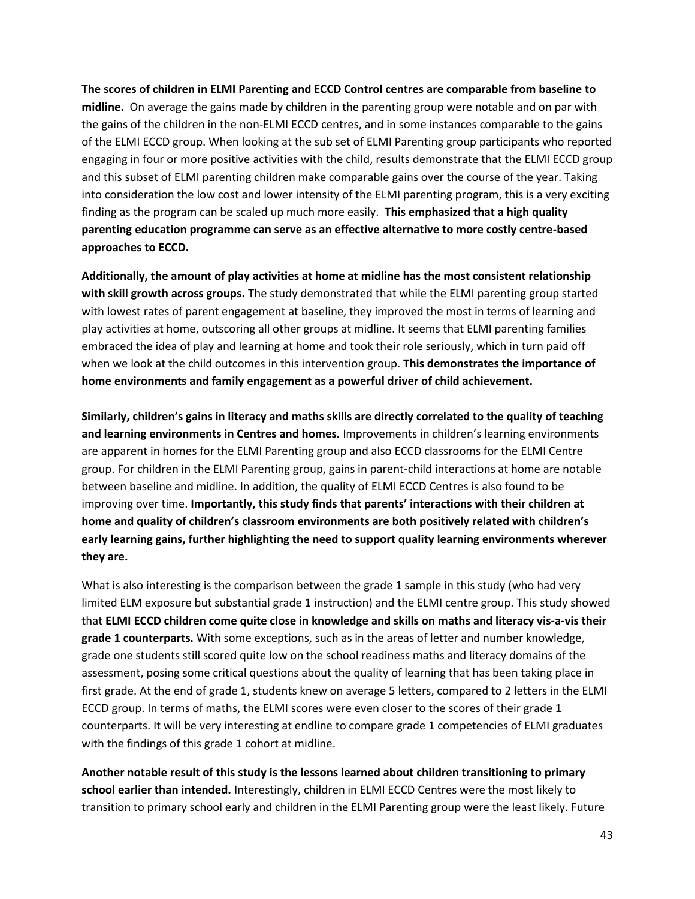**The scores of children in ELMI Parenting and ECCD Control centres are comparable from baseline to midline.** On average the gains made by children in the parenting group were notable and on par with the gains of the children in the non-ELMI ECCD centres, and in some instances comparable to the gains of the ELMI ECCD group. When looking at the sub set of ELMI Parenting group participants who reported engaging in four or more positive activities with the child, results demonstrate that the ELMI ECCD group and this subset of ELMI parenting children make comparable gains over the course of the year. Taking into consideration the low cost and lower intensity of the ELMI parenting program, this is a very exciting finding as the program can be scaled up much more easily. **This emphasized that a high quality parenting education programme can serve as an effective alternative to more costly centre-based approaches to ECCD.**

**Additionally, the amount of play activities at home at midline has the most consistent relationship with skill growth across groups.** The study demonstrated that while the ELMI parenting group started with lowest rates of parent engagement at baseline, they improved the most in terms of learning and play activities at home, outscoring all other groups at midline. It seems that ELMI parenting families embraced the idea of play and learning at home and took their role seriously, which in turn paid off when we look at the child outcomes in this intervention group. **This demonstrates the importance of home environments and family engagement as a powerful driver of child achievement.**

**Similarly, children's gains in literacy and maths skills are directly correlated to the quality of teaching and learning environments in Centres and homes.** Improvements in children's learning environments are apparent in homes for the ELMI Parenting group and also ECCD classrooms for the ELMI Centre group. For children in the ELMI Parenting group, gains in parent-child interactions at home are notable between baseline and midline. In addition, the quality of ELMI ECCD Centres is also found to be improving over time. **Importantly, this study finds that parents' interactions with their children at home and quality of children's classroom environments are both positively related with children's early learning gains, further highlighting the need to support quality learning environments wherever they are.**

What is also interesting is the comparison between the grade 1 sample in this study (who had very limited ELM exposure but substantial grade 1 instruction) and the ELMI centre group. This study showed that **ELMI ECCD children come quite close in knowledge and skills on maths and literacy vis-a-vis their grade 1 counterparts.** With some exceptions, such as in the areas of letter and number knowledge, grade one students still scored quite low on the school readiness maths and literacy domains of the assessment, posing some critical questions about the quality of learning that has been taking place in first grade. At the end of grade 1, students knew on average 5 letters, compared to 2 letters in the ELMI ECCD group. In terms of maths, the ELMI scores were even closer to the scores of their grade 1 counterparts. It will be very interesting at endline to compare grade 1 competencies of ELMI graduates with the findings of this grade 1 cohort at midline.

**Another notable result of this study is the lessons learned about children transitioning to primary school earlier than intended.** Interestingly, children in ELMI ECCD Centres were the most likely to transition to primary school early and children in the ELMI Parenting group were the least likely. Future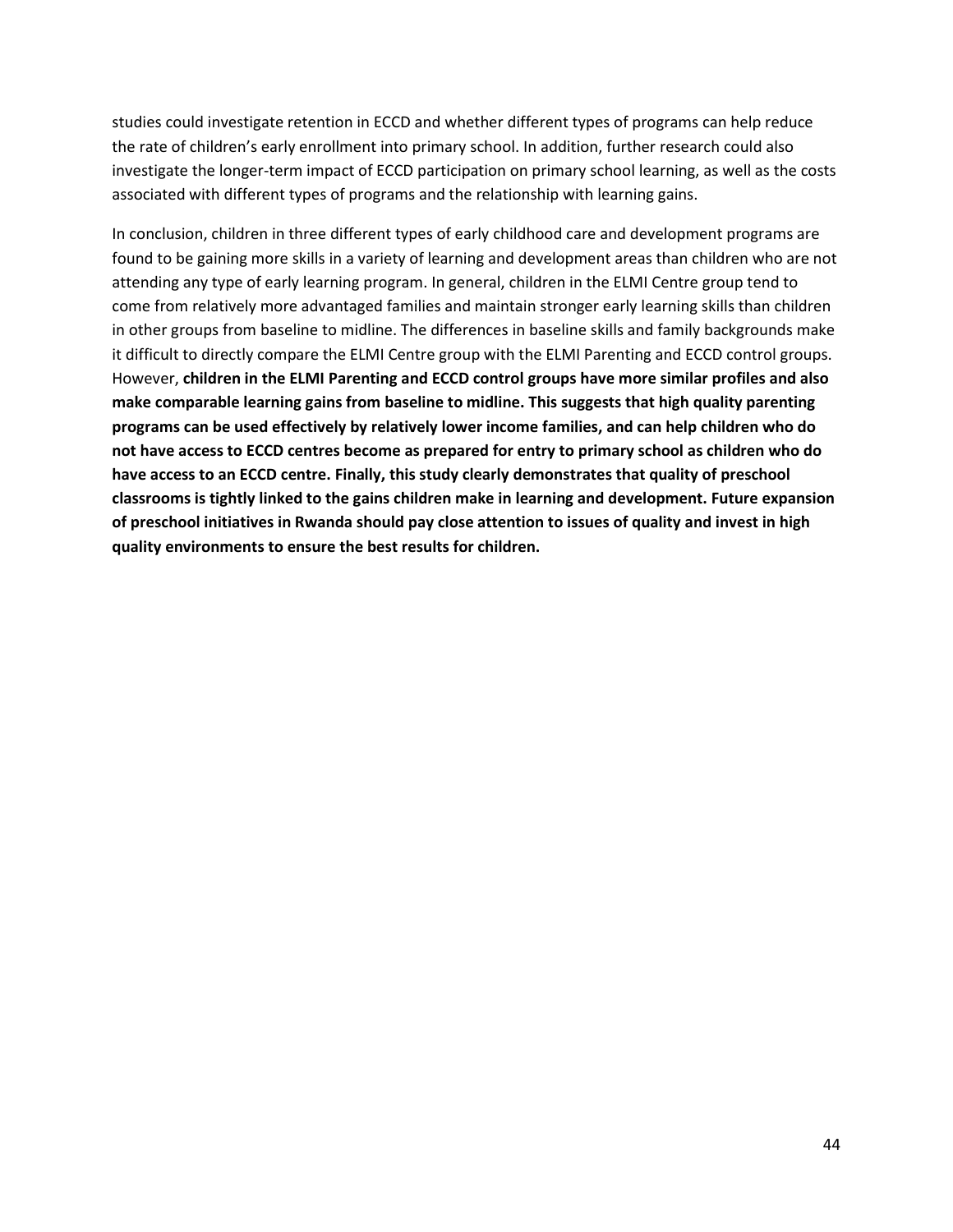studies could investigate retention in ECCD and whether different types of programs can help reduce the rate of children's early enrollment into primary school. In addition, further research could also investigate the longer-term impact of ECCD participation on primary school learning, as well as the costs associated with different types of programs and the relationship with learning gains.

In conclusion, children in three different types of early childhood care and development programs are found to be gaining more skills in a variety of learning and development areas than children who are not attending any type of early learning program. In general, children in the ELMI Centre group tend to come from relatively more advantaged families and maintain stronger early learning skills than children in other groups from baseline to midline. The differences in baseline skills and family backgrounds make it difficult to directly compare the ELMI Centre group with the ELMI Parenting and ECCD control groups. However, **children in the ELMI Parenting and ECCD control groups have more similar profiles and also make comparable learning gains from baseline to midline. This suggests that high quality parenting programs can be used effectively by relatively lower income families, and can help children who do not have access to ECCD centres become as prepared for entry to primary school as children who do have access to an ECCD centre. Finally, this study clearly demonstrates that quality of preschool classrooms is tightly linked to the gains children make in learning and development. Future expansion of preschool initiatives in Rwanda should pay close attention to issues of quality and invest in high quality environments to ensure the best results for children.**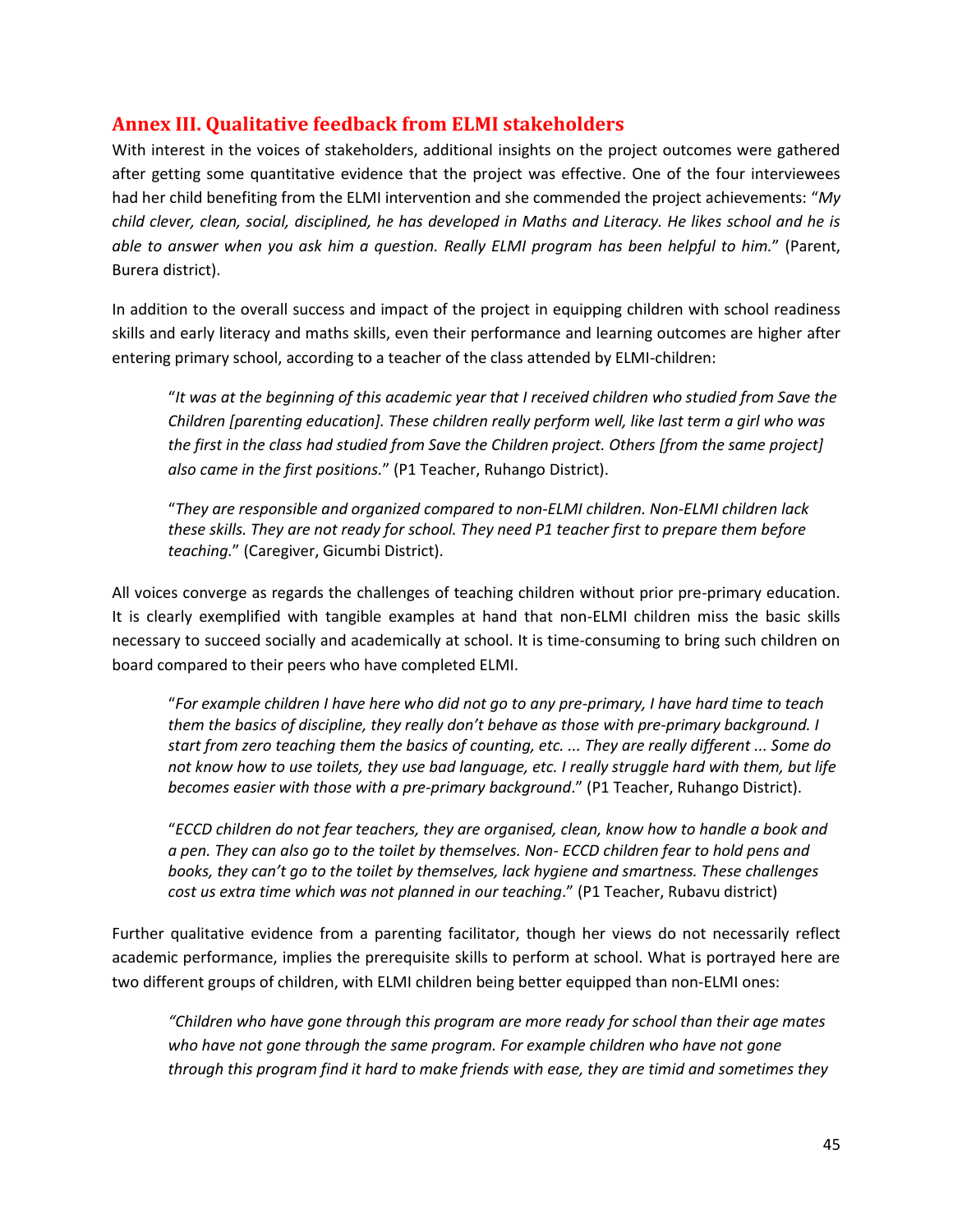## Annex III. Qualitative feedback from ELMI stakeholders

With interest in the voices of stakeholders, additional insights on the project outcomes were gathered after getting some quantitative evidence that the project was effective. One of the four interviewees had her child benefiting from the ELMI intervention and she commended the project achievements: "*My child clever, clean, social, disciplined, he has developed in Maths and Literacy. He likes school and he is able to answer when you ask him a question. Really ELMI program has been helpful to him.*" (Parent, Burera district).

In addition to the overall success and impact of the project in equipping children with school readiness skills and early literacy and maths skills, even their performance and learning outcomes are higher after entering primary school, according to a teacher of the class attended by ELMI-children:

> "*It was at the beginning of this academic year that I received children who studied from Save the Children [parenting education]. These children really perform well, like last term a girl who was the first in the class had studied from Save the Children project. Others [from the same project] also came in the first positions.*" (P1 Teacher, Ruhango District).

> "*They are responsible and organized compared to non-ELMI children. Non-ELMI children lack these skills. They are not ready for school. They need P1 teacher first to prepare them before teaching.*" (Caregiver, Gicumbi District).

All voices converge as regards the challenges of teaching children without prior pre-primary education. It is clearly exemplified with tangible examples at hand that non-ELMI children miss the basic skills necessary to succeed socially and academically at school. It is time-consuming to bring such children on board compared to their peers who have completed ELMI.

> "*For example children I have here who did not go to any pre-primary, I have hard time to teach them the basics of discipline, they really don't behave as those with pre-primary background. I start from zero teaching them the basics of counting, etc. ... They are really different ... Some do not know how to use toilets, they use bad language, etc. I really struggle hard with them, but life becomes easier with those with a pre-primary background*." (P1 Teacher, Ruhango District).

> "*ECCD children do not fear teachers, they are organised, clean, know how to handle a book and a pen. They can also go to the toilet by themselves. Non- ECCD children fear to hold pens and books, they can't go to the toilet by themselves, lack hygiene and smartness. These challenges cost us extra time which was not planned in our teaching*." (P1 Teacher, Rubavu district)

Further qualitative evidence from a parenting facilitator, though her views do not necessarily reflect academic performance, implies the prerequisite skills to perform at school. What is portrayed here are two different groups of children, with ELMI children being better equipped than non-ELMI ones:

> *"Children who have gone through this program are more ready for school than their age mates who have not gone through the same program. For example children who have not gone through this program find it hard to make friends with ease, they are timid and sometimes they*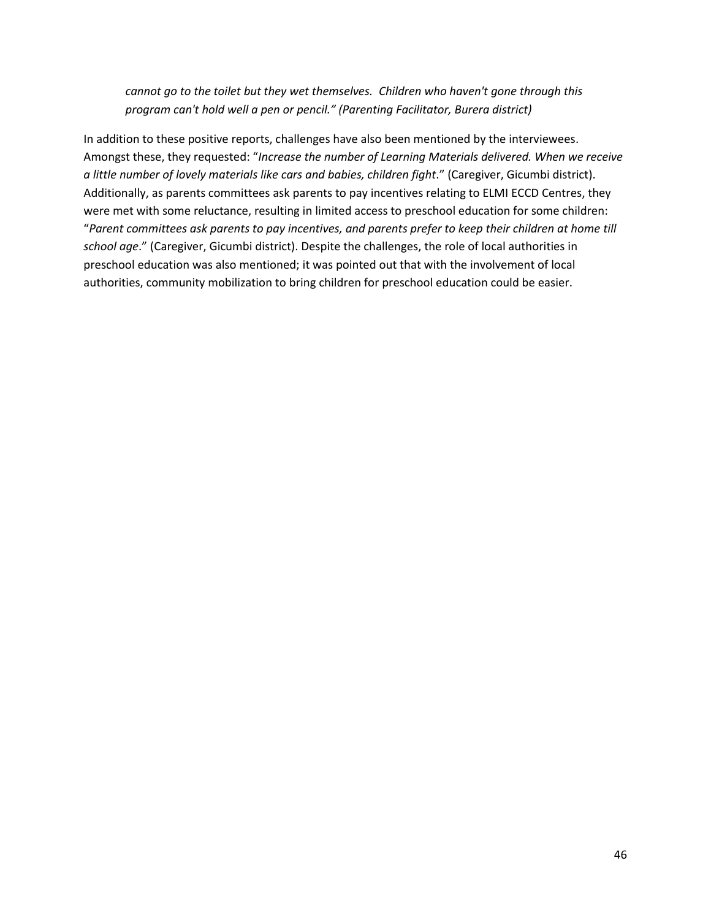*cannot go to the toilet but they wet themselves. Children who haven't gone through this program can't hold well a pen or pencil." (Parenting Facilitator, Burera district)*

In addition to these positive reports, challenges have also been mentioned by the interviewees. Amongst these, they requested: "*Increase the number of Learning Materials delivered. When we receive a little number of lovely materials like cars and babies, children fight*." (Caregiver, Gicumbi district). Additionally, as parents committees ask parents to pay incentives relating to ELMI ECCD Centres, they were met with some reluctance, resulting in limited access to preschool education for some children: "*Parent committees ask parents to pay incentives, and parents prefer to keep their children at home till school age*." (Caregiver, Gicumbi district). Despite the challenges, the role of local authorities in preschool education was also mentioned; it was pointed out that with the involvement of local authorities, community mobilization to bring children for preschool education could be easier.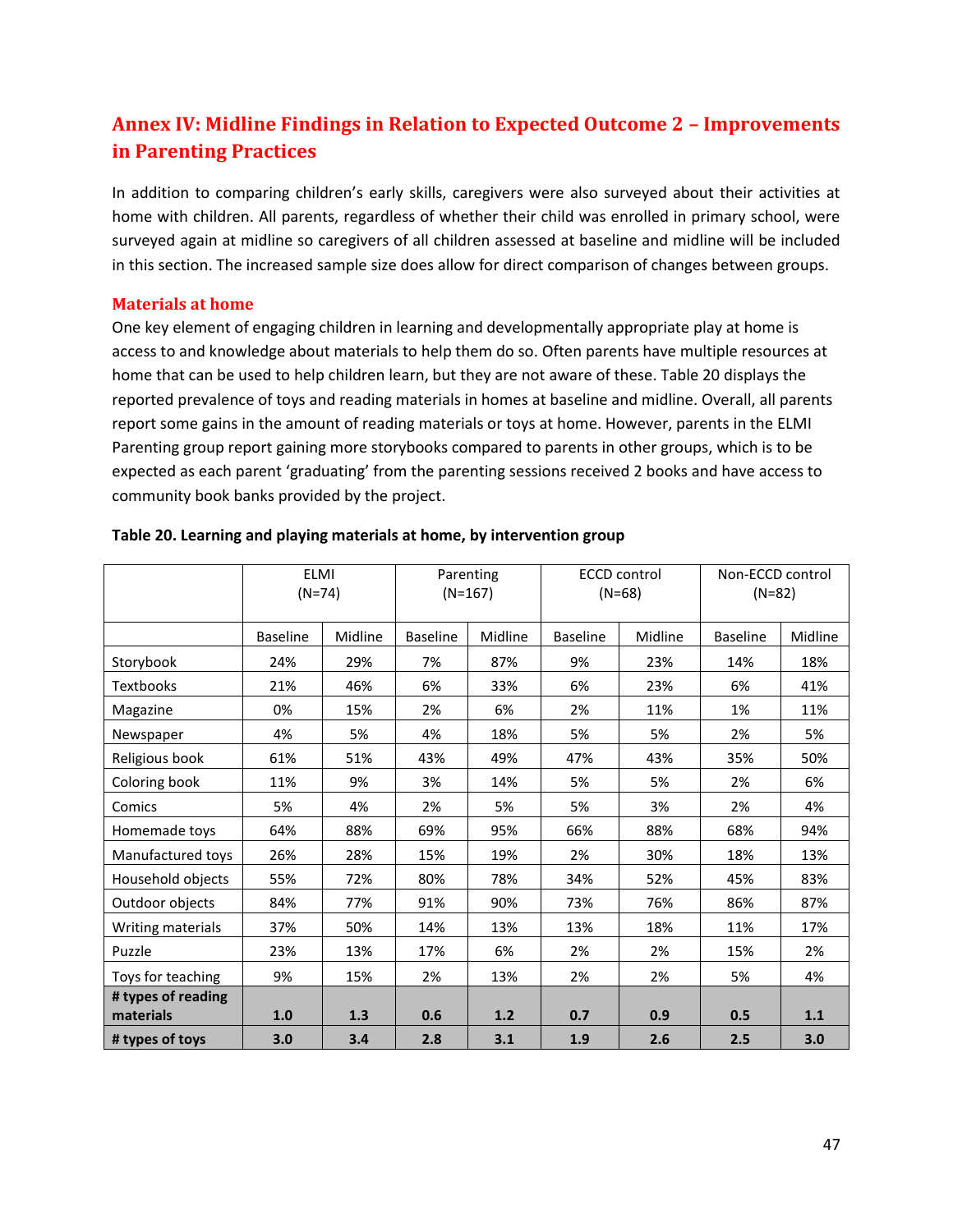## Annex IV: Midline Findings in Relation to Expected Outcome 2 – Improvements in Parenting Practices

In addition to comparing children's early skills, caregivers were also surveyed about their activities at home with children. All parents, regardless of whether their child was enrolled in primary school, were surveyed again at midline so caregivers of all children assessed at baseline and midline will be included in this section. The increased sample size does allow for direct comparison of changes between groups.

### Materials at home

One key element of engaging children in learning and developmentally appropriate play at home is access to and knowledge about materials to help them do so. Often parents have multiple resources at home that can be used to help children learn, but they are not aware of these. Table 20 displays the reported prevalence of toys and reading materials in homes at baseline and midline. Overall, all parents report some gains in the amount of reading materials or toys at home. However, parents in the ELMI Parenting group report gaining more storybooks compared to parents in other groups, which is to be expected as each parent 'graduating' from the parenting sessions received 2 books and have access to community book banks provided by the project.

**Table 20. Learning and playing materials at home, by intervention group**

| | ELMI (N=74) | | Parenting (N=167) | | ECCD control (N=68) | | Non-ECCD control (N=82) | |
|---|---|---|---|---|---|---|---|---|
| | Baseline | Midline | Baseline | Midline | Baseline | Midline | Baseline | Midline |
| Storybook | 24% | 29% | 7% | 87% | 9% | 23% | 14% | 18% |
| Textbooks | 21% | 46% | 6% | 33% | 6% | 23% | 6% | 41% |
| Magazine | 0% | 15% | 2% | 6% | 2% | 11% | 1% | 11% |
| Newspaper | 4% | 5% | 4% | 18% | 5% | 5% | 2% | 5% |
| Religious book | 61% | 51% | 43% | 49% | 47% | 43% | 35% | 50% |
| Coloring book | 11% | 9% | 3% | 14% | 5% | 5% | 2% | 6% |
| Comics | 5% | 4% | 2% | 5% | 5% | 3% | 2% | 4% |
| Homemade toys | 64% | 88% | 69% | 95% | 66% | 88% | 68% | 94% |
| Manufactured toys | 26% | 28% | 15% | 19% | 2% | 30% | 18% | 13% |
| Household objects | 55% | 72% | 80% | 78% | 34% | 52% | 45% | 83% |
| Outdoor objects | 84% | 77% | 91% | 90% | 73% | 76% | 86% | 87% |
| Writing materials | 37% | 50% | 14% | 13% | 13% | 18% | 11% | 17% |
| Puzzle | 23% | 13% | 17% | 6% | 2% | 2% | 15% | 2% |
| Toys for teaching | 9% | 15% | 2% | 13% | 2% | 2% | 5% | 4% |
| **# types of reading materials** | **1.0** | **1.3** | **0.6** | **1.2** | **0.7** | **0.9** | **0.5** | **1.1** |
| **# types of toys** | **3.0** | **3.4** | **2.8** | **3.1** | **1.9** | **2.6** | **2.5** | **3.0** |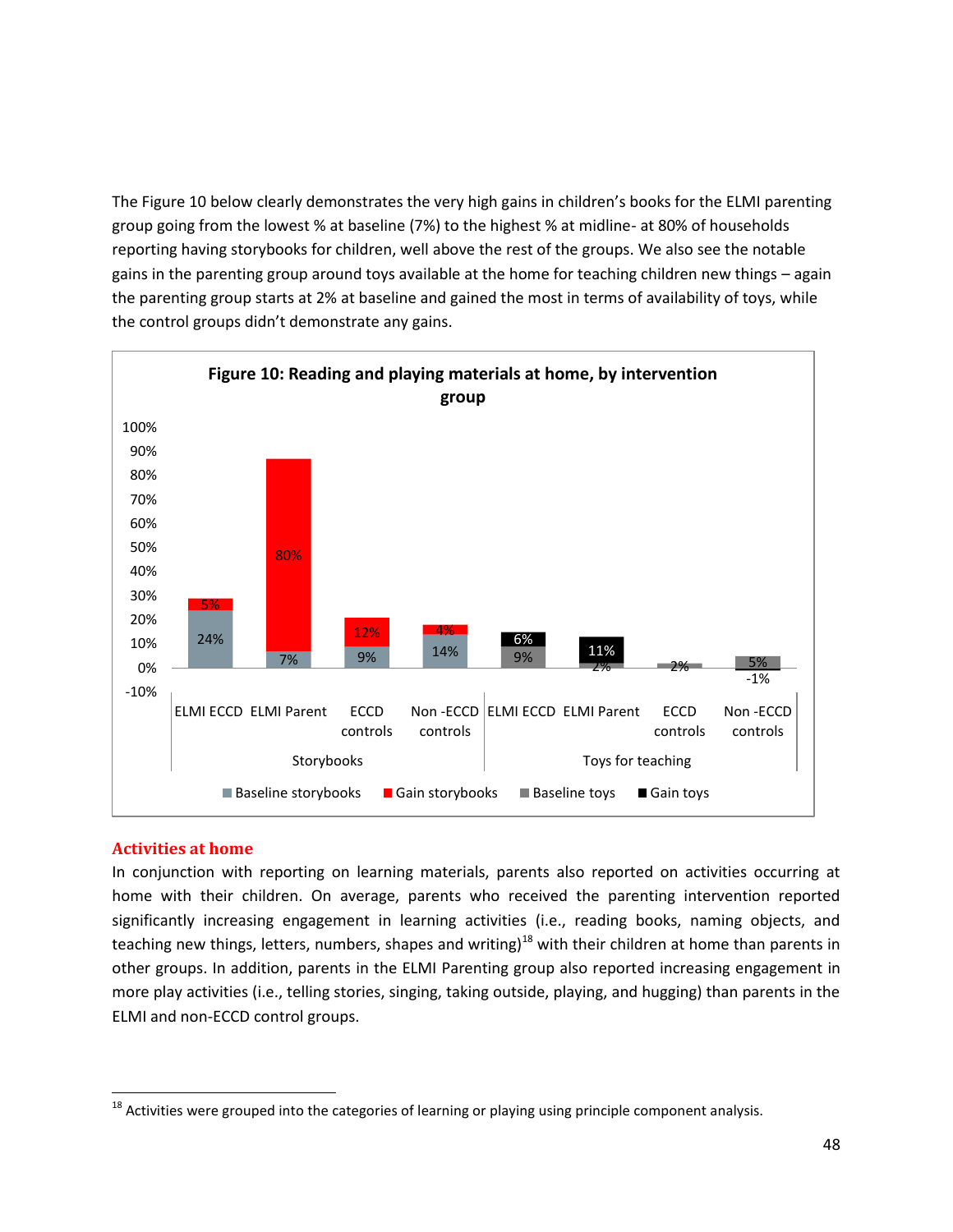The Figure 10 below clearly demonstrates the very high gains in children's books for the ELMI parenting group going from the lowest % at baseline (7%) to the highest % at midline- at 80% of households reporting having storybooks for children, well above the rest of the groups. We also see the notable gains in the parenting group around toys available at the home for teaching children new things – again the parenting group starts at 2% at baseline and gained the most in terms of availability of toys, while the control groups didn't demonstrate any gains.

**Figure 10: Reading and playing materials at home, by intervention group**

| Category | Group | Baseline | Gain |
|---|---|---|---|
| Storybooks | ELMI ECCD | 24% | 5% |
| Storybooks | ELMI Parent | 7% | 80% |
| Storybooks | ECCD controls | 9% | 12% |
| Storybooks | Non -ECCD controls | 14% | 4% |
| Toys for teaching | ELMI ECCD | 9% | 6% |
| Toys for teaching | ELMI Parent | 2% | 11% |
| Toys for teaching | ECCD controls | 2% | |
| Toys for teaching | Non -ECCD controls | 5% | -1% |

Legend: Baseline storybooks, Gain storybooks, Baseline toys, Gain toys

## Activities at home

In conjunction with reporting on learning materials, parents also reported on activities occurring at home with their children. On average, parents who received the parenting intervention reported significantly increasing engagement in learning activities (i.e., reading books, naming objects, and teaching new things, letters, numbers, shapes and writing)[18] with their children at home than parents in other groups. In addition, parents in the ELMI Parenting group also reported increasing engagement in more play activities (i.e., telling stories, singing, taking outside, playing, and hugging) than parents in the ELMI and non-ECCD control groups.

[18] Activities were grouped into the categories of learning or playing using principle component analysis.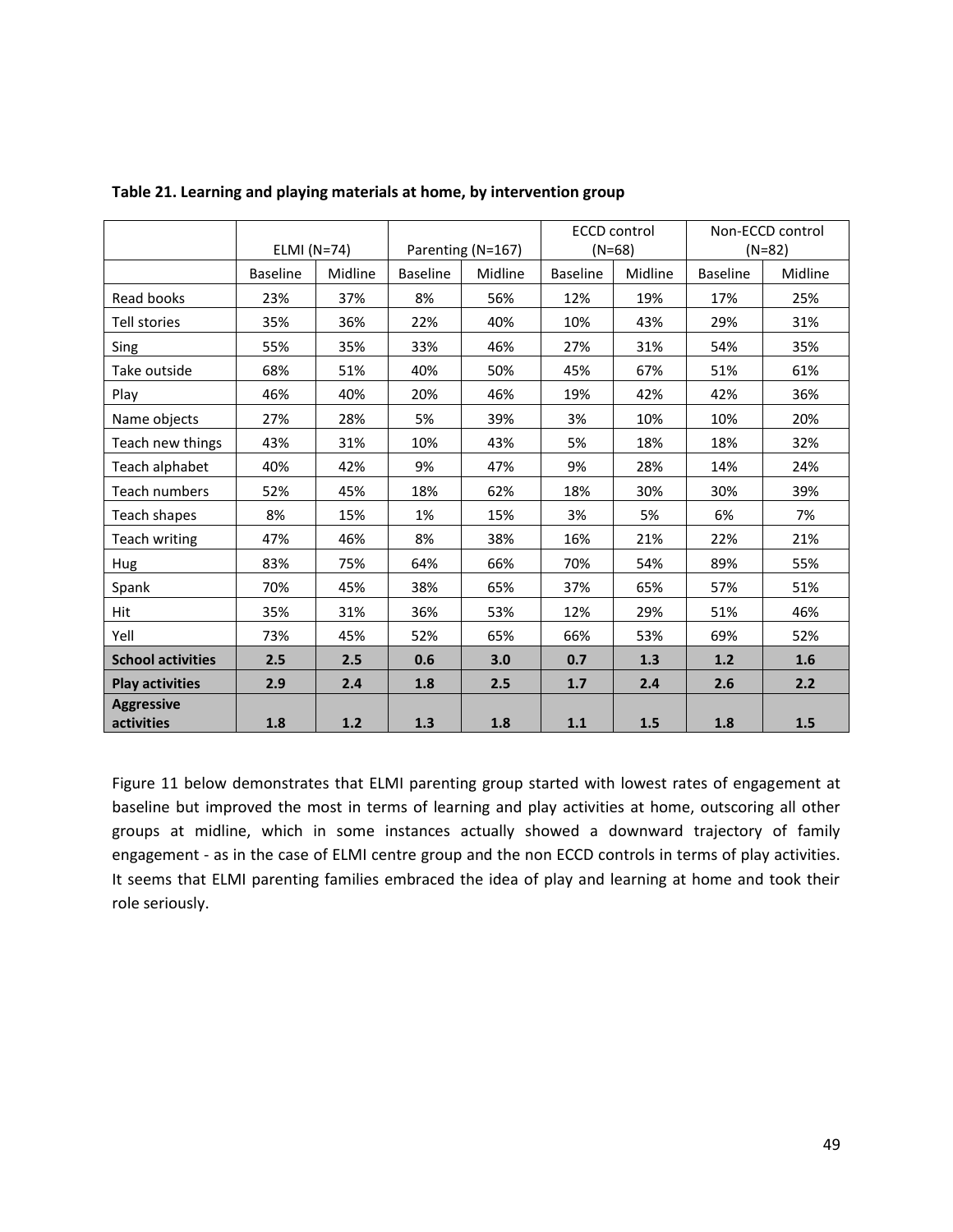**Table 21. Learning and playing materials at home, by intervention group**

| | ELMI (N=74) | | Parenting (N=167) | | ECCD control (N=68) | | Non-ECCD control (N=82) | |
|---|---|---|---|---|---|---|---|---|
| | Baseline | Midline | Baseline | Midline | Baseline | Midline | Baseline | Midline |
| Read books | 23% | 37% | 8% | 56% | 12% | 19% | 17% | 25% |
| Tell stories | 35% | 36% | 22% | 40% | 10% | 43% | 29% | 31% |
| Sing | 55% | 35% | 33% | 46% | 27% | 31% | 54% | 35% |
| Take outside | 68% | 51% | 40% | 50% | 45% | 67% | 51% | 61% |
| Play | 46% | 40% | 20% | 46% | 19% | 42% | 42% | 36% |
| Name objects | 27% | 28% | 5% | 39% | 3% | 10% | 10% | 20% |
| Teach new things | 43% | 31% | 10% | 43% | 5% | 18% | 18% | 32% |
| Teach alphabet | 40% | 42% | 9% | 47% | 9% | 28% | 14% | 24% |
| Teach numbers | 52% | 45% | 18% | 62% | 18% | 30% | 30% | 39% |
| Teach shapes | 8% | 15% | 1% | 15% | 3% | 5% | 6% | 7% |
| Teach writing | 47% | 46% | 8% | 38% | 16% | 21% | 22% | 21% |
| Hug | 83% | 75% | 64% | 66% | 70% | 54% | 89% | 55% |
| Spank | 70% | 45% | 38% | 65% | 37% | 65% | 57% | 51% |
| Hit | 35% | 31% | 36% | 53% | 12% | 29% | 51% | 46% |
| Yell | 73% | 45% | 52% | 65% | 66% | 53% | 69% | 52% |
| **School activities** | **2.5** | **2.5** | **0.6** | **3.0** | **0.7** | **1.3** | **1.2** | **1.6** |
| **Play activities** | **2.9** | **2.4** | **1.8** | **2.5** | **1.7** | **2.4** | **2.6** | **2.2** |
| **Aggressive activities** | **1.8** | **1.2** | **1.3** | **1.8** | **1.1** | **1.5** | **1.8** | **1.5** |

Figure 11 below demonstrates that ELMI parenting group started with lowest rates of engagement at baseline but improved the most in terms of learning and play activities at home, outscoring all other groups at midline, which in some instances actually showed a downward trajectory of family engagement - as in the case of ELMI centre group and the non ECCD controls in terms of play activities. It seems that ELMI parenting families embraced the idea of play and learning at home and took their role seriously.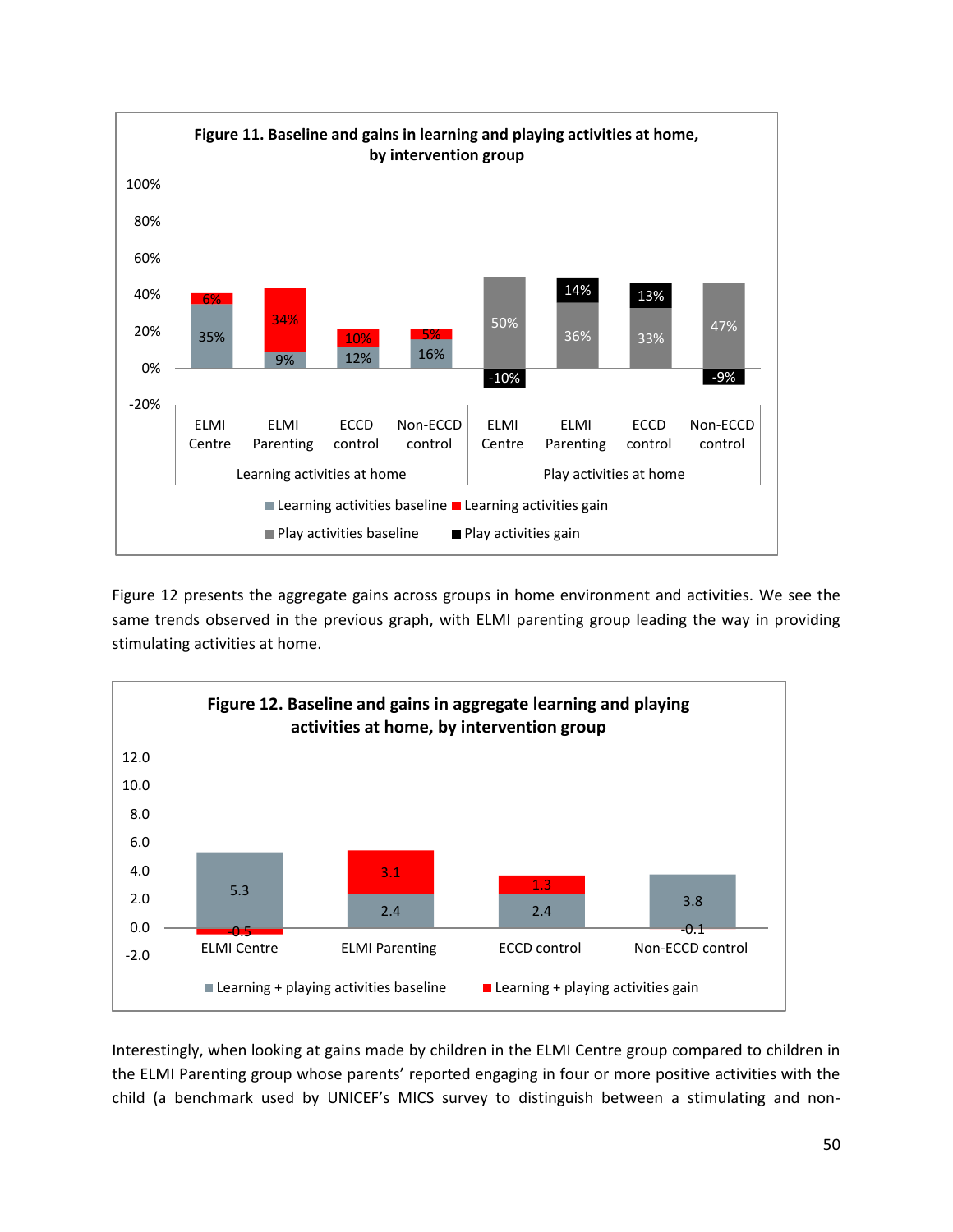**Figure 11. Baseline and gains in learning and playing activities at home, by intervention group**

| | ELMI Centre | ELMI Parenting | ECCD control | Non-ECCD control |
|---|---|---|---|---|
| Learning activities baseline | 35% | 9% | 12% | 16% |
| Learning activities gain | 6% | 34% | 10% | 5% |
| Play activities baseline | 50% | 36% | 33% | 47% |
| Play activities gain | -10% | 14% | 13% | -9% |

Figure 12 presents the aggregate gains across groups in home environment and activities. We see the same trends observed in the previous graph, with ELMI parenting group leading the way in providing stimulating activities at home.

**Figure 12. Baseline and gains in aggregate learning and playing activities at home, by intervention group**

| | ELMI Centre | ELMI Parenting | ECCD control | Non-ECCD control |
|---|---|---|---|---|
| Learning + playing activities baseline | 5.3 | 2.4 | 2.4 | 3.8 |
| Learning + playing activities gain | -0.5 | 3.1 | 1.3 | -0.1 |

Interestingly, when looking at gains made by children in the ELMI Centre group compared to children in the ELMI Parenting group whose parents' reported engaging in four or more positive activities with the child (a benchmark used by UNICEF's MICS survey to distinguish between a stimulating and non-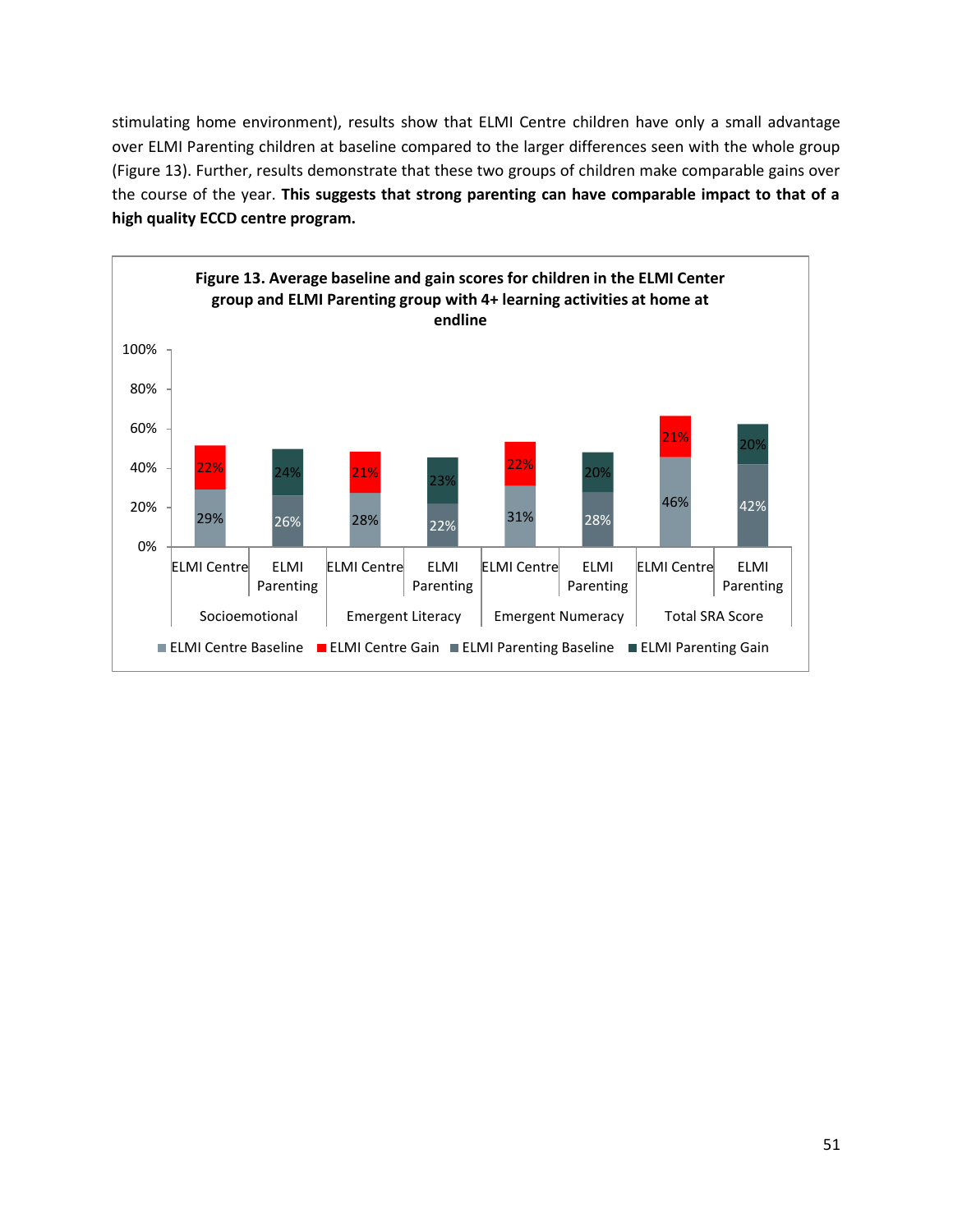stimulating home environment), results show that ELMI Centre children have only a small advantage over ELMI Parenting children at baseline compared to the larger differences seen with the whole group (Figure 13). Further, results demonstrate that these two groups of children make comparable gains over the course of the year. **This suggests that strong parenting can have comparable impact to that of a high quality ECCD centre program.**

**Figure 13. Average baseline and gain scores for children in the ELMI Center group and ELMI Parenting group with 4+ learning activities at home at endline**

100%
80%
60%
40%
20%
0%

22%
29%
24%
26%
21%
28%
23%
22%
22%
31%
20%
28%
21%
46%
20%
42%

ELMI Centre
ELMI Parenting
ELMI Centre
ELMI Parenting
ELMI Centre
ELMI Parenting
ELMI Centre
ELMI Parenting

Socioemotional
Emergent Literacy
Emergent Numeracy
Total SRA Score

ELMI Centre Baseline
ELMI Centre Gain
ELMI Parenting Baseline
ELMI Parenting Gain